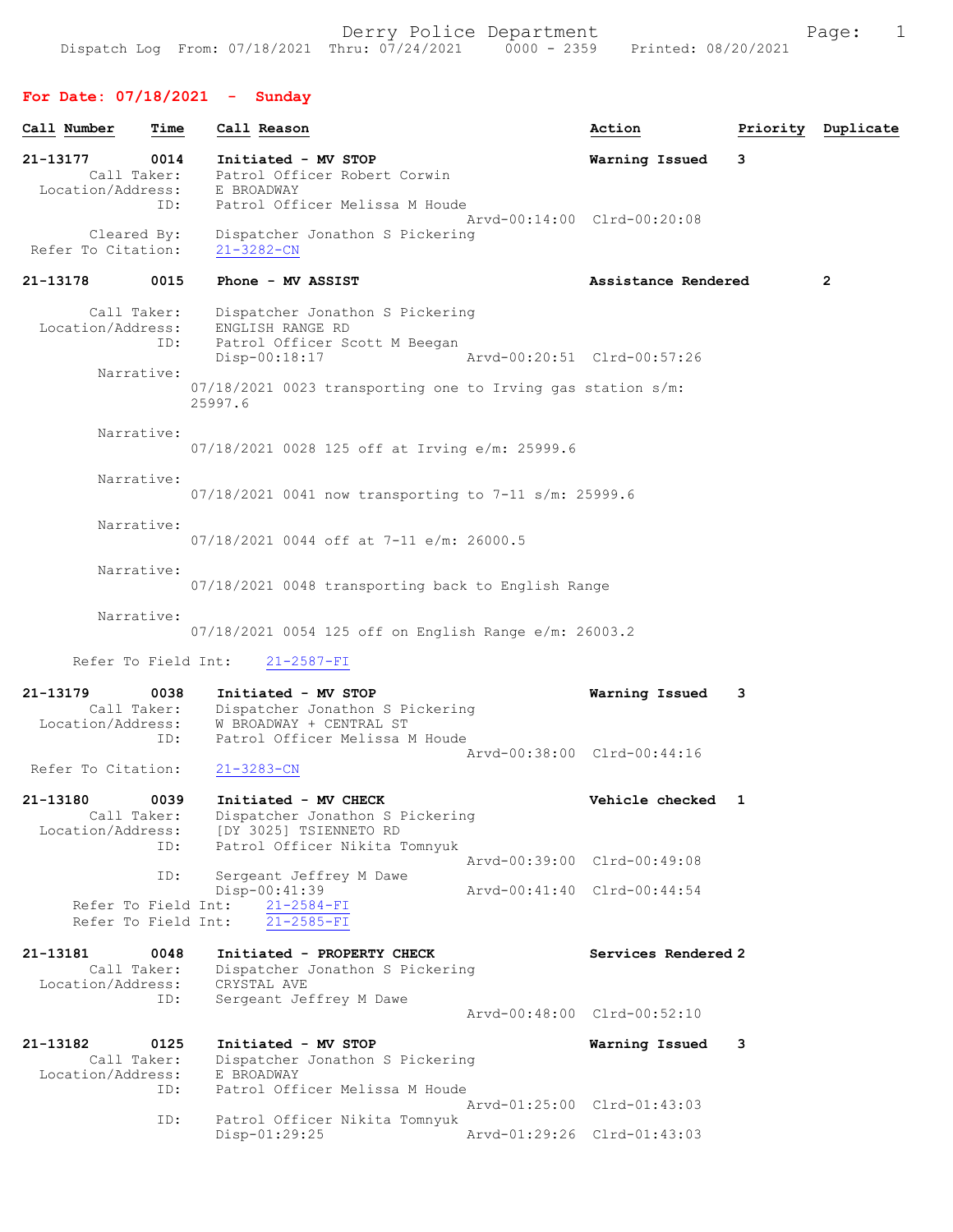Derry Police Department

Dispatch Log From: 07/18/2021 Thru: 07/24/2021 0000 - 2359 Printed: 08/20/2021

## For Date: 07/18/2021 - Sunday

| Call Number | Time | Call Reason | Action | Priority | Duplicate |
|---|---|---|---|---|---|

**21-13177** 0014 **Initiated - MV STOP** — **Warning Issued** — 3
Call Taker: Patrol Officer Robert Corwin
Location/Address: E BROADWAY
ID: Patrol Officer Melissa M Houde
Arvd-00:14:00 Clrd-00:20:08
Cleared By: Dispatcher Jonathon S Pickering
Refer To Citation: 21-3282-CN

**21-13178** 0015 **Phone - MV ASSIST** — **Assistance Rendered** — 2
Call Taker: Dispatcher Jonathon S Pickering
Location/Address: ENGLISH RANGE RD
ID: Patrol Officer Scott M Beegan
Disp-00:18:17 Arvd-00:20:51 Clrd-00:57:26
Narrative:
07/18/2021 0023 transporting one to Irving gas station s/m: 25997.6
Narrative:
07/18/2021 0028 125 off at Irving e/m: 25999.6
Narrative:
07/18/2021 0041 now transporting to 7-11 s/m: 25999.6
Narrative:
07/18/2021 0044 off at 7-11 e/m: 26000.5
Narrative:
07/18/2021 0048 transporting back to English Range
Narrative:
07/18/2021 0054 125 off on English Range e/m: 26003.2
Refer To Field Int: 21-2587-FI

**21-13179** 0038 **Initiated - MV STOP** — **Warning Issued** — 3
Call Taker: Dispatcher Jonathon S Pickering
Location/Address: W BROADWAY + CENTRAL ST
ID: Patrol Officer Melissa M Houde
Arvd-00:38:00 Clrd-00:44:16
Refer To Citation: 21-3283-CN

**21-13180** 0039 **Initiated - MV CHECK** — **Vehicle checked** — 1
Call Taker: Dispatcher Jonathon S Pickering
Location/Address: [DY 3025] TSIENNETO RD
ID: Patrol Officer Nikita Tomnyuk
Arvd-00:39:00 Clrd-00:49:08
ID: Sergeant Jeffrey M Dawe
Disp-00:41:39 Arvd-00:41:40 Clrd-00:44:54
Refer To Field Int: 21-2584-FI
Refer To Field Int: 21-2585-FI

**21-13181** 0048 **Initiated - PROPERTY CHECK** — **Services Rendered** — 2
Call Taker: Dispatcher Jonathon S Pickering
Location/Address: CRYSTAL AVE
ID: Sergeant Jeffrey M Dawe
Arvd-00:48:00 Clrd-00:52:10

**21-13182** 0125 **Initiated - MV STOP** — **Warning Issued** — 3
Call Taker: Dispatcher Jonathon S Pickering
Location/Address: E BROADWAY
ID: Patrol Officer Melissa M Houde
Arvd-01:25:00 Clrd-01:43:03
ID: Patrol Officer Nikita Tomnyuk
Disp-01:29:25 Arvd-01:29:26 Clrd-01:43:03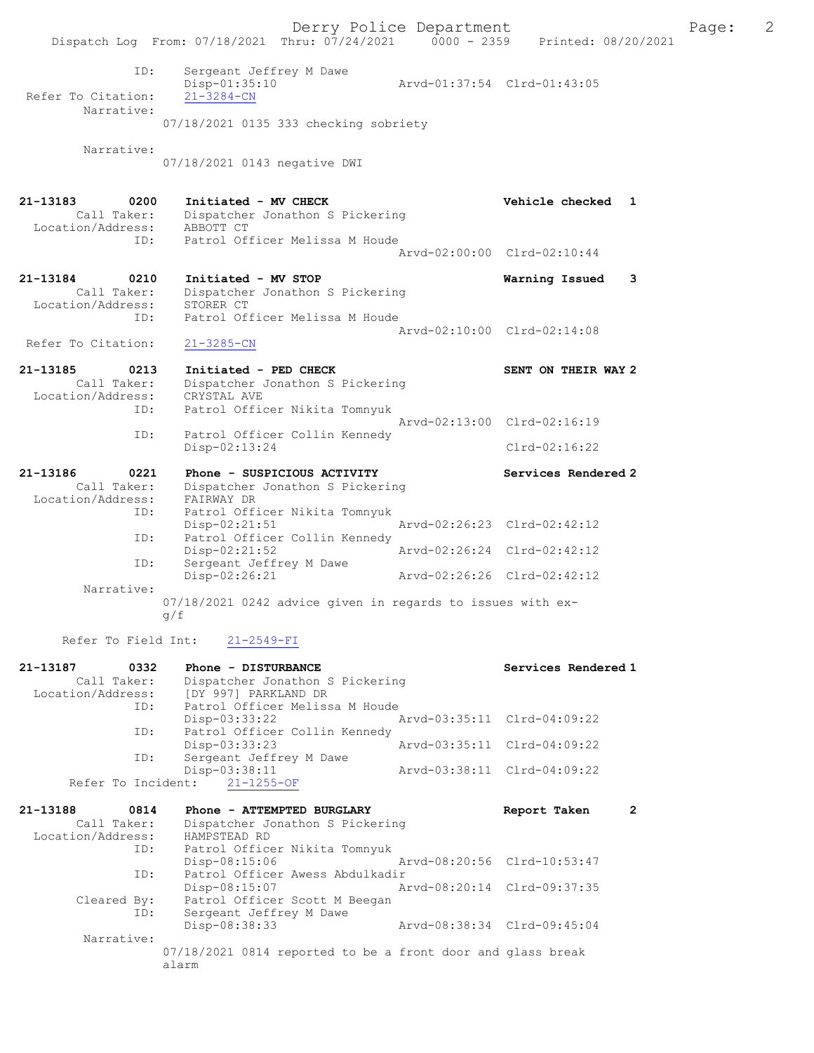```
           ID:     Sergeant Jeffrey M Dawe
                   Disp-01:35:10              Arvd-01:37:54  Clrd-01:43:05
 Refer To Citation:   21-3284-CN
        Narrative:
                  07/18/2021 0135 333 checking sobriety

        Narrative:
                  07/18/2021 0143 negative DWI


21-13183       0200    Initiated - MV CHECK                    Vehicle checked  1
        Call Taker:    Dispatcher Jonathon S Pickering
  Location/Address:    ABBOTT CT
               ID:     Patrol Officer Melissa M Houde
                                              Arvd-02:00:00  Clrd-02:10:44

21-13184       0210    Initiated - MV STOP                     Warning Issued   3
        Call Taker:    Dispatcher Jonathon S Pickering
  Location/Address:    STORER CT
               ID:     Patrol Officer Melissa M Houde
                                              Arvd-02:10:00  Clrd-02:14:08
 Refer To Citation:    21-3285-CN

21-13185       0213    Initiated - PED CHECK                   SENT ON THEIR WAY 2
        Call Taker:    Dispatcher Jonathon S Pickering
  Location/Address:    CRYSTAL AVE
               ID:     Patrol Officer Nikita Tomnyuk
                                              Arvd-02:13:00  Clrd-02:16:19
               ID:     Patrol Officer Collin Kennedy
                       Disp-02:13:24                         Clrd-02:16:22

21-13186       0221    Phone - SUSPICIOUS ACTIVITY             Services Rendered 2
        Call Taker:    Dispatcher Jonathon S Pickering
  Location/Address:    FAIRWAY DR
               ID:     Patrol Officer Nikita Tomnyuk
                       Disp-02:21:51          Arvd-02:26:23  Clrd-02:42:12
               ID:     Patrol Officer Collin Kennedy
                       Disp-02:21:52          Arvd-02:26:24  Clrd-02:42:12
               ID:     Sergeant Jeffrey M Dawe
                       Disp-02:26:21          Arvd-02:26:26  Clrd-02:42:12
        Narrative:
                  07/18/2021 0242 advice given in regards to issues with ex-
                  g/f

     Refer To Field Int:    21-2549-FI

21-13187       0332    Phone - DISTURBANCE                     Services Rendered 1
        Call Taker:    Dispatcher Jonathon S Pickering
  Location/Address:    [DY 997] PARKLAND DR
               ID:     Patrol Officer Melissa M Houde
                       Disp-03:33:22          Arvd-03:35:11  Clrd-04:09:22
               ID:     Patrol Officer Collin Kennedy
                       Disp-03:33:23          Arvd-03:35:11  Clrd-04:09:22
               ID:     Sergeant Jeffrey M Dawe
                       Disp-03:38:11          Arvd-03:38:11  Clrd-04:09:22
      Refer To Incident:    21-1255-OF

21-13188       0814    Phone - ATTEMPTED BURGLARY              Report Taken     2
        Call Taker:    Dispatcher Jonathon S Pickering
  Location/Address:    HAMPSTEAD RD
               ID:     Patrol Officer Nikita Tomnyuk
                       Disp-08:15:06          Arvd-08:20:56  Clrd-10:53:47
               ID:     Patrol Officer Awess Abdulkadir
                       Disp-08:15:07          Arvd-08:20:14  Clrd-09:37:35
        Cleared By:    Patrol Officer Scott M Beegan
               ID:     Sergeant Jeffrey M Dawe
                       Disp-08:38:33          Arvd-08:38:34  Clrd-09:45:04
        Narrative:
                  07/18/2021 0814 reported to be a front door and glass break
                  alarm
```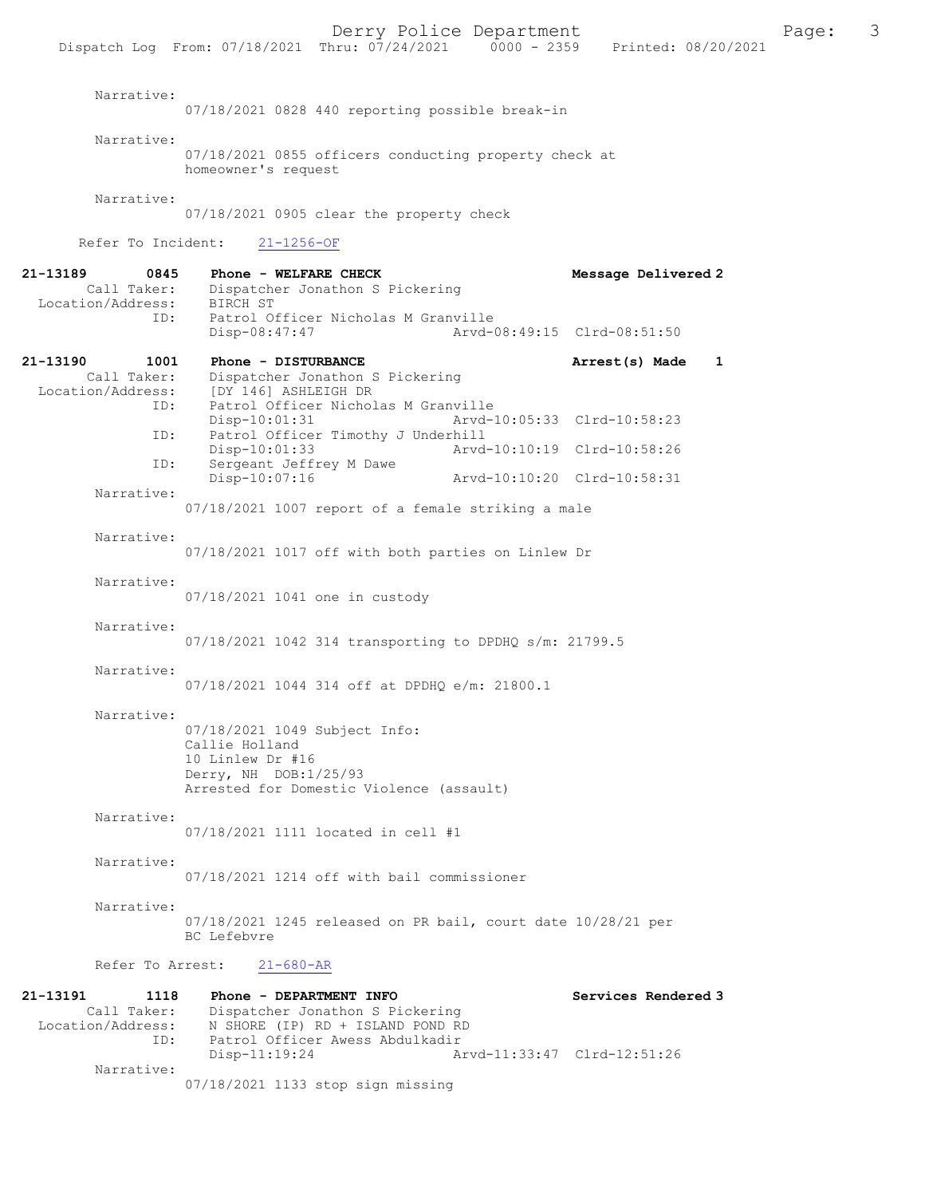Narrative:
07/18/2021 0828 440 reporting possible break-in

Narrative:
07/18/2021 0855 officers conducting property check at homeowner's request

Narrative:
07/18/2021 0905 clear the property check

Refer To Incident: 21-1256-OF

**21-13189 0845 Phone - WELFARE CHECK Message Delivered 2**
Call Taker: Dispatcher Jonathon S Pickering
Location/Address: BIRCH ST
ID: Patrol Officer Nicholas M Granville
Disp-08:47:47 Arvd-08:49:15 Clrd-08:51:50

**21-13190 1001 Phone - DISTURBANCE Arrest(s) Made 1**
Call Taker: Dispatcher Jonathon S Pickering
Location/Address: [DY 146] ASHLEIGH DR
ID: Patrol Officer Nicholas M Granville
Disp-10:01:31 Arvd-10:05:33 Clrd-10:58:23
ID: Patrol Officer Timothy J Underhill
Disp-10:01:33 Arvd-10:10:19 Clrd-10:58:26
ID: Sergeant Jeffrey M Dawe
Disp-10:07:16 Arvd-10:10:20 Clrd-10:58:31

Narrative:
07/18/2021 1007 report of a female striking a male

Narrative:
07/18/2021 1017 off with both parties on Linlew Dr

Narrative:
07/18/2021 1041 one in custody

Narrative:
07/18/2021 1042 314 transporting to DPDHQ s/m: 21799.5

Narrative:
07/18/2021 1044 314 off at DPDHQ e/m: 21800.1

Narrative:
07/18/2021 1049 Subject Info:
Callie Holland
10 Linlew Dr #16
Derry, NH DOB:1/25/93
Arrested for Domestic Violence (assault)

Narrative:
07/18/2021 1111 located in cell #1

Narrative:
07/18/2021 1214 off with bail commissioner

Narrative:
07/18/2021 1245 released on PR bail, court date 10/28/21 per BC Lefebvre

Refer To Arrest: 21-680-AR

**21-13191 1118 Phone - DEPARTMENT INFO Services Rendered 3**
Call Taker: Dispatcher Jonathon S Pickering
Location/Address: N SHORE (IP) RD + ISLAND POND RD
ID: Patrol Officer Awess Abdulkadir
Disp-11:19:24 Arvd-11:33:47 Clrd-12:51:26

Narrative:
07/18/2021 1133 stop sign missing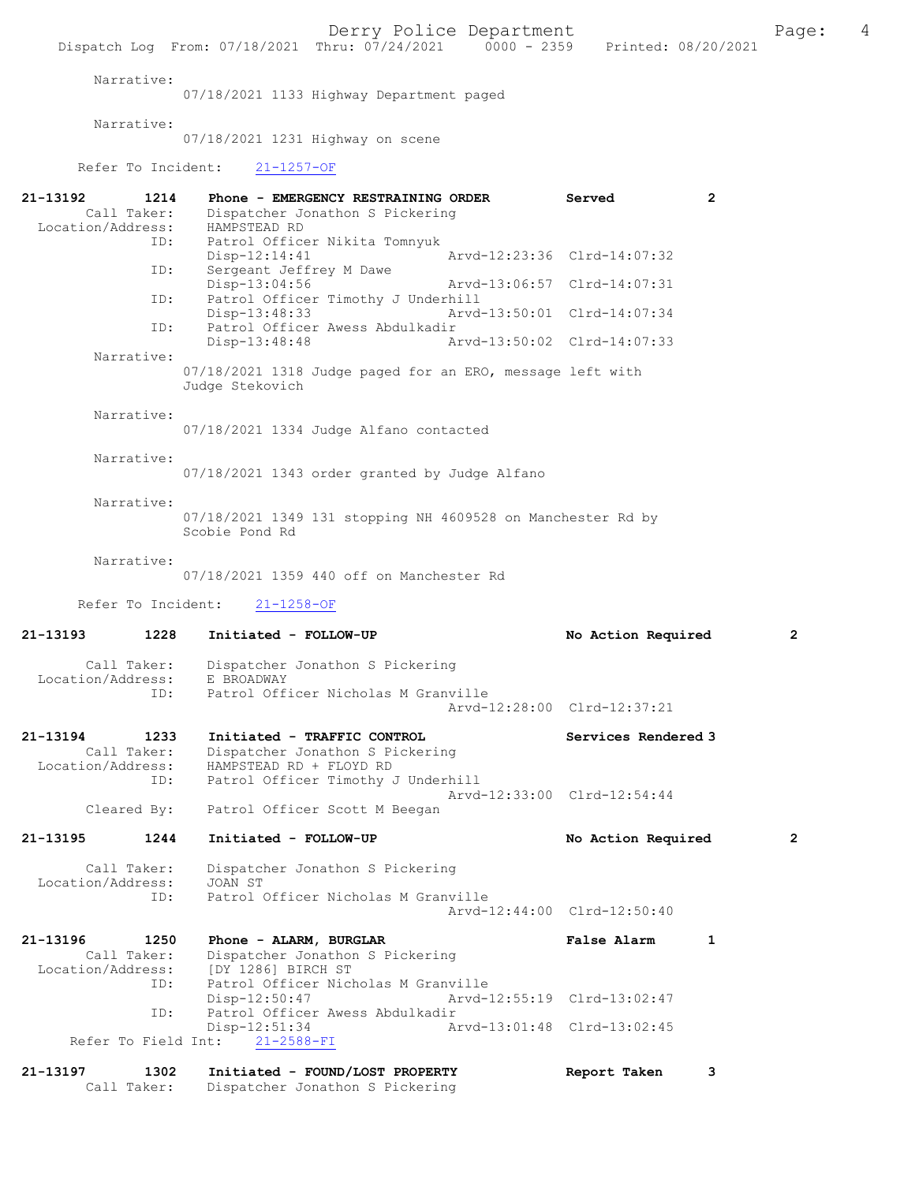Narrative:
07/18/2021 1133 Highway Department paged

Narrative:
07/18/2021 1231 Highway on scene

Refer To Incident: 21-1257-OF

**21-13192 1214 Phone - EMERGENCY RESTRAINING ORDER — Served — 2**

Call Taker: Dispatcher Jonathon S Pickering
Location/Address: HAMPSTEAD RD
ID: Patrol Officer Nikita Tomnyuk
Disp-12:14:41 Arvd-12:23:36 Clrd-14:07:32
ID: Sergeant Jeffrey M Dawe
Disp-13:04:56 Arvd-13:06:57 Clrd-14:07:31
ID: Patrol Officer Timothy J Underhill
Disp-13:48:33 Arvd-13:50:01 Clrd-14:07:34
ID: Patrol Officer Awess Abdulkadir
Disp-13:48:48 Arvd-13:50:02 Clrd-14:07:33

Narrative:
07/18/2021 1318 Judge paged for an ERO, message left with Judge Stekovich

Narrative:
07/18/2021 1334 Judge Alfano contacted

Narrative:
07/18/2021 1343 order granted by Judge Alfano

Narrative:
07/18/2021 1349 131 stopping NH 4609528 on Manchester Rd by Scobie Pond Rd

Narrative:
07/18/2021 1359 440 off on Manchester Rd

Refer To Incident: 21-1258-OF

**21-13193 1228 Initiated - FOLLOW-UP — No Action Required — 2**

Call Taker: Dispatcher Jonathon S Pickering
Location/Address: E BROADWAY
ID: Patrol Officer Nicholas M Granville
Arvd-12:28:00 Clrd-12:37:21

**21-13194 1233 Initiated - TRAFFIC CONTROL — Services Rendered 3**

Call Taker: Dispatcher Jonathon S Pickering
Location/Address: HAMPSTEAD RD + FLOYD RD
ID: Patrol Officer Timothy J Underhill
Arvd-12:33:00 Clrd-12:54:44
Cleared By: Patrol Officer Scott M Beegan

**21-13195 1244 Initiated - FOLLOW-UP — No Action Required — 2**

Call Taker: Dispatcher Jonathon S Pickering
Location/Address: JOAN ST
ID: Patrol Officer Nicholas M Granville
Arvd-12:44:00 Clrd-12:50:40

**21-13196 1250 Phone - ALARM, BURGLAR — False Alarm — 1**

Call Taker: Dispatcher Jonathon S Pickering
Location/Address: [DY 1286] BIRCH ST
ID: Patrol Officer Nicholas M Granville
Disp-12:50:47 Arvd-12:55:19 Clrd-13:02:47
ID: Patrol Officer Awess Abdulkadir
Disp-12:51:34 Arvd-13:01:48 Clrd-13:02:45
Refer To Field Int: 21-2588-FI

**21-13197 1302 Initiated - FOUND/LOST PROPERTY — Report Taken — 3**

Call Taker: Dispatcher Jonathon S Pickering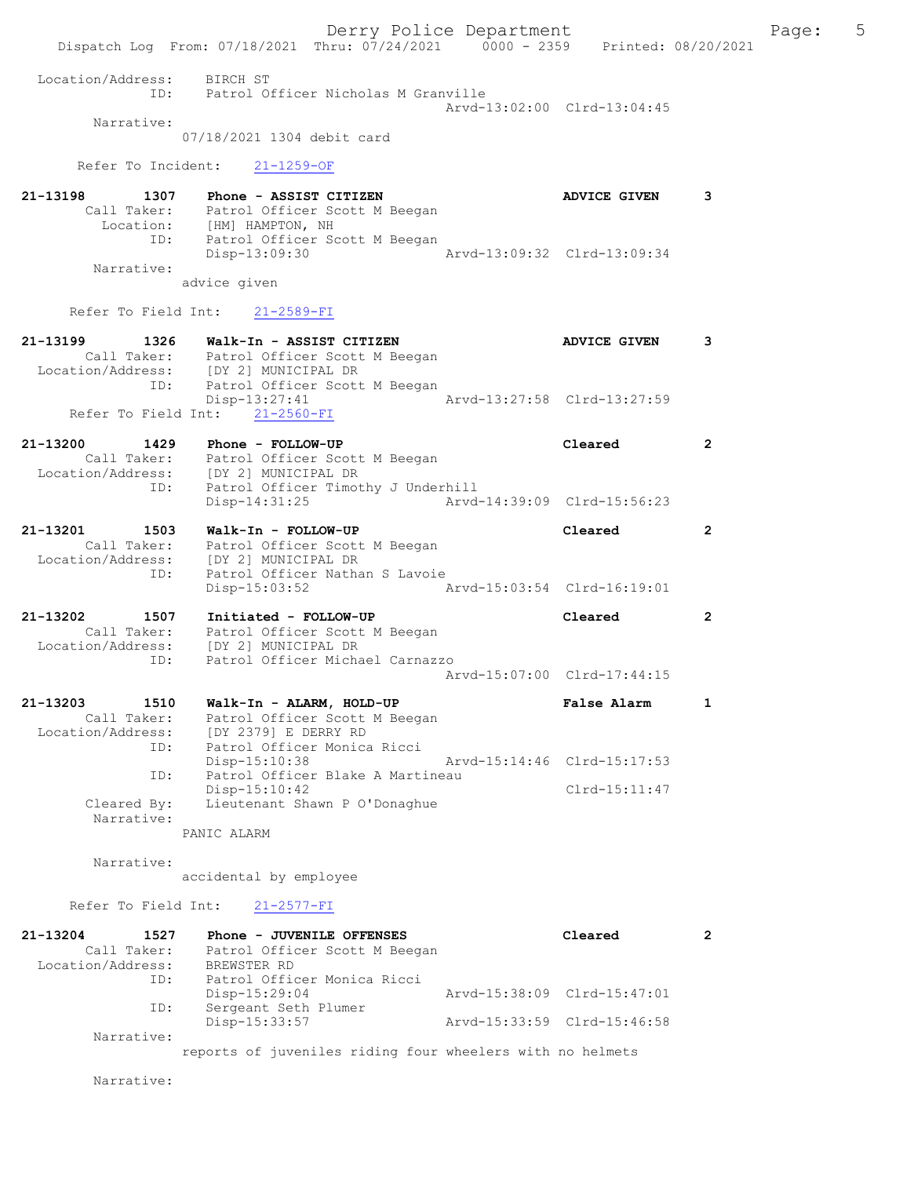Location/Address: BIRCH ST
ID: Patrol Officer Nicholas M Granville
Arvd-13:02:00 Clrd-13:04:45
Narrative:
07/18/2021 1304 debit card

Refer To Incident: 21-1259-OF

**21-13198 1307 Phone - ASSIST CITIZEN** ADVICE GIVEN 3
Call Taker: Patrol Officer Scott M Beegan
Location: [HM] HAMPTON, NH
ID: Patrol Officer Scott M Beegan
Disp-13:09:30 Arvd-13:09:32 Clrd-13:09:34
Narrative:
advice given

Refer To Field Int: 21-2589-FI

**21-13199 1326 Walk-In - ASSIST CITIZEN** ADVICE GIVEN 3
Call Taker: Patrol Officer Scott M Beegan
Location/Address: [DY 2] MUNICIPAL DR
ID: Patrol Officer Scott M Beegan
Disp-13:27:41 Arvd-13:27:58 Clrd-13:27:59
Refer To Field Int: 21-2560-FI

**21-13200 1429 Phone - FOLLOW-UP** Cleared 2
Call Taker: Patrol Officer Scott M Beegan
Location/Address: [DY 2] MUNICIPAL DR
ID: Patrol Officer Timothy J Underhill
Disp-14:31:25 Arvd-14:39:09 Clrd-15:56:23

**21-13201 1503 Walk-In - FOLLOW-UP** Cleared 2
Call Taker: Patrol Officer Scott M Beegan
Location/Address: [DY 2] MUNICIPAL DR
ID: Patrol Officer Nathan S Lavoie
Disp-15:03:52 Arvd-15:03:54 Clrd-16:19:01

**21-13202 1507 Initiated - FOLLOW-UP** Cleared 2
Call Taker: Patrol Officer Scott M Beegan
Location/Address: [DY 2] MUNICIPAL DR
ID: Patrol Officer Michael Carnazzo
Arvd-15:07:00 Clrd-17:44:15

**21-13203 1510 Walk-In - ALARM, HOLD-UP** False Alarm 1
Call Taker: Patrol Officer Scott M Beegan
Location/Address: [DY 2379] E DERRY RD
ID: Patrol Officer Monica Ricci
Disp-15:10:38 Arvd-15:14:46 Clrd-15:17:53
ID: Patrol Officer Blake A Martineau
Disp-15:10:42 Clrd-15:11:47
Cleared By: Lieutenant Shawn P O'Donaghue
Narrative:
PANIC ALARM

Narrative:
accidental by employee

Refer To Field Int: 21-2577-FI

**21-13204 1527 Phone - JUVENILE OFFENSES** Cleared 2
Call Taker: Patrol Officer Scott M Beegan
Location/Address: BREWSTER RD
ID: Patrol Officer Monica Ricci
Disp-15:29:04 Arvd-15:38:09 Clrd-15:47:01
ID: Sergeant Seth Plumer
Disp-15:33:57 Arvd-15:33:59 Clrd-15:46:58
Narrative:
reports of juveniles riding four wheelers with no helmets

Narrative: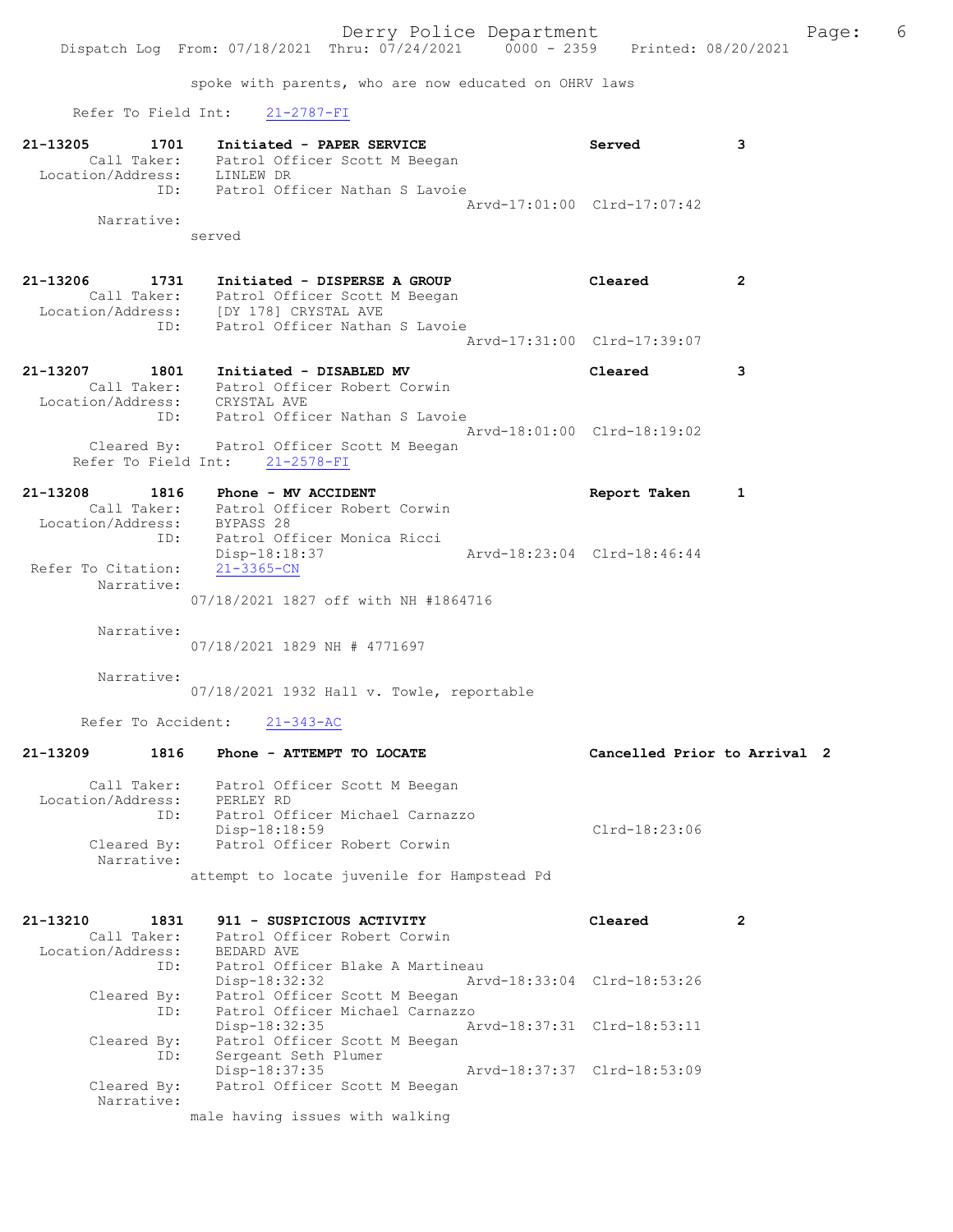spoke with parents, who are now educated on OHRV laws

Refer To Field Int: 21-2787-FI

21-13205 1701 Initiated - PAPER SERVICE Served 3
Call Taker: Patrol Officer Scott M Beegan
Location/Address: LINLEW DR
ID: Patrol Officer Nathan S Lavoie
Arvd-17:01:00 Clrd-17:07:42
Narrative:
served

21-13206 1731 Initiated - DISPERSE A GROUP Cleared 2
Call Taker: Patrol Officer Scott M Beegan
Location/Address: [DY 178] CRYSTAL AVE
ID: Patrol Officer Nathan S Lavoie
Arvd-17:31:00 Clrd-17:39:07

21-13207 1801 Initiated - DISABLED MV Cleared 3
Call Taker: Patrol Officer Robert Corwin
Location/Address: CRYSTAL AVE
ID: Patrol Officer Nathan S Lavoie
Arvd-18:01:00 Clrd-18:19:02
Cleared By: Patrol Officer Scott M Beegan
Refer To Field Int: 21-2578-FI

21-13208 1816 Phone - MV ACCIDENT Report Taken 1
Call Taker: Patrol Officer Robert Corwin
Location/Address: BYPASS 28
ID: Patrol Officer Monica Ricci
Disp-18:18:37 Arvd-18:23:04 Clrd-18:46:44
Refer To Citation: 21-3365-CN
Narrative:
07/18/2021 1827 off with NH #1864716

Narrative:
07/18/2021 1829 NH # 4771697

Narrative:
07/18/2021 1932 Hall v. Towle, reportable

Refer To Accident: 21-343-AC

21-13209 1816 Phone - ATTEMPT TO LOCATE Cancelled Prior to Arrival 2

Call Taker: Patrol Officer Scott M Beegan
Location/Address: PERLEY RD
ID: Patrol Officer Michael Carnazzo
Disp-18:18:59 Clrd-18:23:06
Cleared By: Patrol Officer Robert Corwin
Narrative:
attempt to locate juvenile for Hampstead Pd

21-13210 1831 911 - SUSPICIOUS ACTIVITY Cleared 2
Call Taker: Patrol Officer Robert Corwin
Location/Address: BEDARD AVE
ID: Patrol Officer Blake A Martineau
Disp-18:32:32 Arvd-18:33:04 Clrd-18:53:26
Cleared By: Patrol Officer Scott M Beegan
ID: Patrol Officer Michael Carnazzo
Disp-18:32:35 Arvd-18:37:31 Clrd-18:53:11
Cleared By: Patrol Officer Scott M Beegan
ID: Sergeant Seth Plumer
Disp-18:37:35 Arvd-18:37:37 Clrd-18:53:09
Cleared By: Patrol Officer Scott M Beegan
Narrative:
male having issues with walking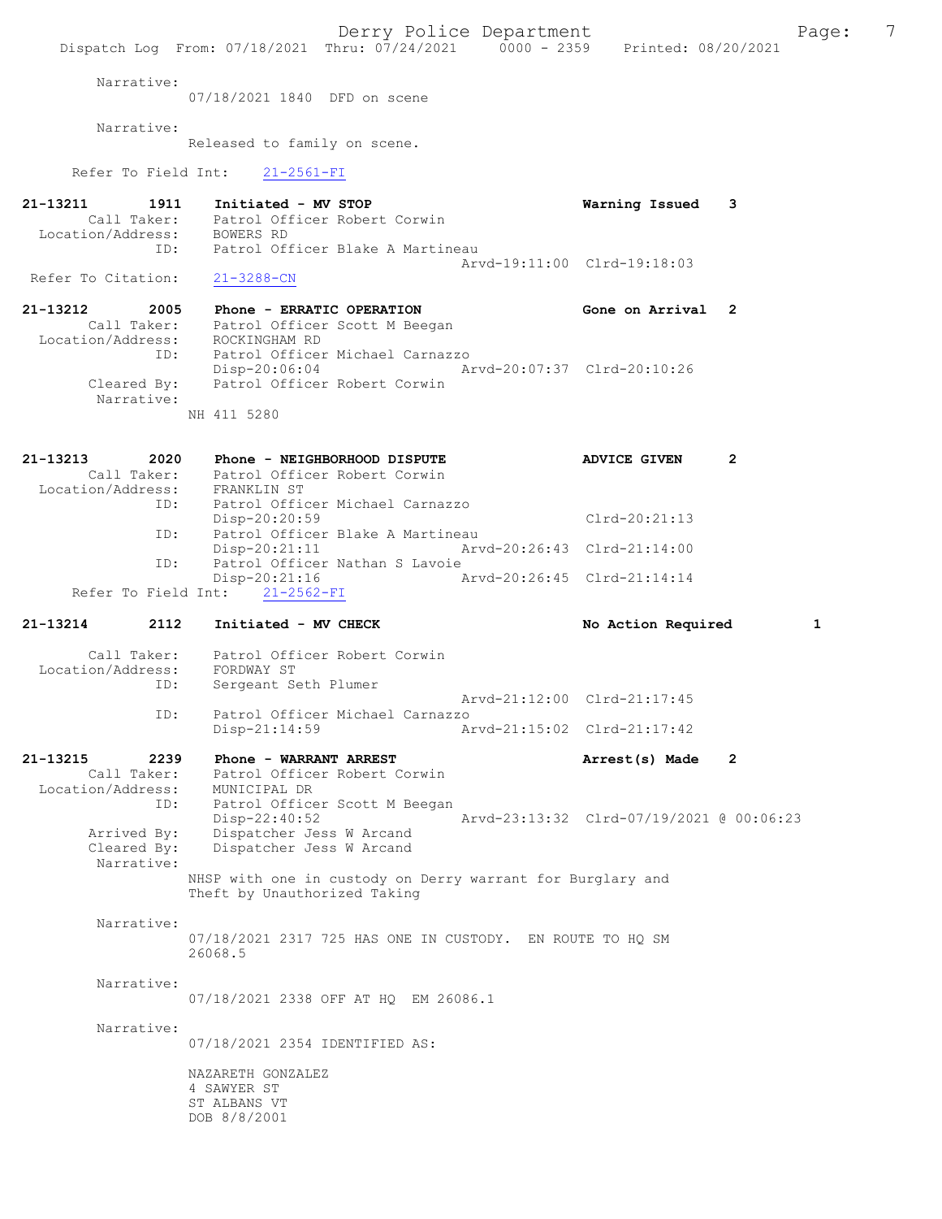Narrative:
07/18/2021 1840 DFD on scene

Narrative:
Released to family on scene.

Refer To Field Int: 21-2561-FI

**21-13211 1911 Initiated - MV STOP — Warning Issued 3**
Call Taker: Patrol Officer Robert Corwin
Location/Address: BOWERS RD
ID: Patrol Officer Blake A Martineau
Arvd-19:11:00 Clrd-19:18:03
Refer To Citation: 21-3288-CN

**21-13212 2005 Phone - ERRATIC OPERATION — Gone on Arrival 2**
Call Taker: Patrol Officer Scott M Beegan
Location/Address: ROCKINGHAM RD
ID: Patrol Officer Michael Carnazzo
Disp-20:06:04 Arvd-20:07:37 Clrd-20:10:26
Cleared By: Patrol Officer Robert Corwin
Narrative:
NH 411 5280

**21-13213 2020 Phone - NEIGHBORHOOD DISPUTE — ADVICE GIVEN 2**
Call Taker: Patrol Officer Robert Corwin
Location/Address: FRANKLIN ST
ID: Patrol Officer Michael Carnazzo
Disp-20:20:59 Clrd-20:21:13
ID: Patrol Officer Blake A Martineau
Disp-20:21:11 Arvd-20:26:43 Clrd-21:14:00
ID: Patrol Officer Nathan S Lavoie
Disp-20:21:16 Arvd-20:26:45 Clrd-21:14:14
Refer To Field Int: 21-2562-FI

**21-13214 2112 Initiated - MV CHECK — No Action Required 1**
Call Taker: Patrol Officer Robert Corwin
Location/Address: FORDWAY ST
ID: Sergeant Seth Plumer
Arvd-21:12:00 Clrd-21:17:45
ID: Patrol Officer Michael Carnazzo
Disp-21:14:59 Arvd-21:15:02 Clrd-21:17:42

**21-13215 2239 Phone - WARRANT ARREST — Arrest(s) Made 2**
Call Taker: Patrol Officer Robert Corwin
Location/Address: MUNICIPAL DR
ID: Patrol Officer Scott M Beegan
Disp-22:40:52 Arvd-23:13:32 Clrd-07/19/2021 @ 00:06:23
Arrived By: Dispatcher Jess W Arcand
Cleared By: Dispatcher Jess W Arcand
Narrative:
NHSP with one in custody on Derry warrant for Burglary and Theft by Unauthorized Taking

Narrative:
07/18/2021 2317 725 HAS ONE IN CUSTODY. EN ROUTE TO HQ SM 26068.5

Narrative:
07/18/2021 2338 OFF AT HQ EM 26086.1

Narrative:
07/18/2021 2354 IDENTIFIED AS:

NAZARETH GONZALEZ
4 SAWYER ST
ST ALBANS VT
DOB 8/8/2001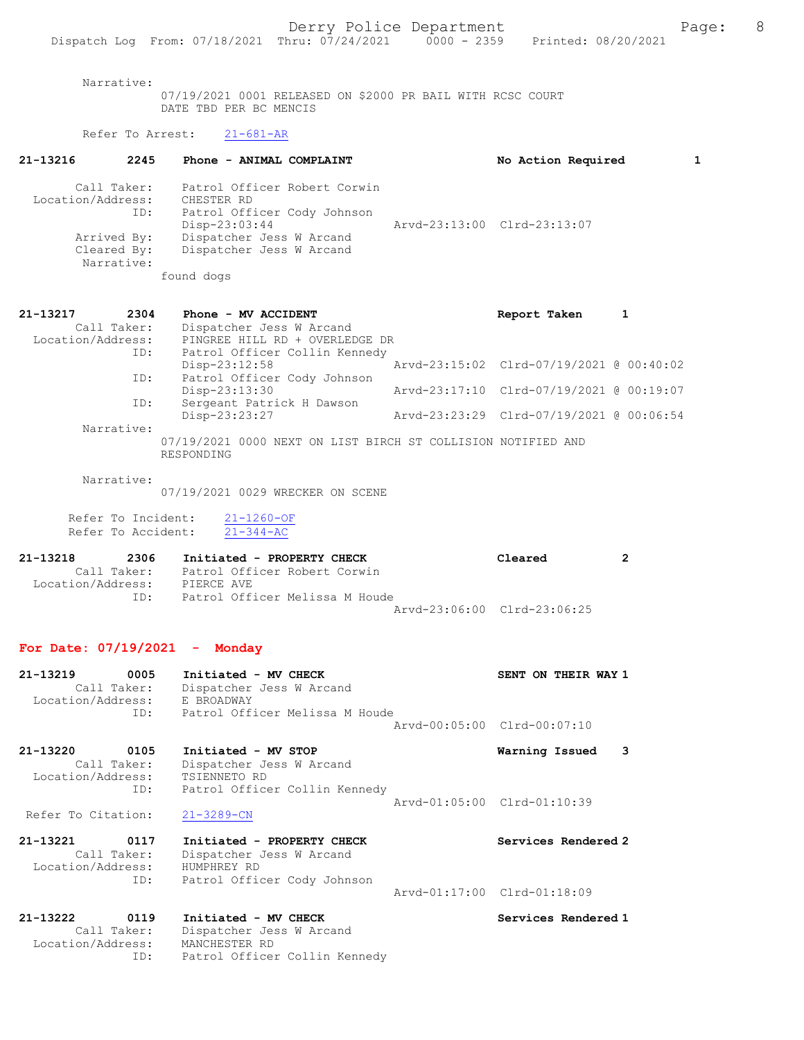Narrative:
07/19/2021 0001 RELEASED ON $2000 PR BAIL WITH RCSC COURT DATE TBD PER BC MENCIS

Refer To Arrest: 21-681-AR

**21-13216 2245 Phone - ANIMAL COMPLAINT No Action Required 1**

Call Taker: Patrol Officer Robert Corwin
Location/Address: CHESTER RD
ID: Patrol Officer Cody Johnson
Disp-23:03:44 Arvd-23:13:00 Clrd-23:13:07
Arrived By: Dispatcher Jess W Arcand
Cleared By: Dispatcher Jess W Arcand
Narrative:
found dogs

**21-13217 2304 Phone - MV ACCIDENT Report Taken 1**

Call Taker: Dispatcher Jess W Arcand
Location/Address: PINGREE HILL RD + OVERLEDGE DR
ID: Patrol Officer Collin Kennedy
Disp-23:12:58 Arvd-23:15:02 Clrd-07/19/2021 @ 00:40:02
ID: Patrol Officer Cody Johnson
Disp-23:13:30 Arvd-23:17:10 Clrd-07/19/2021 @ 00:19:07
ID: Sergeant Patrick H Dawson
Disp-23:23:27 Arvd-23:23:29 Clrd-07/19/2021 @ 00:06:54
Narrative:
07/19/2021 0000 NEXT ON LIST BIRCH ST COLLISION NOTIFIED AND RESPONDING

Narrative:
07/19/2021 0029 WRECKER ON SCENE

Refer To Incident: 21-1260-OF
Refer To Accident: 21-344-AC

**21-13218 2306 Initiated - PROPERTY CHECK Cleared 2**

Call Taker: Patrol Officer Robert Corwin
Location/Address: PIERCE AVE
ID: Patrol Officer Melissa M Houde
Arvd-23:06:00 Clrd-23:06:25

## For Date: 07/19/2021 - Monday

**21-13219 0005 Initiated - MV CHECK SENT ON THEIR WAY 1**

Call Taker: Dispatcher Jess W Arcand
Location/Address: E BROADWAY
ID: Patrol Officer Melissa M Houde
Arvd-00:05:00 Clrd-00:07:10

**21-13220 0105 Initiated - MV STOP Warning Issued 3**

Call Taker: Dispatcher Jess W Arcand
Location/Address: TSIENNETO RD
ID: Patrol Officer Collin Kennedy
Arvd-01:05:00 Clrd-01:10:39
Refer To Citation: 21-3289-CN

**21-13221 0117 Initiated - PROPERTY CHECK Services Rendered 2**

Call Taker: Dispatcher Jess W Arcand
Location/Address: HUMPHREY RD
ID: Patrol Officer Cody Johnson
Arvd-01:17:00 Clrd-01:18:09

**21-13222 0119 Initiated - MV CHECK Services Rendered 1**

Call Taker: Dispatcher Jess W Arcand
Location/Address: MANCHESTER RD
ID: Patrol Officer Collin Kennedy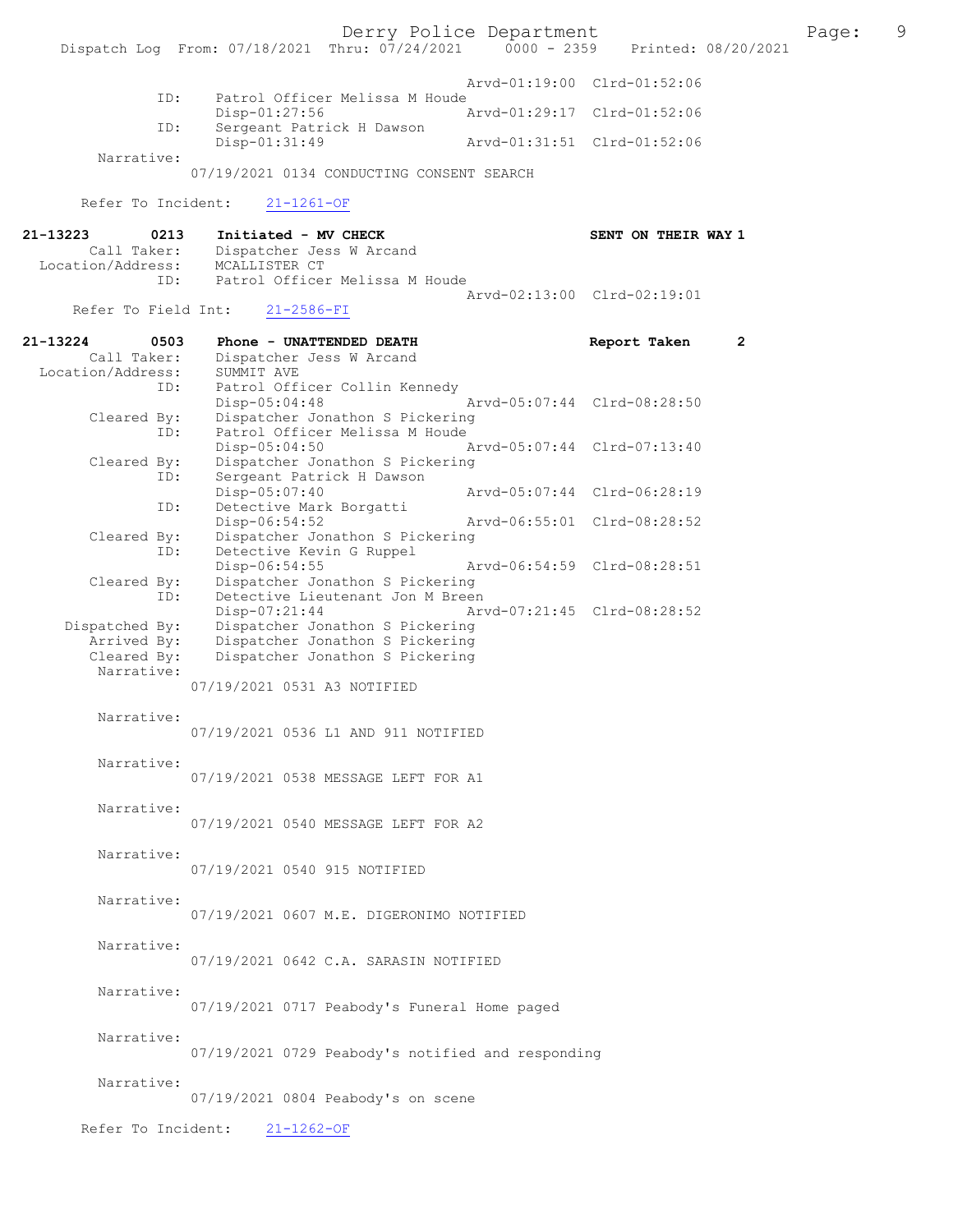Arvd-01:19:00 Clrd-01:52:06
ID: Patrol Officer Melissa M Houde
Disp-01:27:56 Arvd-01:29:17 Clrd-01:52:06
ID: Sergeant Patrick H Dawson
Disp-01:31:49 Arvd-01:31:51 Clrd-01:52:06
Narrative:
07/19/2021 0134 CONDUCTING CONSENT SEARCH

Refer To Incident: 21-1261-OF

**21-13223 0213 Initiated - MV CHECK SENT ON THEIR WAY 1**
Call Taker: Dispatcher Jess W Arcand
Location/Address: MCALLISTER CT
ID: Patrol Officer Melissa M Houde
Arvd-02:13:00 Clrd-02:19:01
Refer To Field Int: 21-2586-FI

**21-13224 0503 Phone - UNATTENDED DEATH Report Taken 2**
Call Taker: Dispatcher Jess W Arcand
Location/Address: SUMMIT AVE
ID: Patrol Officer Collin Kennedy
Disp-05:04:48 Arvd-05:07:44 Clrd-08:28:50
Cleared By: Dispatcher Jonathon S Pickering
ID: Patrol Officer Melissa M Houde
Disp-05:04:50 Arvd-05:07:44 Clrd-07:13:40
Cleared By: Dispatcher Jonathon S Pickering
ID: Sergeant Patrick H Dawson
Disp-05:07:40 Arvd-05:07:44 Clrd-06:28:19
ID: Detective Mark Borgatti
Disp-06:54:52 Arvd-06:55:01 Clrd-08:28:52
Cleared By: Dispatcher Jonathon S Pickering
ID: Detective Kevin G Ruppel
Disp-06:54:55 Arvd-06:54:59 Clrd-08:28:51
Cleared By: Dispatcher Jonathon S Pickering
ID: Detective Lieutenant Jon M Breen
Disp-07:21:44 Arvd-07:21:45 Clrd-08:28:52
Dispatched By: Dispatcher Jonathon S Pickering
Arrived By: Dispatcher Jonathon S Pickering
Cleared By: Dispatcher Jonathon S Pickering
Narrative:
07/19/2021 0531 A3 NOTIFIED

Narrative:
07/19/2021 0536 L1 AND 911 NOTIFIED

Narrative:
07/19/2021 0538 MESSAGE LEFT FOR A1

Narrative:
07/19/2021 0540 MESSAGE LEFT FOR A2

Narrative:
07/19/2021 0540 915 NOTIFIED

Narrative:
07/19/2021 0607 M.E. DIGERONIMO NOTIFIED

Narrative:
07/19/2021 0642 C.A. SARASIN NOTIFIED

Narrative:
07/19/2021 0717 Peabody's Funeral Home paged

Narrative:
07/19/2021 0729 Peabody's notified and responding

Narrative:
07/19/2021 0804 Peabody's on scene

Refer To Incident: 21-1262-OF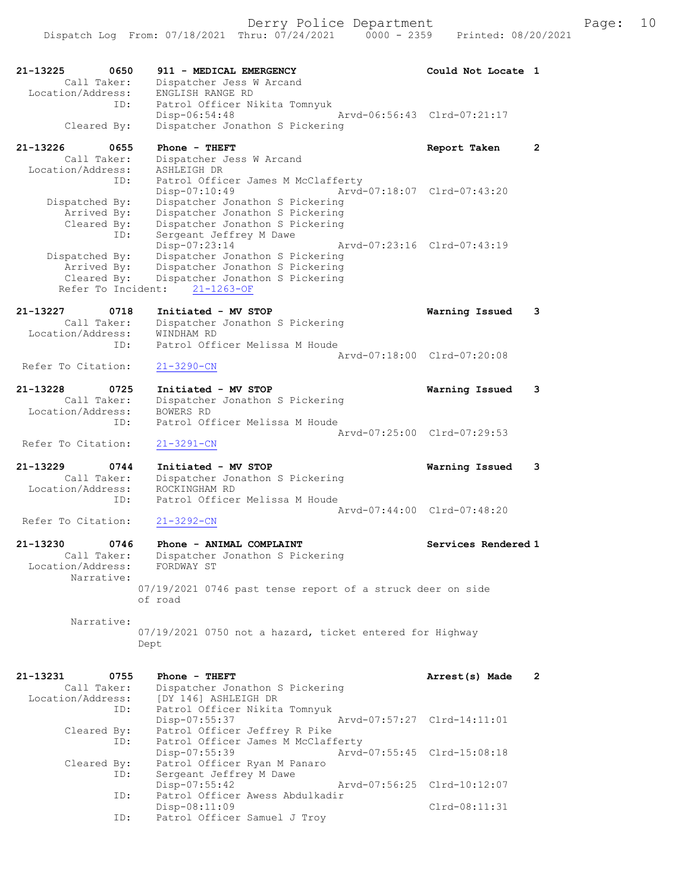```
21-13225        0650    911 - MEDICAL EMERGENCY                     Could Not Locate 1
         Call Taker:    Dispatcher Jess W Arcand
    Location/Address:   ENGLISH RANGE RD
                 ID:    Patrol Officer Nikita Tomnyuk
                        Disp-06:54:48                 Arvd-06:56:43  Clrd-07:21:17
         Cleared By:    Dispatcher Jonathon S Pickering

21-13226        0655    Phone - THEFT                               Report Taken     2
         Call Taker:    Dispatcher Jess W Arcand
    Location/Address:   ASHLEIGH DR
                 ID:    Patrol Officer James M McClafferty
                        Disp-07:10:49                 Arvd-07:18:07  Clrd-07:43:20
      Dispatched By:    Dispatcher Jonathon S Pickering
         Arrived By:    Dispatcher Jonathon S Pickering
         Cleared By:    Dispatcher Jonathon S Pickering
                 ID:    Sergeant Jeffrey M Dawe
                        Disp-07:23:14                 Arvd-07:23:16  Clrd-07:43:19
      Dispatched By:    Dispatcher Jonathon S Pickering
         Arrived By:    Dispatcher Jonathon S Pickering
         Cleared By:    Dispatcher Jonathon S Pickering
      Refer To Incident:    21-1263-OF

21-13227        0718    Initiated - MV STOP                         Warning Issued   3
         Call Taker:    Dispatcher Jonathon S Pickering
    Location/Address:   WINDHAM RD
                 ID:    Patrol Officer Melissa M Houde
                                                      Arvd-07:18:00  Clrd-07:20:08
   Refer To Citation:   21-3290-CN

21-13228        0725    Initiated - MV STOP                         Warning Issued   3
         Call Taker:    Dispatcher Jonathon S Pickering
    Location/Address:   BOWERS RD
                 ID:    Patrol Officer Melissa M Houde
                                                      Arvd-07:25:00  Clrd-07:29:53
   Refer To Citation:   21-3291-CN

21-13229        0744    Initiated - MV STOP                         Warning Issued   3
         Call Taker:    Dispatcher Jonathon S Pickering
    Location/Address:   ROCKINGHAM RD
                 ID:    Patrol Officer Melissa M Houde
                                                      Arvd-07:44:00  Clrd-07:48:20
   Refer To Citation:   21-3292-CN

21-13230        0746    Phone - ANIMAL COMPLAINT                    Services Rendered 1
         Call Taker:    Dispatcher Jonathon S Pickering
    Location/Address:   FORDWAY ST
          Narrative:
                      07/19/2021 0746 past tense report of a struck deer on side
                      of road

          Narrative:
                      07/19/2021 0750 not a hazard, ticket entered for Highway
                      Dept

21-13231        0755    Phone - THEFT                               Arrest(s) Made   2
         Call Taker:    Dispatcher Jonathon S Pickering
    Location/Address:   [DY 146] ASHLEIGH DR
                 ID:    Patrol Officer Nikita Tomnyuk
                        Disp-07:55:37                 Arvd-07:57:27  Clrd-14:11:01
         Cleared By:    Patrol Officer Jeffrey R Pike
                 ID:    Patrol Officer James M McClafferty
                        Disp-07:55:39                 Arvd-07:55:45  Clrd-15:08:18
         Cleared By:    Patrol Officer Ryan M Panaro
                 ID:    Sergeant Jeffrey M Dawe
                        Disp-07:55:42                 Arvd-07:56:25  Clrd-10:12:07
                 ID:    Patrol Officer Awess Abdulkadir
                        Disp-08:11:09                                Clrd-08:11:31
                 ID:    Patrol Officer Samuel J Troy
```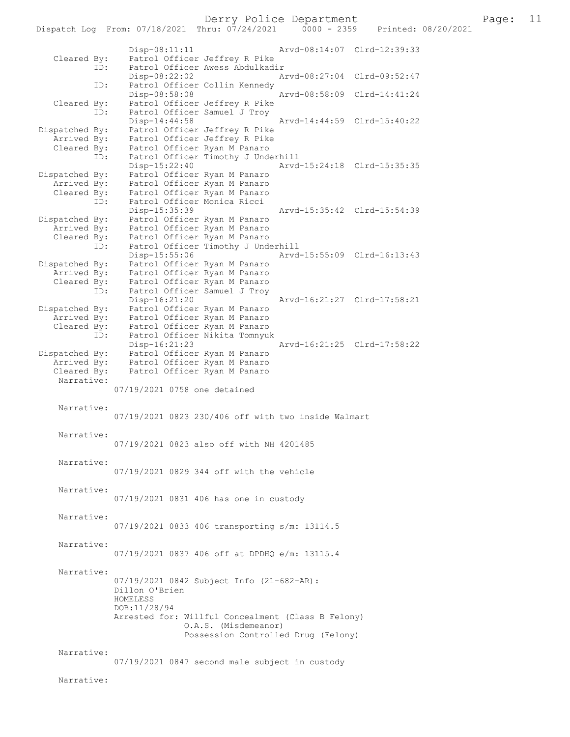```
                Disp-08:11:11                 Arvd-08:14:07  Clrd-12:39:33
   Cleared By:  Patrol Officer Jeffrey R Pike
          ID:   Patrol Officer Awess Abdulkadir
                Disp-08:22:02                 Arvd-08:27:04  Clrd-09:52:47
          ID:   Patrol Officer Collin Kennedy
                Disp-08:58:08                 Arvd-08:58:09  Clrd-14:41:24
   Cleared By:  Patrol Officer Jeffrey R Pike
          ID:   Patrol Officer Samuel J Troy
                Disp-14:44:58                 Arvd-14:44:59  Clrd-15:40:22
Dispatched By:  Patrol Officer Jeffrey R Pike
   Arrived By:  Patrol Officer Jeffrey R Pike
   Cleared By:  Patrol Officer Ryan M Panaro
          ID:   Patrol Officer Timothy J Underhill
                Disp-15:22:40                 Arvd-15:24:18  Clrd-15:35:35
Dispatched By:  Patrol Officer Ryan M Panaro
   Arrived By:  Patrol Officer Ryan M Panaro
   Cleared By:  Patrol Officer Ryan M Panaro
          ID:   Patrol Officer Monica Ricci
                Disp-15:35:39                 Arvd-15:35:42  Clrd-15:54:39
Dispatched By:  Patrol Officer Ryan M Panaro
   Arrived By:  Patrol Officer Ryan M Panaro
   Cleared By:  Patrol Officer Ryan M Panaro
          ID:   Patrol Officer Timothy J Underhill
                Disp-15:55:06                 Arvd-15:55:09  Clrd-16:13:43
Dispatched By:  Patrol Officer Ryan M Panaro
   Arrived By:  Patrol Officer Ryan M Panaro
   Cleared By:  Patrol Officer Ryan M Panaro
          ID:   Patrol Officer Samuel J Troy
                Disp-16:21:20                 Arvd-16:21:27  Clrd-17:58:21
Dispatched By:  Patrol Officer Ryan M Panaro
   Arrived By:  Patrol Officer Ryan M Panaro
   Cleared By:  Patrol Officer Ryan M Panaro
          ID:   Patrol Officer Nikita Tomnyuk
                Disp-16:21:23                 Arvd-16:21:25  Clrd-17:58:22
Dispatched By:  Patrol Officer Ryan M Panaro
   Arrived By:  Patrol Officer Ryan M Panaro
   Cleared By:  Patrol Officer Ryan M Panaro
   Narrative:
                07/19/2021 0758 one detained

   Narrative:
                07/19/2021 0823 230/406 off with two inside Walmart

   Narrative:
                07/19/2021 0823 also off with NH 4201485

   Narrative:
                07/19/2021 0829 344 off with the vehicle

   Narrative:
                07/19/2021 0831 406 has one in custody

   Narrative:
                07/19/2021 0833 406 transporting s/m: 13114.5

   Narrative:
                07/19/2021 0837 406 off at DPDHQ e/m: 13115.4

   Narrative:
                07/19/2021 0842 Subject Info (21-682-AR):
                Dillon O'Brien
                HOMELESS
                DOB:11/28/94
                Arrested for: Willful Concealment (Class B Felony)
                              O.A.S. (Misdemeanor)
                              Possession Controlled Drug (Felony)

   Narrative:
                07/19/2021 0847 second male subject in custody

   Narrative:
```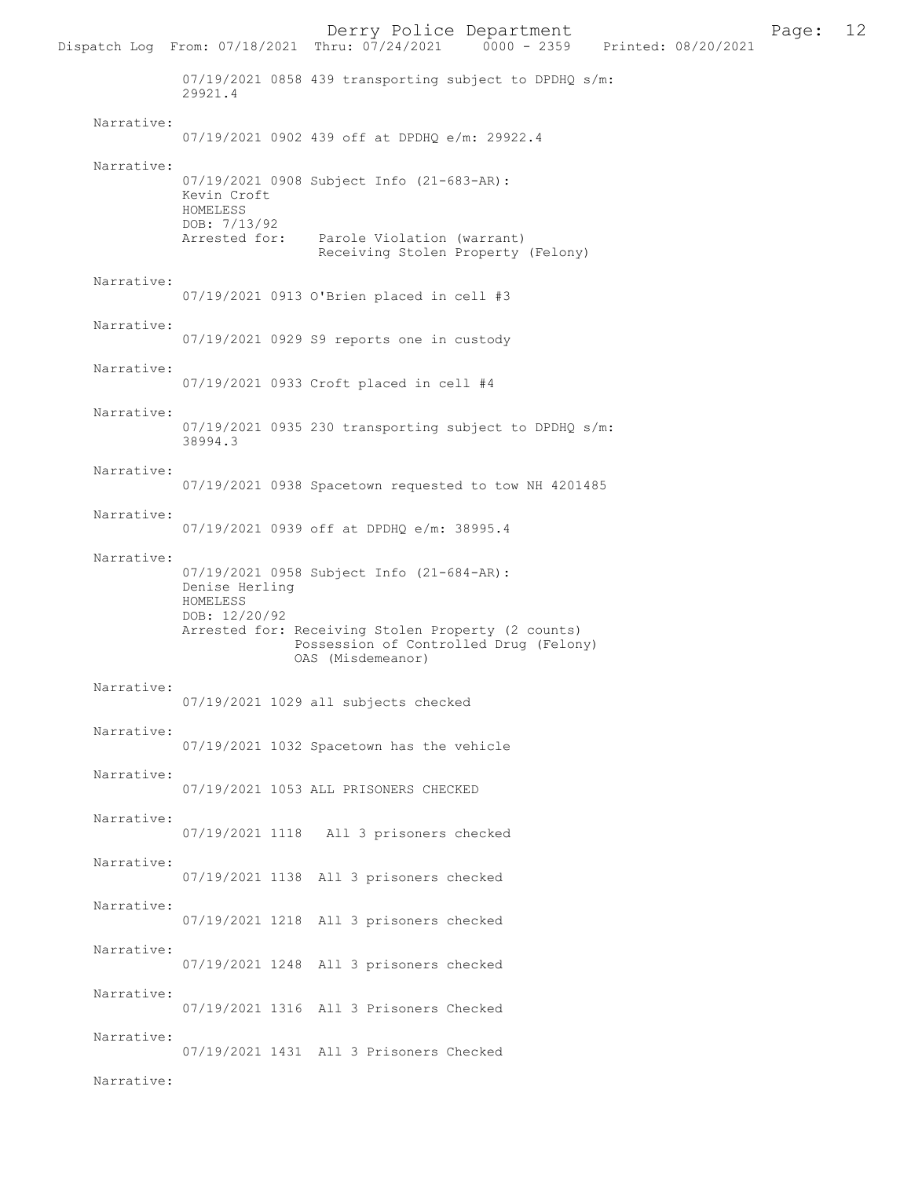07/19/2021 0858 439 transporting subject to DPDHQ s/m: 29921.4

Narrative:
07/19/2021 0902 439 off at DPDHQ e/m: 29922.4

Narrative:
07/19/2021 0908 Subject Info (21-683-AR):
Kevin Croft
HOMELESS
DOB: 7/13/92
Arrested for: Parole Violation (warrant)
Receiving Stolen Property (Felony)

Narrative:
07/19/2021 0913 O'Brien placed in cell #3

Narrative:
07/19/2021 0929 S9 reports one in custody

Narrative:
07/19/2021 0933 Croft placed in cell #4

Narrative:
07/19/2021 0935 230 transporting subject to DPDHQ s/m: 38994.3

Narrative:
07/19/2021 0938 Spacetown requested to tow NH 4201485

Narrative:
07/19/2021 0939 off at DPDHQ e/m: 38995.4

Narrative:
07/19/2021 0958 Subject Info (21-684-AR):
Denise Herling
HOMELESS
DOB: 12/20/92
Arrested for: Receiving Stolen Property (2 counts)
Possession of Controlled Drug (Felony)
OAS (Misdemeanor)

Narrative:
07/19/2021 1029 all subjects checked

Narrative:
07/19/2021 1032 Spacetown has the vehicle

Narrative:
07/19/2021 1053 ALL PRISONERS CHECKED

Narrative:
07/19/2021 1118 All 3 prisoners checked

Narrative:
07/19/2021 1138 All 3 prisoners checked

Narrative:
07/19/2021 1218 All 3 prisoners checked

Narrative:
07/19/2021 1248 All 3 prisoners checked

Narrative:
07/19/2021 1316 All 3 Prisoners Checked

Narrative:
07/19/2021 1431 All 3 Prisoners Checked

Narrative: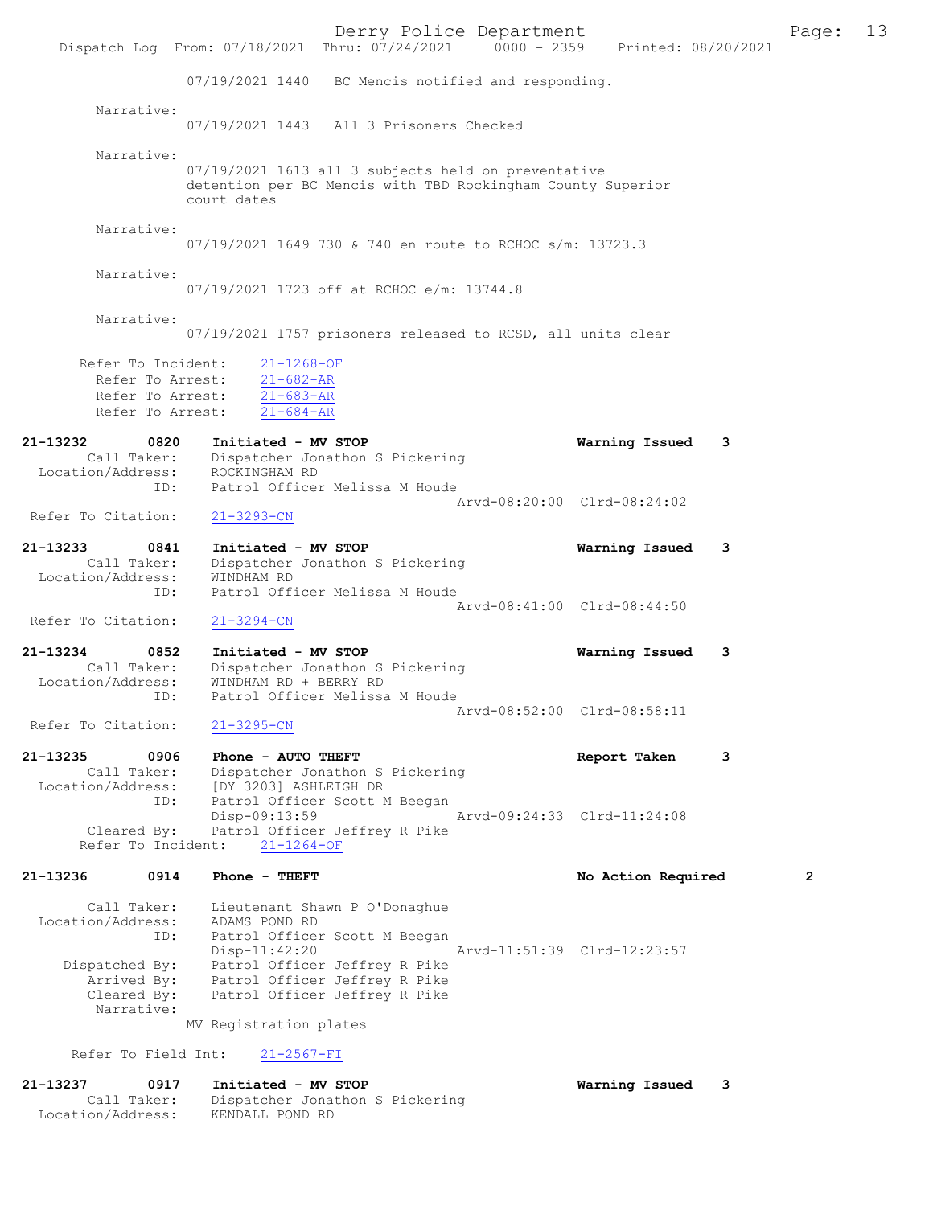07/19/2021 1440 BC Mencis notified and responding.

Narrative:
07/19/2021 1443 All 3 Prisoners Checked

Narrative:
07/19/2021 1613 all 3 subjects held on preventative detention per BC Mencis with TBD Rockingham County Superior court dates

Narrative:
07/19/2021 1649 730 & 740 en route to RCHOC s/m: 13723.3

Narrative:
07/19/2021 1723 off at RCHOC e/m: 13744.8

Narrative:
07/19/2021 1757 prisoners released to RCSD, all units clear

Refer To Incident: 21-1268-OF
Refer To Arrest: 21-682-AR
Refer To Arrest: 21-683-AR
Refer To Arrest: 21-684-AR

**21-13232 0820 Initiated - MV STOP — Warning Issued 3**
Call Taker: Dispatcher Jonathon S Pickering
Location/Address: ROCKINGHAM RD
ID: Patrol Officer Melissa M Houde
Arvd-08:20:00 Clrd-08:24:02
Refer To Citation: 21-3293-CN

**21-13233 0841 Initiated - MV STOP — Warning Issued 3**
Call Taker: Dispatcher Jonathon S Pickering
Location/Address: WINDHAM RD
ID: Patrol Officer Melissa M Houde
Arvd-08:41:00 Clrd-08:44:50
Refer To Citation: 21-3294-CN

**21-13234 0852 Initiated - MV STOP — Warning Issued 3**
Call Taker: Dispatcher Jonathon S Pickering
Location/Address: WINDHAM RD + BERRY RD
ID: Patrol Officer Melissa M Houde
Arvd-08:52:00 Clrd-08:58:11
Refer To Citation: 21-3295-CN

**21-13235 0906 Phone - AUTO THEFT — Report Taken 3**
Call Taker: Dispatcher Jonathon S Pickering
Location/Address: [DY 3203] ASHLEIGH DR
ID: Patrol Officer Scott M Beegan
Disp-09:13:59 Arvd-09:24:33 Clrd-11:24:08
Cleared By: Patrol Officer Jeffrey R Pike
Refer To Incident: 21-1264-OF

**21-13236 0914 Phone - THEFT — No Action Required 2**
Call Taker: Lieutenant Shawn P O'Donaghue
Location/Address: ADAMS POND RD
ID: Patrol Officer Scott M Beegan
Disp-11:42:20 Arvd-11:51:39 Clrd-12:23:57
Dispatched By: Patrol Officer Jeffrey R Pike
Arrived By: Patrol Officer Jeffrey R Pike
Cleared By: Patrol Officer Jeffrey R Pike
Narrative:
MV Registration plates

Refer To Field Int: 21-2567-FI

**21-13237 0917 Initiated - MV STOP — Warning Issued 3**
Call Taker: Dispatcher Jonathon S Pickering
Location/Address: KENDALL POND RD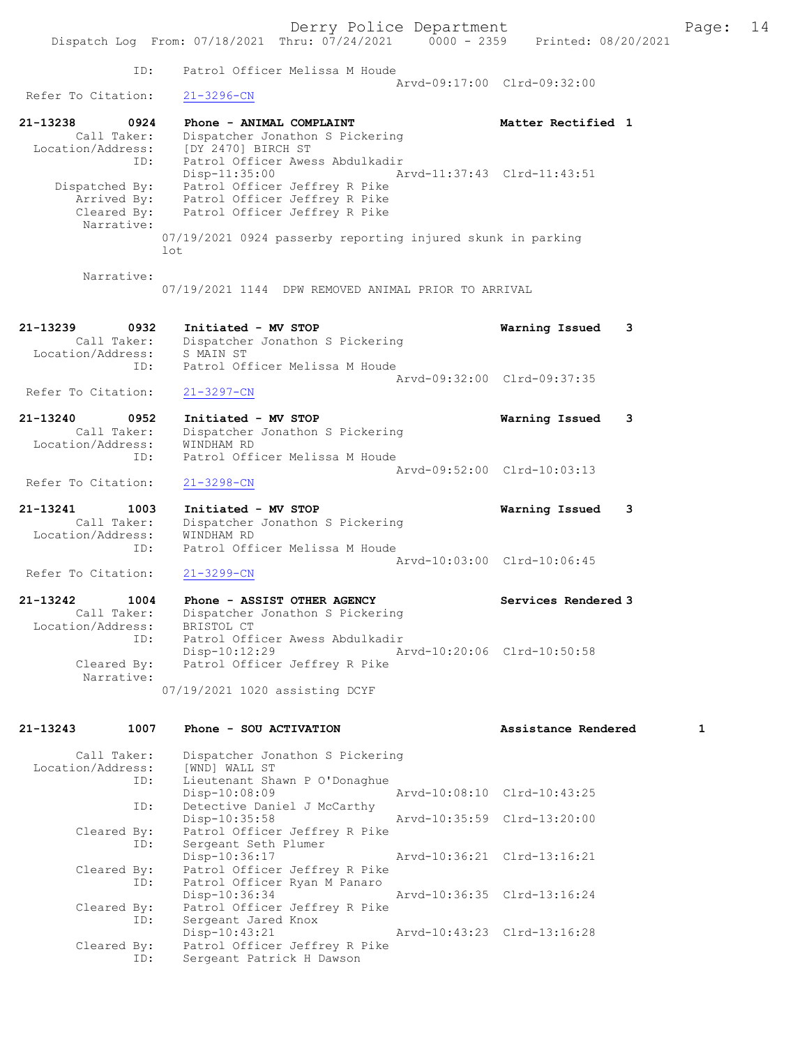```
            ID:      Patrol Officer Melissa M Houde
                                             Arvd-09:17:00  Clrd-09:32:00
 Refer To Citation:   21-3296-CN

21-13238      0924   Phone - ANIMAL COMPLAINT                   Matter Rectified 1
        Call Taker:   Dispatcher Jonathon S Pickering
  Location/Address:   [DY 2470] BIRCH ST
               ID:   Patrol Officer Awess Abdulkadir
                     Disp-11:35:00             Arvd-11:37:43  Clrd-11:43:51
     Dispatched By:   Patrol Officer Jeffrey R Pike
       Arrived By:   Patrol Officer Jeffrey R Pike
       Cleared By:   Patrol Officer Jeffrey R Pike
        Narrative:
                 07/19/2021 0924 passerby reporting injured skunk in parking
                 lot

        Narrative:
                 07/19/2021 1144  DPW REMOVED ANIMAL PRIOR TO ARRIVAL


21-13239      0932   Initiated - MV STOP                        Warning Issued   3
        Call Taker:   Dispatcher Jonathon S Pickering
  Location/Address:   S MAIN ST
               ID:   Patrol Officer Melissa M Houde
                                             Arvd-09:32:00  Clrd-09:37:35
 Refer To Citation:   21-3297-CN

21-13240      0952   Initiated - MV STOP                        Warning Issued   3
        Call Taker:   Dispatcher Jonathon S Pickering
  Location/Address:   WINDHAM RD
               ID:   Patrol Officer Melissa M Houde
                                             Arvd-09:52:00  Clrd-10:03:13
 Refer To Citation:   21-3298-CN

21-13241      1003   Initiated - MV STOP                        Warning Issued   3
        Call Taker:   Dispatcher Jonathon S Pickering
  Location/Address:   WINDHAM RD
               ID:   Patrol Officer Melissa M Houde
                                             Arvd-10:03:00  Clrd-10:06:45
 Refer To Citation:   21-3299-CN

21-13242      1004   Phone - ASSIST OTHER AGENCY                Services Rendered 3
        Call Taker:   Dispatcher Jonathon S Pickering
  Location/Address:   BRISTOL CT
               ID:   Patrol Officer Awess Abdulkadir
                     Disp-10:12:29             Arvd-10:20:06  Clrd-10:50:58
       Cleared By:   Patrol Officer Jeffrey R Pike
        Narrative:
                 07/19/2021 1020 assisting DCYF


21-13243      1007   Phone - SOU ACTIVATION                     Assistance Rendered        1

        Call Taker:   Dispatcher Jonathon S Pickering
  Location/Address:   [WND] WALL ST
               ID:   Lieutenant Shawn P O'Donaghue
                     Disp-10:08:09             Arvd-10:08:10  Clrd-10:43:25
               ID:   Detective Daniel J McCarthy
                     Disp-10:35:58             Arvd-10:35:59  Clrd-13:20:00
       Cleared By:   Patrol Officer Jeffrey R Pike
               ID:   Sergeant Seth Plumer
                     Disp-10:36:17             Arvd-10:36:21  Clrd-13:16:21
       Cleared By:   Patrol Officer Jeffrey R Pike
               ID:   Patrol Officer Ryan M Panaro
                     Disp-10:36:34             Arvd-10:36:35  Clrd-13:16:24
       Cleared By:   Patrol Officer Jeffrey R Pike
               ID:   Sergeant Jared Knox
                     Disp-10:43:21             Arvd-10:43:23  Clrd-13:16:28
       Cleared By:   Patrol Officer Jeffrey R Pike
               ID:   Sergeant Patrick H Dawson
```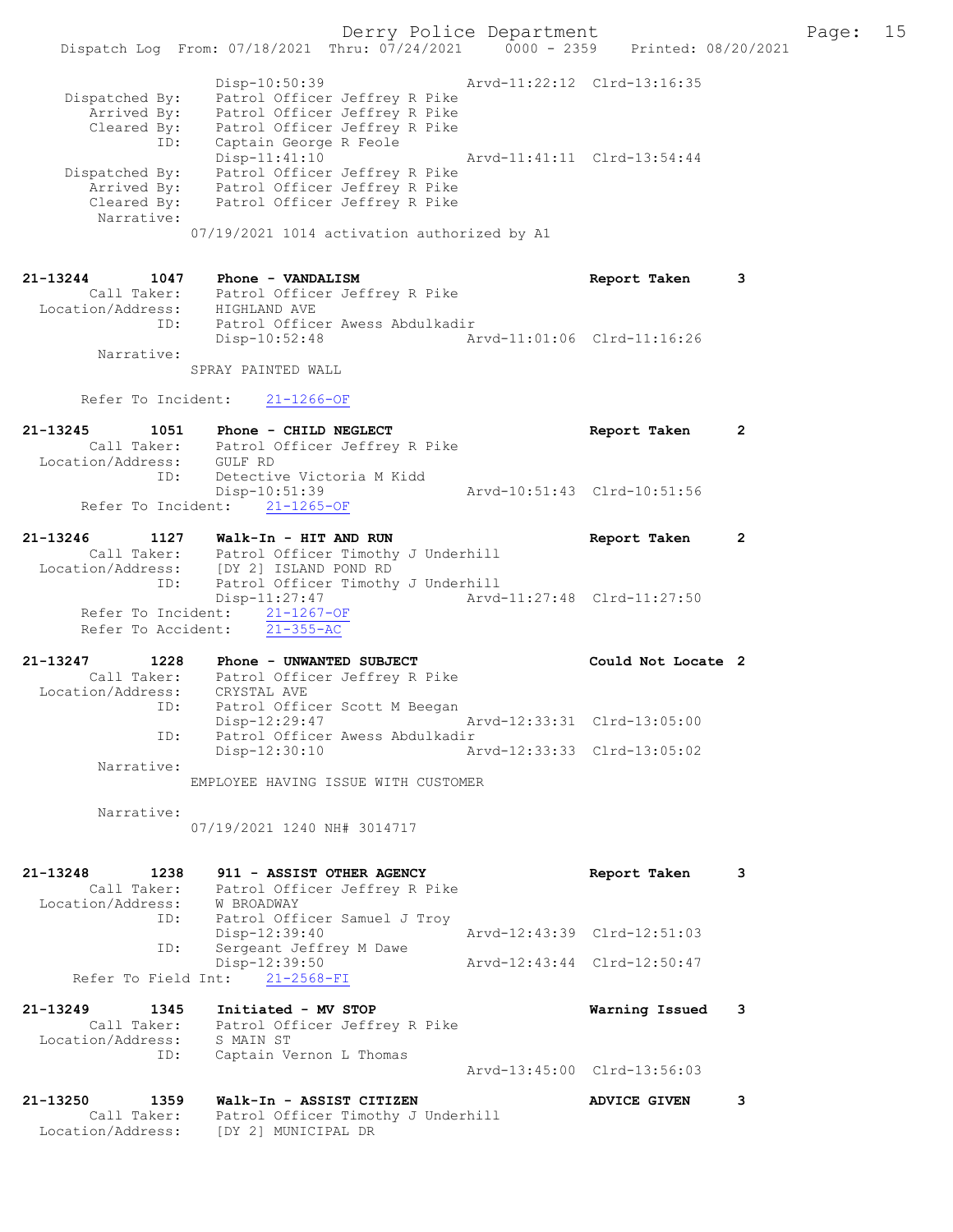```
        Disp-10:50:39                  Arvd-11:22:12  Clrd-13:16:35
Dispatched By:  Patrol Officer Jeffrey R Pike
Arrived By:     Patrol Officer Jeffrey R Pike
Cleared By:     Patrol Officer Jeffrey R Pike
ID:             Captain George R Feole
        Disp-11:41:10                  Arvd-11:41:11  Clrd-13:54:44
Dispatched By:  Patrol Officer Jeffrey R Pike
Arrived By:     Patrol Officer Jeffrey R Pike
Cleared By:     Patrol Officer Jeffrey R Pike
Narrative:
        07/19/2021 1014 activation authorized by A1

21-13244     1047   Phone - VANDALISM                       Report Taken      3
   Call Taker:      Patrol Officer Jeffrey R Pike
   Location/Address: HIGHLAND AVE
   ID:              Patrol Officer Awess Abdulkadir
        Disp-10:52:48                  Arvd-11:01:06  Clrd-11:16:26
   Narrative:
        SPRAY PAINTED WALL

   Refer To Incident:  21-1266-OF

21-13245     1051   Phone - CHILD NEGLECT                   Report Taken      2
   Call Taker:      Patrol Officer Jeffrey R Pike
   Location/Address: GULF RD
   ID:              Detective Victoria M Kidd
        Disp-10:51:39                  Arvd-10:51:43  Clrd-10:51:56
   Refer To Incident:  21-1265-OF

21-13246     1127   Walk-In - HIT AND RUN                   Report Taken      2
   Call Taker:      Patrol Officer Timothy J Underhill
   Location/Address: [DY 2] ISLAND POND RD
   ID:              Patrol Officer Timothy J Underhill
        Disp-11:27:47                  Arvd-11:27:48  Clrd-11:27:50
   Refer To Incident:  21-1267-OF
   Refer To Accident:  21-355-AC

21-13247     1228   Phone - UNWANTED SUBJECT                Could Not Locate 2
   Call Taker:      Patrol Officer Jeffrey R Pike
   Location/Address: CRYSTAL AVE
   ID:              Patrol Officer Scott M Beegan
        Disp-12:29:47                  Arvd-12:33:31  Clrd-13:05:00
   ID:              Patrol Officer Awess Abdulkadir
        Disp-12:30:10                  Arvd-12:33:33  Clrd-13:05:02
   Narrative:
        EMPLOYEE HAVING ISSUE WITH CUSTOMER

   Narrative:
        07/19/2021 1240 NH# 3014717

21-13248     1238   911 - ASSIST OTHER AGENCY               Report Taken      3
   Call Taker:      Patrol Officer Jeffrey R Pike
   Location/Address: W BROADWAY
   ID:              Patrol Officer Samuel J Troy
        Disp-12:39:40                  Arvd-12:43:39  Clrd-12:51:03
   ID:              Sergeant Jeffrey M Dawe
        Disp-12:39:50                  Arvd-12:43:44  Clrd-12:50:47
   Refer To Field Int:  21-2568-FI

21-13249     1345   Initiated - MV STOP                     Warning Issued    3
   Call Taker:      Patrol Officer Jeffrey R Pike
   Location/Address: S MAIN ST
   ID:              Captain Vernon L Thomas
                                       Arvd-13:45:00  Clrd-13:56:03

21-13250     1359   Walk-In - ASSIST CITIZEN                ADVICE GIVEN      3
   Call Taker:      Patrol Officer Timothy J Underhill
   Location/Address: [DY 2] MUNICIPAL DR
```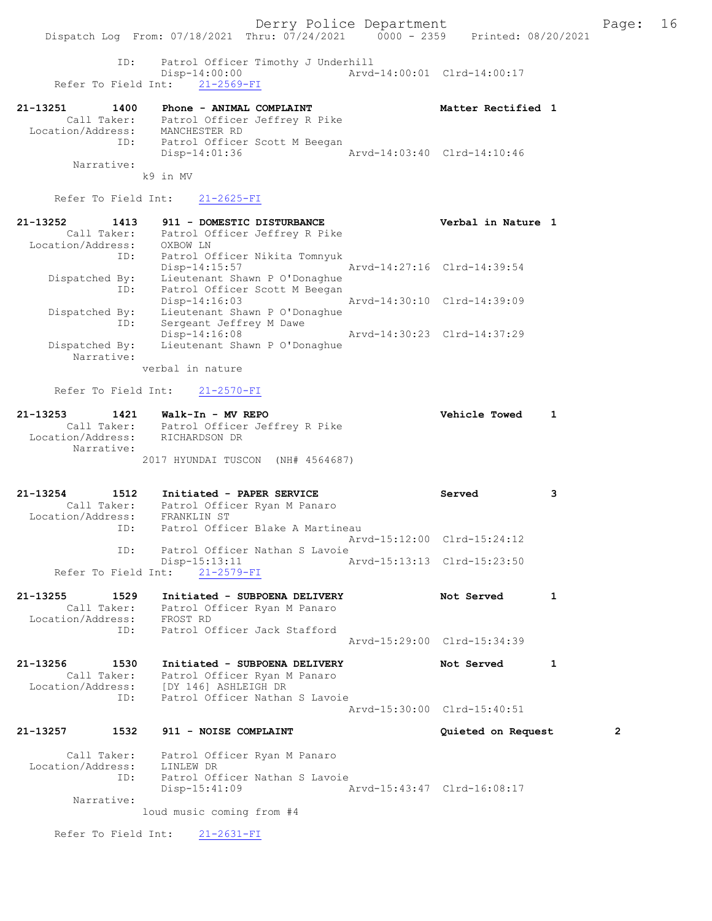```
        ID:     Patrol Officer Timothy J Underhill
                Disp-14:00:00                Arvd-14:00:01  Clrd-14:00:17
  Refer To Field Int:    21-2569-FI

21-13251       1400    Phone - ANIMAL COMPLAINT                    Matter Rectified 1
        Call Taker:    Patrol Officer Jeffrey R Pike
  Location/Address:    MANCHESTER RD
               ID:     Patrol Officer Scott M Beegan
                       Disp-14:01:36              Arvd-14:03:40  Clrd-14:10:46
        Narrative:
                k9 in MV

  Refer To Field Int:    21-2625-FI

21-13252       1413    911 - DOMESTIC DISTURBANCE                  Verbal in Nature 1
        Call Taker:    Patrol Officer Jeffrey R Pike
  Location/Address:    OXBOW LN
               ID:     Patrol Officer Nikita Tomnyuk
                       Disp-14:15:57              Arvd-14:27:16  Clrd-14:39:54
    Dispatched By:     Lieutenant Shawn P O'Donaghue
               ID:     Patrol Officer Scott M Beegan
                       Disp-14:16:03              Arvd-14:30:10  Clrd-14:39:09
    Dispatched By:     Lieutenant Shawn P O'Donaghue
               ID:     Sergeant Jeffrey M Dawe
                       Disp-14:16:08              Arvd-14:30:23  Clrd-14:37:29
    Dispatched By:     Lieutenant Shawn P O'Donaghue
        Narrative:
                verbal in nature

  Refer To Field Int:    21-2570-FI

21-13253       1421    Walk-In - MV REPO                           Vehicle Towed    1
        Call Taker:    Patrol Officer Jeffrey R Pike
  Location/Address:    RICHARDSON DR
        Narrative:
                2017 HYUNDAI TUSCON  (NH# 4564687)


21-13254       1512    Initiated - PAPER SERVICE                   Served           3
        Call Taker:    Patrol Officer Ryan M Panaro
  Location/Address:    FRANKLIN ST
               ID:     Patrol Officer Blake A Martineau
                                                  Arvd-15:12:00  Clrd-15:24:12
               ID:     Patrol Officer Nathan S Lavoie
                       Disp-15:13:11              Arvd-15:13:13  Clrd-15:23:50
  Refer To Field Int:    21-2579-FI

21-13255       1529    Initiated - SUBPOENA DELIVERY               Not Served       1
        Call Taker:    Patrol Officer Ryan M Panaro
  Location/Address:    FROST RD
               ID:     Patrol Officer Jack Stafford
                                                  Arvd-15:29:00  Clrd-15:34:39

21-13256       1530    Initiated - SUBPOENA DELIVERY               Not Served       1
        Call Taker:    Patrol Officer Ryan M Panaro
  Location/Address:    [DY 146] ASHLEIGH DR
               ID:     Patrol Officer Nathan S Lavoie
                                                  Arvd-15:30:00  Clrd-15:40:51

21-13257       1532    911 - NOISE COMPLAINT                       Quieted on Request       2

        Call Taker:    Patrol Officer Ryan M Panaro
  Location/Address:    LINLEW DR
               ID:     Patrol Officer Nathan S Lavoie
                       Disp-15:41:09              Arvd-15:43:47  Clrd-16:08:17
        Narrative:
                loud music coming from #4

  Refer To Field Int:    21-2631-FI
```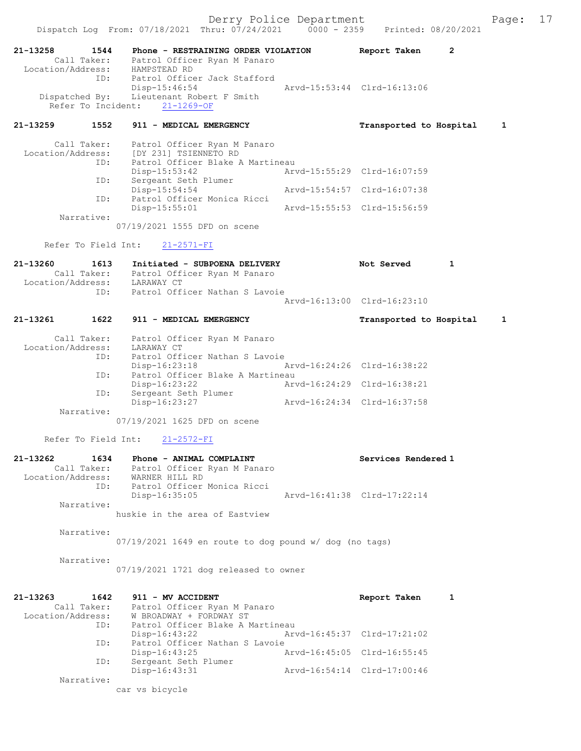Dispatch Log From: 07/18/2021 Thru: 07/24/2021 0000 - 2359 Printed: 08/20/2021

```
21-13258        1544    Phone - RESTRAINING ORDER VIOLATION           Report Taken       2
        Call Taker:     Patrol Officer Ryan M Panaro
  Location/Address:     HAMPSTEAD RD
                ID:     Patrol Officer Jack Stafford
                        Disp-15:46:54                  Arvd-15:53:44  Clrd-16:13:06
     Dispatched By:     Lieutenant Robert F Smith
      Refer To Incident:    21-1269-OF

21-13259        1552    911 - MEDICAL EMERGENCY                       Transported to Hospital     1

        Call Taker:     Patrol Officer Ryan M Panaro
  Location/Address:     [DY 231] TSIENNETO RD
                ID:     Patrol Officer Blake A Martineau
                        Disp-15:53:42                  Arvd-15:55:29  Clrd-16:07:59
                ID:     Sergeant Seth Plumer
                        Disp-15:54:54                  Arvd-15:54:57  Clrd-16:07:38
                ID:     Patrol Officer Monica Ricci
                        Disp-15:55:01                  Arvd-15:55:53  Clrd-15:56:59
         Narrative:
                   07/19/2021 1555 DFD on scene

      Refer To Field Int:    21-2571-FI

21-13260        1613    Initiated - SUBPOENA DELIVERY                 Not Served         1
        Call Taker:     Patrol Officer Ryan M Panaro
  Location/Address:     LARAWAY CT
                ID:     Patrol Officer Nathan S Lavoie
                                                       Arvd-16:13:00  Clrd-16:23:10

21-13261        1622    911 - MEDICAL EMERGENCY                       Transported to Hospital     1

        Call Taker:     Patrol Officer Ryan M Panaro
  Location/Address:     LARAWAY CT
                ID:     Patrol Officer Nathan S Lavoie
                        Disp-16:23:18                  Arvd-16:24:26  Clrd-16:38:22
                ID:     Patrol Officer Blake A Martineau
                        Disp-16:23:22                  Arvd-16:24:29  Clrd-16:38:21
                ID:     Sergeant Seth Plumer
                        Disp-16:23:27                  Arvd-16:24:34  Clrd-16:37:58
         Narrative:
                   07/19/2021 1625 DFD on scene

      Refer To Field Int:    21-2572-FI

21-13262        1634    Phone - ANIMAL COMPLAINT                      Services Rendered 1
        Call Taker:     Patrol Officer Ryan M Panaro
  Location/Address:     WARNER HILL RD
                ID:     Patrol Officer Monica Ricci
                        Disp-16:35:05                  Arvd-16:41:38  Clrd-17:22:14
         Narrative:
                   huskie in the area of Eastview

         Narrative:
                   07/19/2021 1649 en route to dog pound w/ dog (no tags)

         Narrative:
                   07/19/2021 1721 dog released to owner

21-13263        1642    911 - MV ACCIDENT                             Report Taken       1
        Call Taker:     Patrol Officer Ryan M Panaro
  Location/Address:     W BROADWAY + FORDWAY ST
                ID:     Patrol Officer Blake A Martineau
                        Disp-16:43:22                  Arvd-16:45:37  Clrd-17:21:02
                ID:     Patrol Officer Nathan S Lavoie
                        Disp-16:43:25                  Arvd-16:45:05  Clrd-16:55:45
                ID:     Sergeant Seth Plumer
                        Disp-16:43:31                  Arvd-16:54:14  Clrd-17:00:46
         Narrative:
                   car vs bicycle
```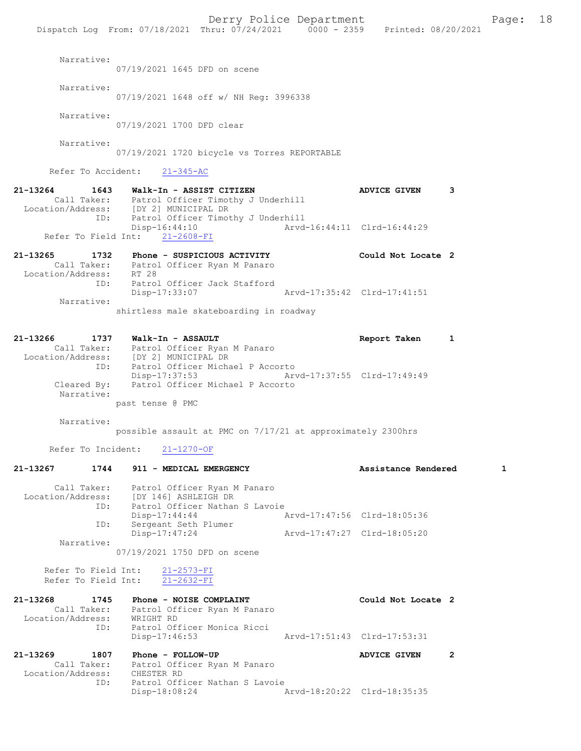Narrative:
07/19/2021 1645 DFD on scene

Narrative:
07/19/2021 1648 off w/ NH Reg: 3996338

Narrative:
07/19/2021 1700 DFD clear

Narrative:
07/19/2021 1720 bicycle vs Torres REPORTABLE

Refer To Accident: 21-345-AC

**21-13264 1643 Walk-In - ASSIST CITIZEN — ADVICE GIVEN 3**
Call Taker: Patrol Officer Timothy J Underhill
Location/Address: [DY 2] MUNICIPAL DR
ID: Patrol Officer Timothy J Underhill
Disp-16:44:10 Arvd-16:44:11 Clrd-16:44:29
Refer To Field Int: 21-2608-FI

**21-13265 1732 Phone - SUSPICIOUS ACTIVITY — Could Not Locate 2**
Call Taker: Patrol Officer Ryan M Panaro
Location/Address: RT 28
ID: Patrol Officer Jack Stafford
Disp-17:33:07 Arvd-17:35:42 Clrd-17:41:51
Narrative:
shirtless male skateboarding in roadway

**21-13266 1737 Walk-In - ASSAULT — Report Taken 1**
Call Taker: Patrol Officer Ryan M Panaro
Location/Address: [DY 2] MUNICIPAL DR
ID: Patrol Officer Michael P Accorto
Disp-17:37:53 Arvd-17:37:55 Clrd-17:49:49
Cleared By: Patrol Officer Michael P Accorto
Narrative:
past tense @ PMC

Narrative:
possible assault at PMC on 7/17/21 at approximately 2300hrs

Refer To Incident: 21-1270-OF

**21-13267 1744 911 - MEDICAL EMERGENCY — Assistance Rendered 1**
Call Taker: Patrol Officer Ryan M Panaro
Location/Address: [DY 146] ASHLEIGH DR
ID: Patrol Officer Nathan S Lavoie
Disp-17:44:44 Arvd-17:47:56 Clrd-18:05:36
ID: Sergeant Seth Plumer
Disp-17:47:24 Arvd-17:47:27 Clrd-18:05:20
Narrative:
07/19/2021 1750 DFD on scene

Refer To Field Int: 21-2573-FI
Refer To Field Int: 21-2632-FI

**21-13268 1745 Phone - NOISE COMPLAINT — Could Not Locate 2**
Call Taker: Patrol Officer Ryan M Panaro
Location/Address: WRIGHT RD
ID: Patrol Officer Monica Ricci
Disp-17:46:53 Arvd-17:51:43 Clrd-17:53:31

**21-13269 1807 Phone - FOLLOW-UP — ADVICE GIVEN 2**
Call Taker: Patrol Officer Ryan M Panaro
Location/Address: CHESTER RD
ID: Patrol Officer Nathan S Lavoie
Disp-18:08:24 Arvd-18:20:22 Clrd-18:35:35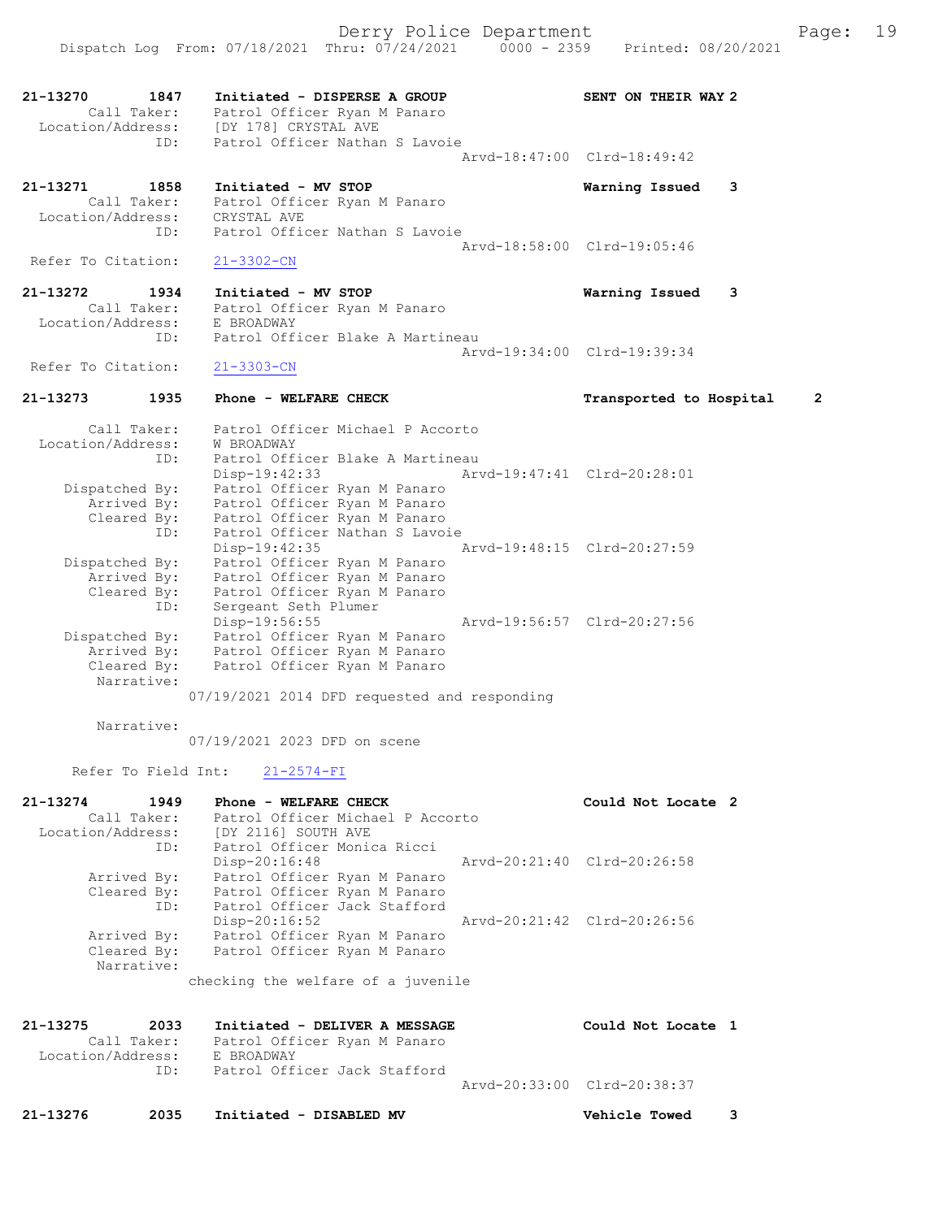21-13270 1847 Initiated - DISPERSE A GROUP SENT ON THEIR WAY 2
Call Taker: Patrol Officer Ryan M Panaro
Location/Address: [DY 178] CRYSTAL AVE
ID: Patrol Officer Nathan S Lavoie
Arvd-18:47:00 Clrd-18:49:42

21-13271 1858 Initiated - MV STOP Warning Issued 3
Call Taker: Patrol Officer Ryan M Panaro
Location/Address: CRYSTAL AVE
ID: Patrol Officer Nathan S Lavoie
Arvd-18:58:00 Clrd-19:05:46
Refer To Citation: 21-3302-CN

21-13272 1934 Initiated - MV STOP Warning Issued 3
Call Taker: Patrol Officer Ryan M Panaro
Location/Address: E BROADWAY
ID: Patrol Officer Blake A Martineau
Arvd-19:34:00 Clrd-19:39:34
Refer To Citation: 21-3303-CN

21-13273 1935 Phone - WELFARE CHECK Transported to Hospital 2
Call Taker: Patrol Officer Michael P Accorto
Location/Address: W BROADWAY
ID: Patrol Officer Blake A Martineau
Disp-19:42:33 Arvd-19:47:41 Clrd-20:28:01
Dispatched By: Patrol Officer Ryan M Panaro
Arrived By: Patrol Officer Ryan M Panaro
Cleared By: Patrol Officer Ryan M Panaro
ID: Patrol Officer Nathan S Lavoie
Disp-19:42:35 Arvd-19:48:15 Clrd-20:27:59
Dispatched By: Patrol Officer Ryan M Panaro
Arrived By: Patrol Officer Ryan M Panaro
Cleared By: Patrol Officer Ryan M Panaro
ID: Sergeant Seth Plumer
Disp-19:56:55 Arvd-19:56:57 Clrd-20:27:56
Dispatched By: Patrol Officer Ryan M Panaro
Arrived By: Patrol Officer Ryan M Panaro
Cleared By: Patrol Officer Ryan M Panaro
Narrative:
07/19/2021 2014 DFD requested and responding

Narrative:
07/19/2021 2023 DFD on scene

Refer To Field Int: 21-2574-FI

21-13274 1949 Phone - WELFARE CHECK Could Not Locate 2
Call Taker: Patrol Officer Michael P Accorto
Location/Address: [DY 2116] SOUTH AVE
ID: Patrol Officer Monica Ricci
Disp-20:16:48 Arvd-20:21:40 Clrd-20:26:58
Arrived By: Patrol Officer Ryan M Panaro
Cleared By: Patrol Officer Ryan M Panaro
ID: Patrol Officer Jack Stafford
Disp-20:16:52 Arvd-20:21:42 Clrd-20:26:56
Arrived By: Patrol Officer Ryan M Panaro
Cleared By: Patrol Officer Ryan M Panaro
Narrative:
checking the welfare of a juvenile

21-13275 2033 Initiated - DELIVER A MESSAGE Could Not Locate 1
Call Taker: Patrol Officer Ryan M Panaro
Location/Address: E BROADWAY
ID: Patrol Officer Jack Stafford
Arvd-20:33:00 Clrd-20:38:37

21-13276 2035 Initiated - DISABLED MV Vehicle Towed 3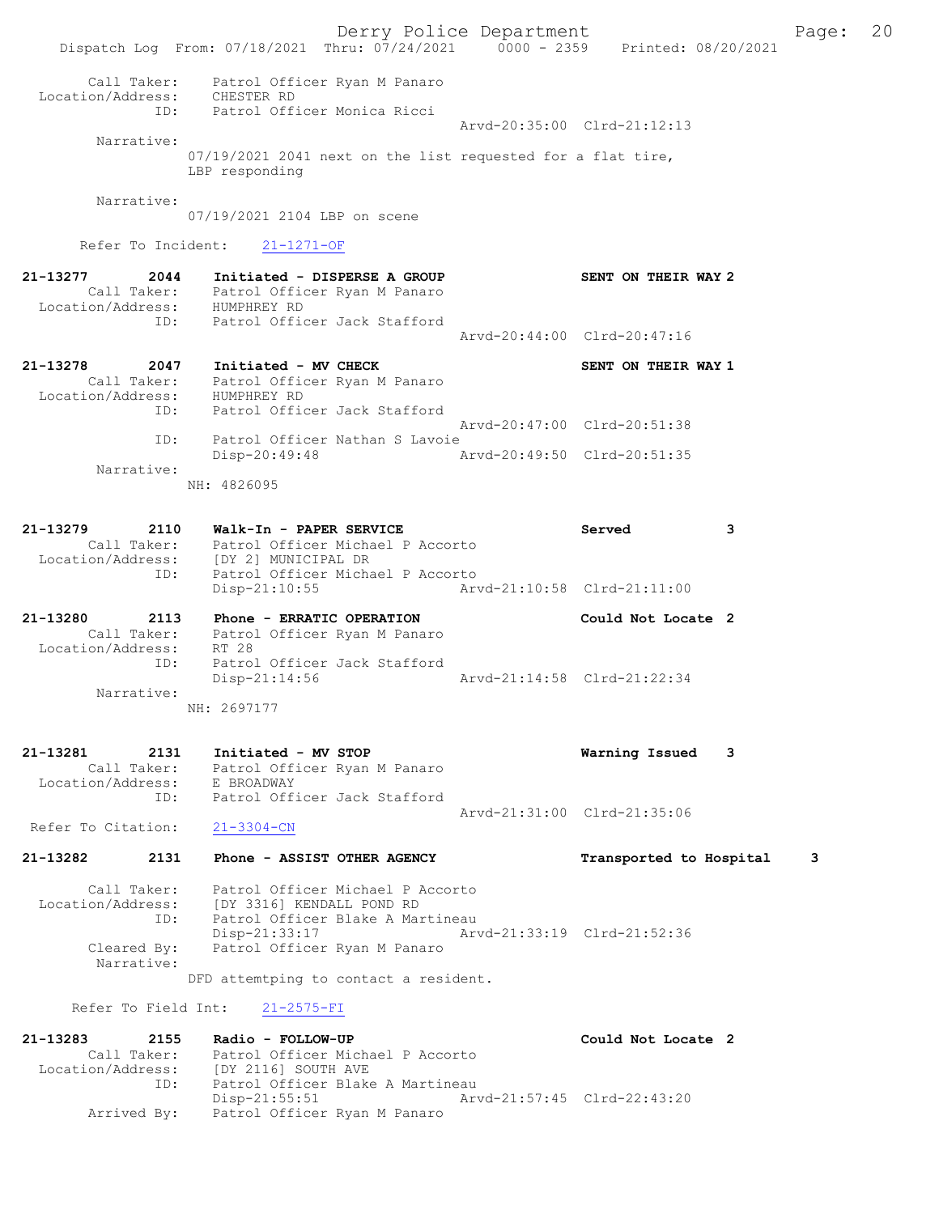```
        Call Taker:    Patrol Officer Ryan M Panaro
  Location/Address:    CHESTER RD
                ID:    Patrol Officer Monica Ricci
                                                 Arvd-20:35:00  Clrd-21:12:13
         Narrative:
                   07/19/2021 2041 next on the list requested for a flat tire,
                   LBP responding

         Narrative:
                   07/19/2021 2104 LBP on scene

       Refer To Incident:    21-1271-OF

21-13277        2044    Initiated - DISPERSE A GROUP              SENT ON THEIR WAY 2
        Call Taker:    Patrol Officer Ryan M Panaro
  Location/Address:    HUMPHREY RD
                ID:    Patrol Officer Jack Stafford
                                                 Arvd-20:44:00  Clrd-20:47:16

21-13278        2047    Initiated - MV CHECK                      SENT ON THEIR WAY 1
        Call Taker:    Patrol Officer Ryan M Panaro
  Location/Address:    HUMPHREY RD
                ID:    Patrol Officer Jack Stafford
                                                 Arvd-20:47:00  Clrd-20:51:38
                ID:    Patrol Officer Nathan S Lavoie
                       Disp-20:49:48             Arvd-20:49:50  Clrd-20:51:35
         Narrative:
                   NH: 4826095


21-13279        2110    Walk-In - PAPER SERVICE                   Served          3
        Call Taker:    Patrol Officer Michael P Accorto
  Location/Address:    [DY 2] MUNICIPAL DR
                ID:    Patrol Officer Michael P Accorto
                       Disp-21:10:55             Arvd-21:10:58  Clrd-21:11:00

21-13280        2113    Phone - ERRATIC OPERATION                 Could Not Locate  2
        Call Taker:    Patrol Officer Ryan M Panaro
  Location/Address:    RT 28
                ID:    Patrol Officer Jack Stafford
                       Disp-21:14:56             Arvd-21:14:58  Clrd-21:22:34
         Narrative:
                   NH: 2697177


21-13281        2131    Initiated - MV STOP                       Warning Issued    3
        Call Taker:    Patrol Officer Ryan M Panaro
  Location/Address:    E BROADWAY
                ID:    Patrol Officer Jack Stafford
                                                 Arvd-21:31:00  Clrd-21:35:06
  Refer To Citation:    21-3304-CN

21-13282        2131    Phone - ASSIST OTHER AGENCY               Transported to Hospital     3

        Call Taker:    Patrol Officer Michael P Accorto
  Location/Address:    [DY 3316] KENDALL POND RD
                ID:    Patrol Officer Blake A Martineau
                       Disp-21:33:17             Arvd-21:33:19  Clrd-21:52:36
        Cleared By:    Patrol Officer Ryan M Panaro
         Narrative:
                   DFD attemtping to contact a resident.

      Refer To Field Int:    21-2575-FI

21-13283        2155    Radio - FOLLOW-UP                         Could Not Locate  2
        Call Taker:    Patrol Officer Michael P Accorto
  Location/Address:    [DY 2116] SOUTH AVE
                ID:    Patrol Officer Blake A Martineau
                       Disp-21:55:51             Arvd-21:57:45  Clrd-22:43:20
        Arrived By:    Patrol Officer Ryan M Panaro
```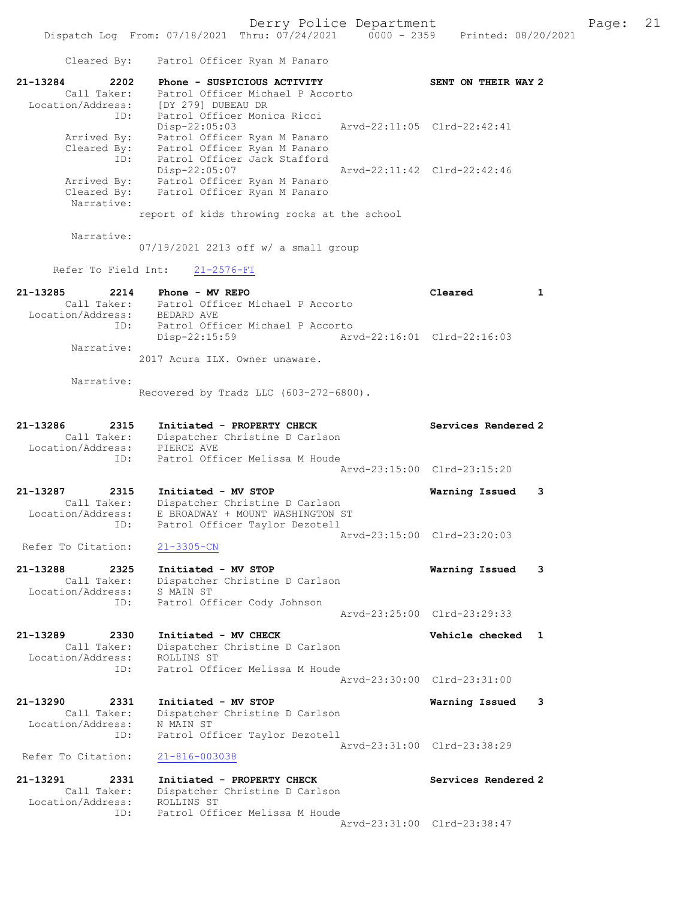Cleared By: Patrol Officer Ryan M Panaro

```
21-13284        2202    Phone - SUSPICIOUS ACTIVITY              SENT ON THEIR WAY 2
        Call Taker:     Patrol Officer Michael P Accorto
   Location/Address:    [DY 279] DUBEAU DR
                ID:     Patrol Officer Monica Ricci
                        Disp-22:05:03                Arvd-22:11:05  Clrd-22:42:41
        Arrived By:     Patrol Officer Ryan M Panaro
        Cleared By:     Patrol Officer Ryan M Panaro
                ID:     Patrol Officer Jack Stafford
                        Disp-22:05:07                Arvd-22:11:42  Clrd-22:42:46
        Arrived By:     Patrol Officer Ryan M Panaro
        Cleared By:     Patrol Officer Ryan M Panaro
         Narrative:
                      report of kids throwing rocks at the school

         Narrative:
                      07/19/2021 2213 off w/ a small group

     Refer To Field Int:    21-2576-FI

21-13285        2214    Phone - MV REPO                          Cleared          1
        Call Taker:     Patrol Officer Michael P Accorto
   Location/Address:    BEDARD AVE
                ID:     Patrol Officer Michael P Accorto
                        Disp-22:15:59                Arvd-22:16:01  Clrd-22:16:03
         Narrative:
                      2017 Acura ILX. Owner unaware.

         Narrative:
                      Recovered by Tradz LLC (603-272-6800).

21-13286        2315    Initiated - PROPERTY CHECK               Services Rendered 2
        Call Taker:     Dispatcher Christine D Carlson
   Location/Address:    PIERCE AVE
                ID:     Patrol Officer Melissa M Houde
                                                     Arvd-23:15:00  Clrd-23:15:20

21-13287        2315    Initiated - MV STOP                      Warning Issued   3
        Call Taker:     Dispatcher Christine D Carlson
   Location/Address:    E BROADWAY + MOUNT WASHINGTON ST
                ID:     Patrol Officer Taylor Dezotell
                                                     Arvd-23:15:00  Clrd-23:20:03
  Refer To Citation:    21-3305-CN

21-13288        2325    Initiated - MV STOP                      Warning Issued   3
        Call Taker:     Dispatcher Christine D Carlson
   Location/Address:    S MAIN ST
                ID:     Patrol Officer Cody Johnson
                                                     Arvd-23:25:00  Clrd-23:29:33

21-13289        2330    Initiated - MV CHECK                     Vehicle checked  1
        Call Taker:     Dispatcher Christine D Carlson
   Location/Address:    ROLLINS ST
                ID:     Patrol Officer Melissa M Houde
                                                     Arvd-23:30:00  Clrd-23:31:00

21-13290        2331    Initiated - MV STOP                      Warning Issued   3
        Call Taker:     Dispatcher Christine D Carlson
   Location/Address:    N MAIN ST
                ID:     Patrol Officer Taylor Dezotell
                                                     Arvd-23:31:00  Clrd-23:38:29
  Refer To Citation:    21-816-003038

21-13291        2331    Initiated - PROPERTY CHECK               Services Rendered 2
        Call Taker:     Dispatcher Christine D Carlson
   Location/Address:    ROLLINS ST
                ID:     Patrol Officer Melissa M Houde
                                                     Arvd-23:31:00  Clrd-23:38:47
```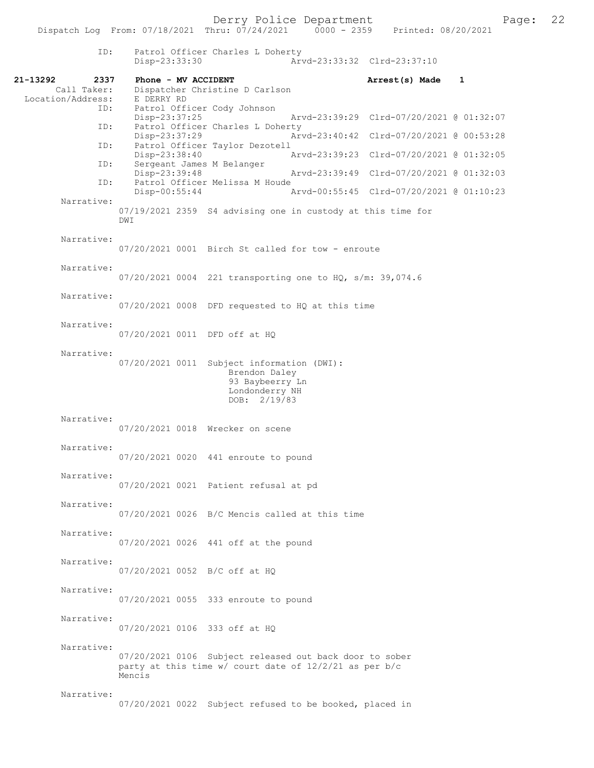ID: Patrol Officer Charles L Doherty
Disp-23:33:30 Arvd-23:33:32 Clrd-23:37:10

**21-13292 2337 Phone - MV ACCIDENT** **Arrest(s) Made 1**

Call Taker: Dispatcher Christine D Carlson
Location/Address: E DERRY RD
ID: Patrol Officer Cody Johnson
Disp-23:37:25 Arvd-23:39:29 Clrd-07/20/2021 @ 01:32:07
ID: Patrol Officer Charles L Doherty
Disp-23:37:29 Arvd-23:40:42 Clrd-07/20/2021 @ 00:53:28
ID: Patrol Officer Taylor Dezotell
Disp-23:38:40 Arvd-23:39:23 Clrd-07/20/2021 @ 01:32:05
ID: Sergeant James M Belanger
Disp-23:39:48 Arvd-23:39:49 Clrd-07/20/2021 @ 01:32:03
ID: Patrol Officer Melissa M Houde
Disp-00:55:44 Arvd-00:55:45 Clrd-07/20/2021 @ 01:10:23

Narrative:
07/19/2021 2359 S4 advising one in custody at this time for DWI

Narrative:
07/20/2021 0001 Birch St called for tow - enroute

Narrative:
07/20/2021 0004 221 transporting one to HQ, s/m: 39,074.6

Narrative:
07/20/2021 0008 DFD requested to HQ at this time

Narrative:
07/20/2021 0011 DFD off at HQ

Narrative:
07/20/2021 0011 Subject information (DWI):
Brendon Daley
93 Baybeerry Ln
Londonderry NH
DOB: 2/19/83

Narrative:
07/20/2021 0018 Wrecker on scene

Narrative:
07/20/2021 0020 441 enroute to pound

Narrative:
07/20/2021 0021 Patient refusal at pd

Narrative:
07/20/2021 0026 B/C Mencis called at this time

Narrative:
07/20/2021 0026 441 off at the pound

Narrative:
07/20/2021 0052 B/C off at HQ

Narrative:
07/20/2021 0055 333 enroute to pound

Narrative:
07/20/2021 0106 333 off at HQ

Narrative:
07/20/2021 0106 Subject released out back door to sober party at this time w/ court date of 12/2/21 as per b/c Mencis

Narrative:
07/20/2021 0022 Subject refused to be booked, placed in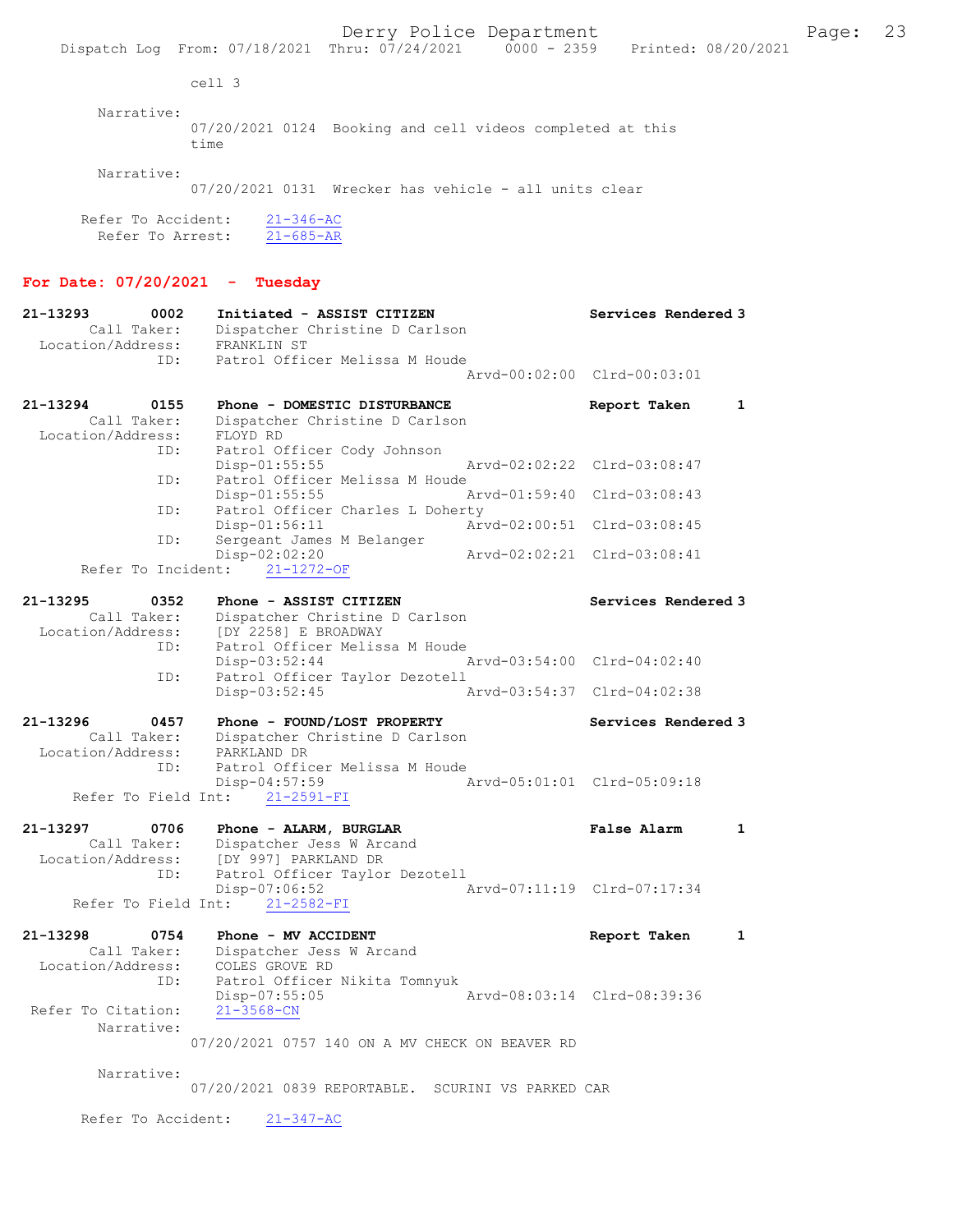cell 3

Narrative:
07/20/2021 0124 Booking and cell videos completed at this time

Narrative:
07/20/2021 0131 Wrecker has vehicle - all units clear

Refer To Accident: 21-346-AC
Refer To Arrest: 21-685-AR

## For Date: 07/20/2021 - Tuesday

**21-13293 0002 Initiated - ASSIST CITIZEN** Services Rendered 3
Call Taker: Dispatcher Christine D Carlson
Location/Address: FRANKLIN ST
ID: Patrol Officer Melissa M Houde
Arvd-00:02:00 Clrd-00:03:01

**21-13294 0155 Phone - DOMESTIC DISTURBANCE** Report Taken 1
Call Taker: Dispatcher Christine D Carlson
Location/Address: FLOYD RD
ID: Patrol Officer Cody Johnson
Disp-01:55:55 Arvd-02:02:22 Clrd-03:08:47
ID: Patrol Officer Melissa M Houde
Disp-01:55:55 Arvd-01:59:40 Clrd-03:08:43
ID: Patrol Officer Charles L Doherty
Disp-01:56:11 Arvd-02:00:51 Clrd-03:08:45
ID: Sergeant James M Belanger
Disp-02:02:20 Arvd-02:02:21 Clrd-03:08:41
Refer To Incident: 21-1272-OF

**21-13295 0352 Phone - ASSIST CITIZEN** Services Rendered 3
Call Taker: Dispatcher Christine D Carlson
Location/Address: [DY 2258] E BROADWAY
ID: Patrol Officer Melissa M Houde
Disp-03:52:44 Arvd-03:54:00 Clrd-04:02:40
ID: Patrol Officer Taylor Dezotell
Disp-03:52:45 Arvd-03:54:37 Clrd-04:02:38

**21-13296 0457 Phone - FOUND/LOST PROPERTY** Services Rendered 3
Call Taker: Dispatcher Christine D Carlson
Location/Address: PARKLAND DR
ID: Patrol Officer Melissa M Houde
Disp-04:57:59 Arvd-05:01:01 Clrd-05:09:18
Refer To Field Int: 21-2591-FI

**21-13297 0706 Phone - ALARM, BURGLAR** False Alarm 1
Call Taker: Dispatcher Jess W Arcand
Location/Address: [DY 997] PARKLAND DR
ID: Patrol Officer Taylor Dezotell
Disp-07:06:52 Arvd-07:11:19 Clrd-07:17:34
Refer To Field Int: 21-2582-FI

**21-13298 0754 Phone - MV ACCIDENT** Report Taken 1
Call Taker: Dispatcher Jess W Arcand
Location/Address: COLES GROVE RD
ID: Patrol Officer Nikita Tomnyuk
Disp-07:55:05 Arvd-08:03:14 Clrd-08:39:36
Refer To Citation: 21-3568-CN
Narrative:
07/20/2021 0757 140 ON A MV CHECK ON BEAVER RD

Narrative:
07/20/2021 0839 REPORTABLE. SCURINI VS PARKED CAR

Refer To Accident: 21-347-AC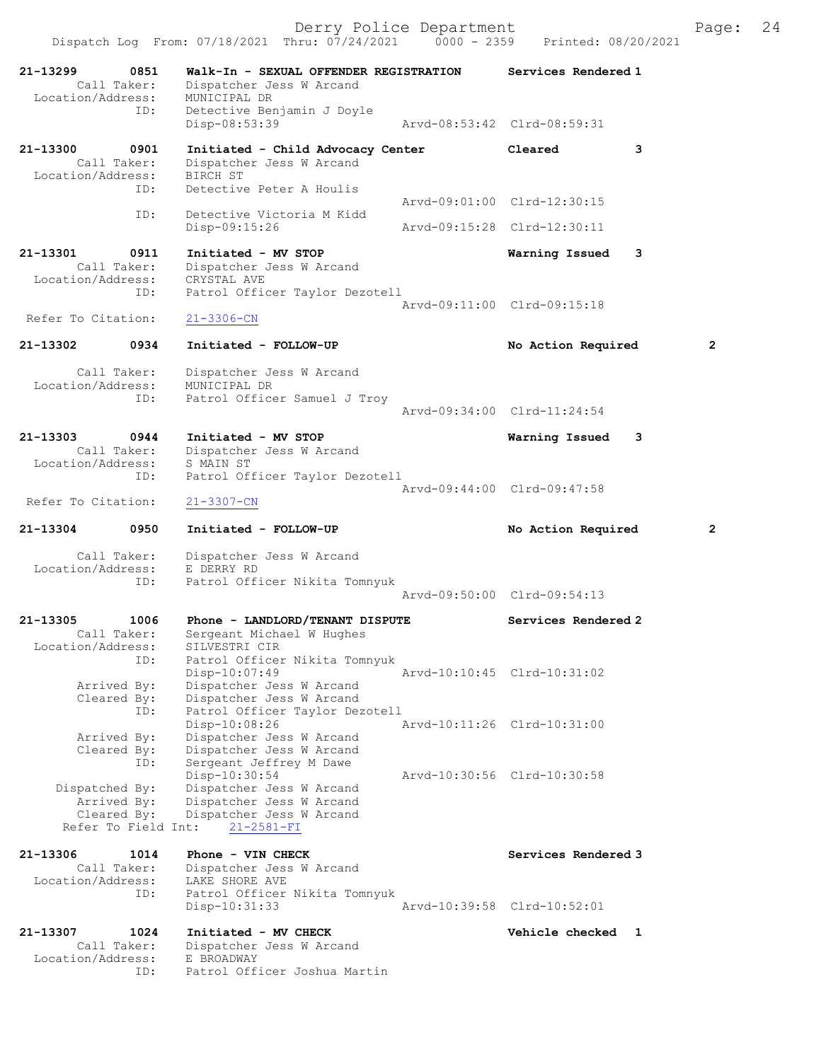Dispatch Log From: 07/18/2021 Thru: 07/24/2021 0000 - 2359 Printed: 08/20/2021

```
21-13299        0851    Walk-In - SEXUAL OFFENDER REGISTRATION      Services Rendered 1
        Call Taker:     Dispatcher Jess W Arcand
  Location/Address:     MUNICIPAL DR
                ID:     Detective Benjamin J Doyle
                        Disp-08:53:39              Arvd-08:53:42  Clrd-08:59:31

21-13300        0901    Initiated - Child Advocacy Center           Cleared           3
        Call Taker:     Dispatcher Jess W Arcand
  Location/Address:     BIRCH ST
                ID:     Detective Peter A Houlis
                                                   Arvd-09:01:00  Clrd-12:30:15
                ID:     Detective Victoria M Kidd
                        Disp-09:15:26              Arvd-09:15:28  Clrd-12:30:11

21-13301        0911    Initiated - MV STOP                         Warning Issued    3
        Call Taker:     Dispatcher Jess W Arcand
  Location/Address:     CRYSTAL AVE
                ID:     Patrol Officer Taylor Dezotell
                                                   Arvd-09:11:00  Clrd-09:15:18
 Refer To Citation:     21-3306-CN

21-13302        0934    Initiated - FOLLOW-UP                       No Action Required        2

        Call Taker:     Dispatcher Jess W Arcand
  Location/Address:     MUNICIPAL DR
                ID:     Patrol Officer Samuel J Troy
                                                   Arvd-09:34:00  Clrd-11:24:54

21-13303        0944    Initiated - MV STOP                         Warning Issued    3
        Call Taker:     Dispatcher Jess W Arcand
  Location/Address:     S MAIN ST
                ID:     Patrol Officer Taylor Dezotell
                                                   Arvd-09:44:00  Clrd-09:47:58
 Refer To Citation:     21-3307-CN

21-13304        0950    Initiated - FOLLOW-UP                       No Action Required        2

        Call Taker:     Dispatcher Jess W Arcand
  Location/Address:     E DERRY RD
                ID:     Patrol Officer Nikita Tomnyuk
                                                   Arvd-09:50:00  Clrd-09:54:13

21-13305        1006    Phone - LANDLORD/TENANT DISPUTE             Services Rendered 2
        Call Taker:     Sergeant Michael W Hughes
  Location/Address:     SILVESTRI CIR
                ID:     Patrol Officer Nikita Tomnyuk
                        Disp-10:07:49              Arvd-10:10:45  Clrd-10:31:02
       Arrived By:      Dispatcher Jess W Arcand
       Cleared By:      Dispatcher Jess W Arcand
                ID:     Patrol Officer Taylor Dezotell
                        Disp-10:08:26              Arvd-10:11:26  Clrd-10:31:00
       Arrived By:      Dispatcher Jess W Arcand
       Cleared By:      Dispatcher Jess W Arcand
                ID:     Sergeant Jeffrey M Dawe
                        Disp-10:30:54              Arvd-10:30:56  Clrd-10:30:58
    Dispatched By:      Dispatcher Jess W Arcand
       Arrived By:      Dispatcher Jess W Arcand
       Cleared By:      Dispatcher Jess W Arcand
     Refer To Field Int:    21-2581-FI

21-13306        1014    Phone - VIN CHECK                           Services Rendered 3
        Call Taker:     Dispatcher Jess W Arcand
  Location/Address:     LAKE SHORE AVE
                ID:     Patrol Officer Nikita Tomnyuk
                        Disp-10:31:33              Arvd-10:39:58  Clrd-10:52:01

21-13307        1024    Initiated - MV CHECK                        Vehicle checked   1
        Call Taker:     Dispatcher Jess W Arcand
  Location/Address:     E BROADWAY
                ID:     Patrol Officer Joshua Martin
```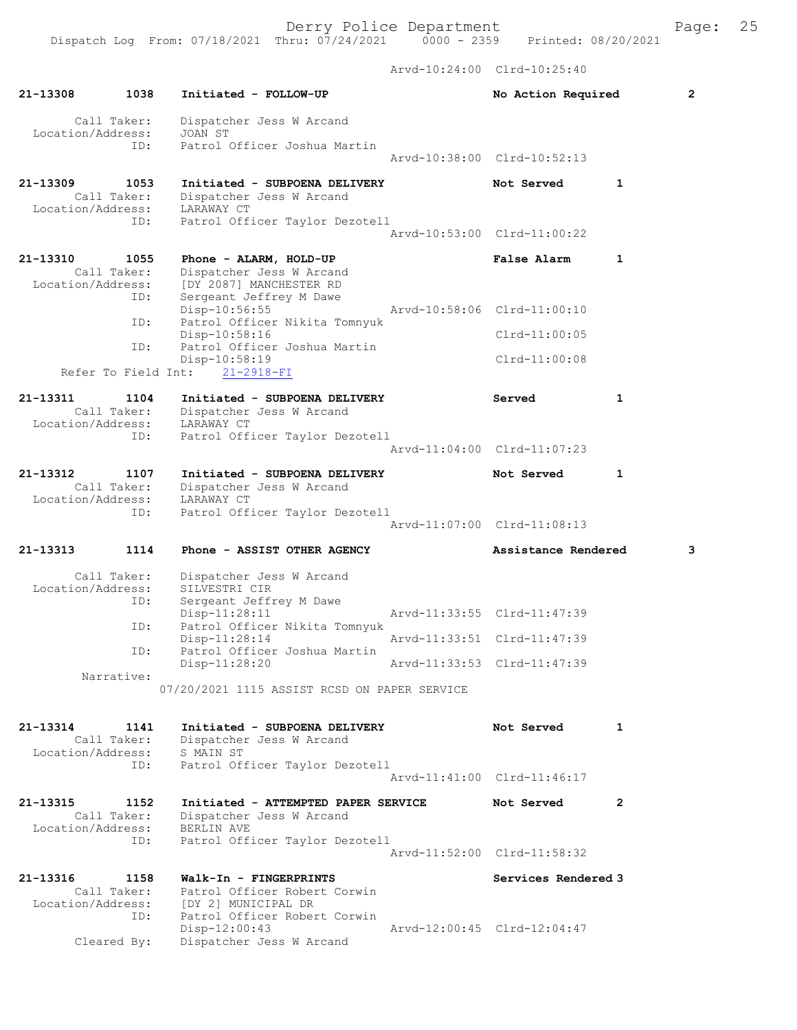Arvd-10:24:00 Clrd-10:25:40

**21-13308 1038 Initiated - FOLLOW-UP** — No Action Required — 2

Call Taker: Dispatcher Jess W Arcand
Location/Address: JOAN ST
ID: Patrol Officer Joshua Martin
Arvd-10:38:00 Clrd-10:52:13

**21-13309 1053 Initiated - SUBPOENA DELIVERY** — Not Served — 1

Call Taker: Dispatcher Jess W Arcand
Location/Address: LARAWAY CT
ID: Patrol Officer Taylor Dezotell
Arvd-10:53:00 Clrd-11:00:22

**21-13310 1055 Phone - ALARM, HOLD-UP** — False Alarm — 1

Call Taker: Dispatcher Jess W Arcand
Location/Address: [DY 2087] MANCHESTER RD
ID: Sergeant Jeffrey M Dawe
Disp-10:56:55 Arvd-10:58:06 Clrd-11:00:10
ID: Patrol Officer Nikita Tomnyuk
Disp-10:58:16 Clrd-11:00:05
ID: Patrol Officer Joshua Martin
Disp-10:58:19 Clrd-11:00:08
Refer To Field Int: 21-2918-FI

**21-13311 1104 Initiated - SUBPOENA DELIVERY** — Served — 1

Call Taker: Dispatcher Jess W Arcand
Location/Address: LARAWAY CT
ID: Patrol Officer Taylor Dezotell
Arvd-11:04:00 Clrd-11:07:23

**21-13312 1107 Initiated - SUBPOENA DELIVERY** — Not Served — 1

Call Taker: Dispatcher Jess W Arcand
Location/Address: LARAWAY CT
ID: Patrol Officer Taylor Dezotell
Arvd-11:07:00 Clrd-11:08:13

**21-13313 1114 Phone - ASSIST OTHER AGENCY** — Assistance Rendered — 3

Call Taker: Dispatcher Jess W Arcand
Location/Address: SILVESTRI CIR
ID: Sergeant Jeffrey M Dawe
Disp-11:28:11 Arvd-11:33:55 Clrd-11:47:39
ID: Patrol Officer Nikita Tomnyuk
Disp-11:28:14 Arvd-11:33:51 Clrd-11:47:39
ID: Patrol Officer Joshua Martin
Disp-11:28:20 Arvd-11:33:53 Clrd-11:47:39
Narrative:
07/20/2021 1115 ASSIST RCSD ON PAPER SERVICE

**21-13314 1141 Initiated - SUBPOENA DELIVERY** — Not Served — 1

Call Taker: Dispatcher Jess W Arcand
Location/Address: S MAIN ST
ID: Patrol Officer Taylor Dezotell
Arvd-11:41:00 Clrd-11:46:17

**21-13315 1152 Initiated - ATTEMPTED PAPER SERVICE** — Not Served — 2

Call Taker: Dispatcher Jess W Arcand
Location/Address: BERLIN AVE
ID: Patrol Officer Taylor Dezotell
Arvd-11:52:00 Clrd-11:58:32

**21-13316 1158 Walk-In - FINGERPRINTS** — Services Rendered — 3

Call Taker: Patrol Officer Robert Corwin
Location/Address: [DY 2] MUNICIPAL DR
ID: Patrol Officer Robert Corwin
Disp-12:00:43 Arvd-12:00:45 Clrd-12:04:47
Cleared By: Dispatcher Jess W Arcand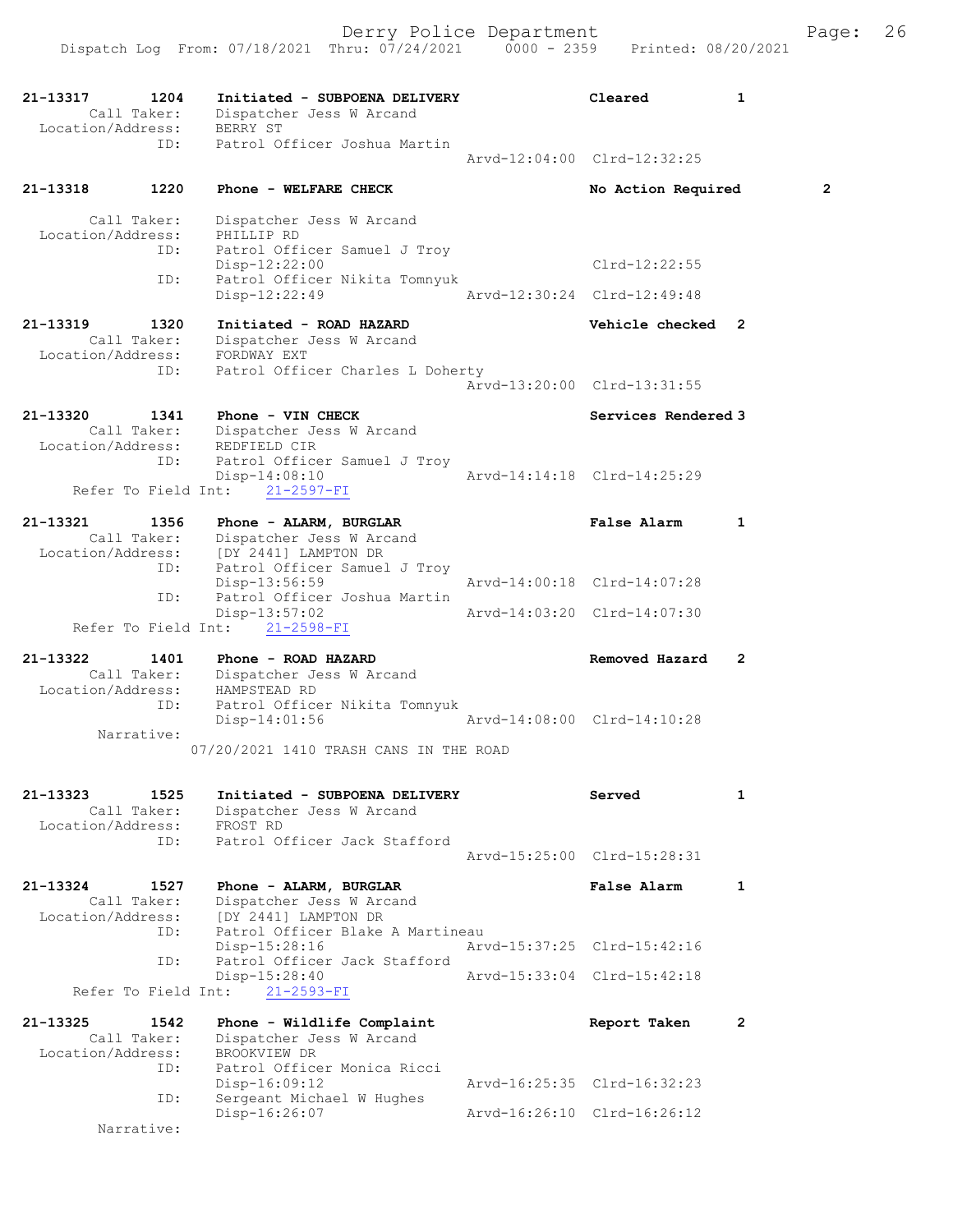21-13317 1204 Initiated - SUBPOENA DELIVERY Cleared 1
Call Taker: Dispatcher Jess W Arcand
Location/Address: BERRY ST
ID: Patrol Officer Joshua Martin
Arvd-12:04:00 Clrd-12:32:25

21-13318 1220 Phone - WELFARE CHECK No Action Required 2
Call Taker: Dispatcher Jess W Arcand
Location/Address: PHILLIP RD
ID: Patrol Officer Samuel J Troy
Disp-12:22:00 Clrd-12:22:55
ID: Patrol Officer Nikita Tomnyuk
Disp-12:22:49 Arvd-12:30:24 Clrd-12:49:48

21-13319 1320 Initiated - ROAD HAZARD Vehicle checked 2
Call Taker: Dispatcher Jess W Arcand
Location/Address: FORDWAY EXT
ID: Patrol Officer Charles L Doherty
Arvd-13:20:00 Clrd-13:31:55

21-13320 1341 Phone - VIN CHECK Services Rendered 3
Call Taker: Dispatcher Jess W Arcand
Location/Address: REDFIELD CIR
ID: Patrol Officer Samuel J Troy
Disp-14:08:10 Arvd-14:14:18 Clrd-14:25:29
Refer To Field Int: 21-2597-FI

21-13321 1356 Phone - ALARM, BURGLAR False Alarm 1
Call Taker: Dispatcher Jess W Arcand
Location/Address: [DY 2441] LAMPTON DR
ID: Patrol Officer Samuel J Troy
Disp-13:56:59 Arvd-14:00:18 Clrd-14:07:28
ID: Patrol Officer Joshua Martin
Disp-13:57:02 Arvd-14:03:20 Clrd-14:07:30
Refer To Field Int: 21-2598-FI

21-13322 1401 Phone - ROAD HAZARD Removed Hazard 2
Call Taker: Dispatcher Jess W Arcand
Location/Address: HAMPSTEAD RD
ID: Patrol Officer Nikita Tomnyuk
Disp-14:01:56 Arvd-14:08:00 Clrd-14:10:28
Narrative:
07/20/2021 1410 TRASH CANS IN THE ROAD

21-13323 1525 Initiated - SUBPOENA DELIVERY Served 1
Call Taker: Dispatcher Jess W Arcand
Location/Address: FROST RD
ID: Patrol Officer Jack Stafford
Arvd-15:25:00 Clrd-15:28:31

21-13324 1527 Phone - ALARM, BURGLAR False Alarm 1
Call Taker: Dispatcher Jess W Arcand
Location/Address: [DY 2441] LAMPTON DR
ID: Patrol Officer Blake A Martineau
Disp-15:28:16 Arvd-15:37:25 Clrd-15:42:16
ID: Patrol Officer Jack Stafford
Disp-15:28:40 Arvd-15:33:04 Clrd-15:42:18
Refer To Field Int: 21-2593-FI

21-13325 1542 Phone - Wildlife Complaint Report Taken 2
Call Taker: Dispatcher Jess W Arcand
Location/Address: BROOKVIEW DR
ID: Patrol Officer Monica Ricci
Disp-16:09:12 Arvd-16:25:35 Clrd-16:32:23
ID: Sergeant Michael W Hughes
Disp-16:26:07 Arvd-16:26:10 Clrd-16:26:12
Narrative: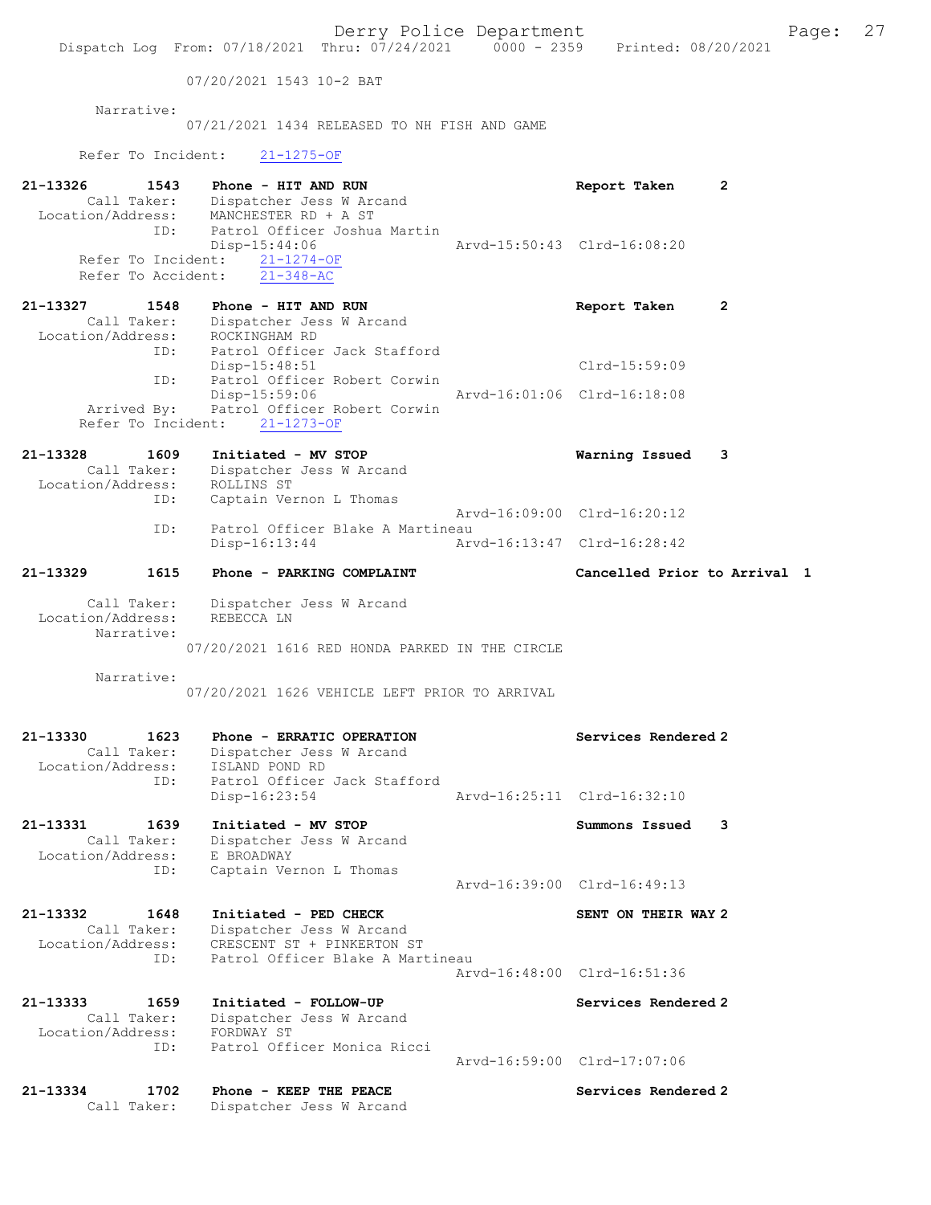07/20/2021 1543 10-2 BAT

Narrative:
07/21/2021 1434 RELEASED TO NH FISH AND GAME

Refer To Incident: 21-1275-OF

```
21-13326       1543    Phone - HIT AND RUN                      Report Taken      2
        Call Taker:    Dispatcher Jess W Arcand
  Location/Address:    MANCHESTER RD + A ST
                ID:    Patrol Officer Joshua Martin
                       Disp-15:44:06                Arvd-15:50:43  Clrd-16:08:20
      Refer To Incident:   21-1274-OF
      Refer To Accident:   21-348-AC

21-13327       1548    Phone - HIT AND RUN                      Report Taken      2
        Call Taker:    Dispatcher Jess W Arcand
  Location/Address:    ROCKINGHAM RD
                ID:    Patrol Officer Jack Stafford
                       Disp-15:48:51                               Clrd-15:59:09
                ID:    Patrol Officer Robert Corwin
                       Disp-15:59:06                Arvd-16:01:06  Clrd-16:18:08
        Arrived By:    Patrol Officer Robert Corwin
      Refer To Incident:   21-1273-OF

21-13328       1609    Initiated - MV STOP                      Warning Issued    3
        Call Taker:    Dispatcher Jess W Arcand
  Location/Address:    ROLLINS ST
                ID:    Captain Vernon L Thomas
                                                    Arvd-16:09:00  Clrd-16:20:12
                ID:    Patrol Officer Blake A Martineau
                       Disp-16:13:44                Arvd-16:13:47  Clrd-16:28:42

21-13329       1615    Phone - PARKING COMPLAINT                Cancelled Prior to Arrival  1

        Call Taker:    Dispatcher Jess W Arcand
  Location/Address:    REBECCA LN
         Narrative:
                       07/20/2021 1616 RED HONDA PARKED IN THE CIRCLE

         Narrative:
                       07/20/2021 1626 VEHICLE LEFT PRIOR TO ARRIVAL

21-13330       1623    Phone - ERRATIC OPERATION                Services Rendered 2
        Call Taker:    Dispatcher Jess W Arcand
  Location/Address:    ISLAND POND RD
                ID:    Patrol Officer Jack Stafford
                       Disp-16:23:54                Arvd-16:25:11  Clrd-16:32:10

21-13331       1639    Initiated - MV STOP                      Summons Issued    3
        Call Taker:    Dispatcher Jess W Arcand
  Location/Address:    E BROADWAY
                ID:    Captain Vernon L Thomas
                                                    Arvd-16:39:00  Clrd-16:49:13

21-13332       1648    Initiated - PED CHECK                    SENT ON THEIR WAY 2
        Call Taker:    Dispatcher Jess W Arcand
  Location/Address:    CRESCENT ST + PINKERTON ST
                ID:    Patrol Officer Blake A Martineau
                                                    Arvd-16:48:00  Clrd-16:51:36

21-13333       1659    Initiated - FOLLOW-UP                    Services Rendered 2
        Call Taker:    Dispatcher Jess W Arcand
  Location/Address:    FORDWAY ST
                ID:    Patrol Officer Monica Ricci
                                                    Arvd-16:59:00  Clrd-17:07:06

21-13334       1702    Phone - KEEP THE PEACE                   Services Rendered 2
        Call Taker:    Dispatcher Jess W Arcand
```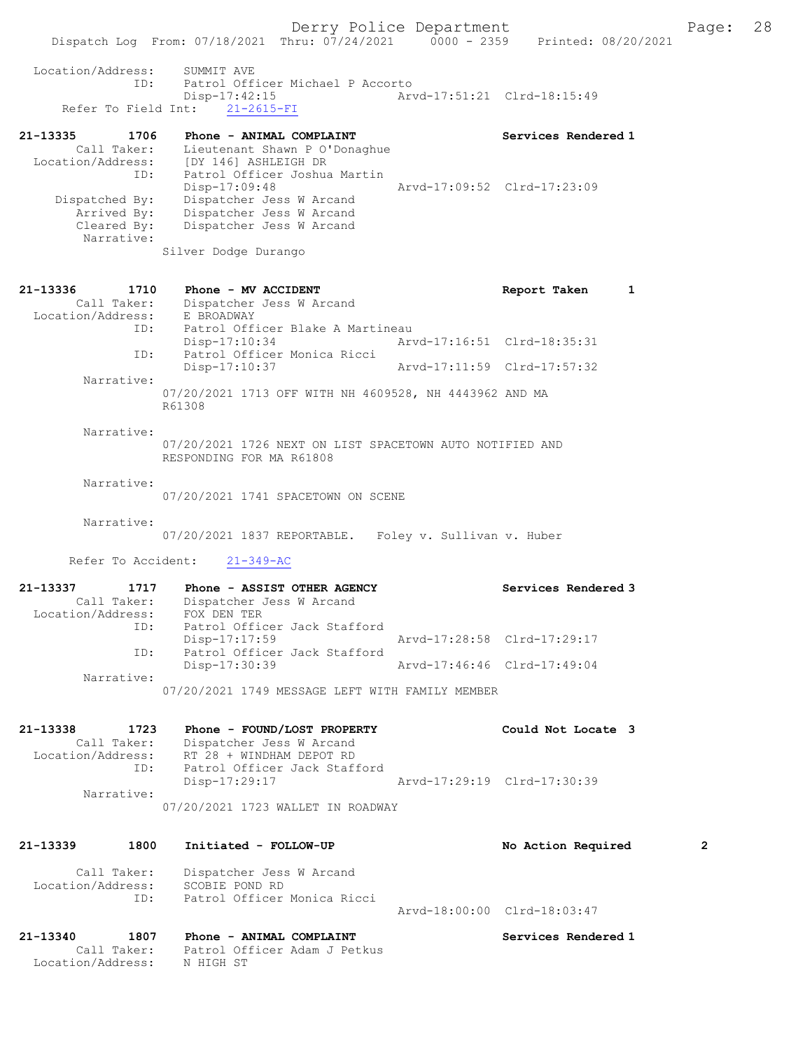```
  Location/Address:    SUMMIT AVE
                ID:    Patrol Officer Michael P Accorto
                       Disp-17:42:15                 Arvd-17:51:21  Clrd-18:15:49
     Refer To Field Int:    21-2615-FI

21-13335        1706   Phone - ANIMAL COMPLAINT                       Services Rendered 1
         Call Taker:   Lieutenant Shawn P O'Donaghue
   Location/Address:   [DY 146] ASHLEIGH DR
                ID:    Patrol Officer Joshua Martin
                       Disp-17:09:48                 Arvd-17:09:52  Clrd-17:23:09
      Dispatched By:   Dispatcher Jess W Arcand
         Arrived By:   Dispatcher Jess W Arcand
         Cleared By:   Dispatcher Jess W Arcand
          Narrative:
                    Silver Dodge Durango

21-13336        1710   Phone - MV ACCIDENT                            Report Taken      1
         Call Taker:   Dispatcher Jess W Arcand
   Location/Address:   E BROADWAY
                ID:    Patrol Officer Blake A Martineau
                       Disp-17:10:34                 Arvd-17:16:51  Clrd-18:35:31
                ID:    Patrol Officer Monica Ricci
                       Disp-17:10:37                 Arvd-17:11:59  Clrd-17:57:32
          Narrative:
                    07/20/2021 1713 OFF WITH NH 4609528, NH 4443962 AND MA
                    R61308

          Narrative:
                    07/20/2021 1726 NEXT ON LIST SPACETOWN AUTO NOTIFIED AND
                    RESPONDING FOR MA R61808

          Narrative:
                    07/20/2021 1741 SPACETOWN ON SCENE

          Narrative:
                    07/20/2021 1837 REPORTABLE.   Foley v. Sullivan v. Huber

       Refer To Accident:    21-349-AC

21-13337        1717   Phone - ASSIST OTHER AGENCY                    Services Rendered 3
         Call Taker:   Dispatcher Jess W Arcand
   Location/Address:   FOX DEN TER
                ID:    Patrol Officer Jack Stafford
                       Disp-17:17:59                 Arvd-17:28:58  Clrd-17:29:17
                ID:    Patrol Officer Jack Stafford
                       Disp-17:30:39                 Arvd-17:46:46  Clrd-17:49:04
          Narrative:
                    07/20/2021 1749 MESSAGE LEFT WITH FAMILY MEMBER

21-13338        1723   Phone - FOUND/LOST PROPERTY                    Could Not Locate  3
         Call Taker:   Dispatcher Jess W Arcand
   Location/Address:   RT 28 + WINDHAM DEPOT RD
                ID:    Patrol Officer Jack Stafford
                       Disp-17:29:17                 Arvd-17:29:19  Clrd-17:30:39
          Narrative:
                    07/20/2021 1723 WALLET IN ROADWAY

21-13339        1800   Initiated - FOLLOW-UP                          No Action Required        2

         Call Taker:   Dispatcher Jess W Arcand
   Location/Address:   SCOBIE POND RD
                ID:    Patrol Officer Monica Ricci
                                                     Arvd-18:00:00  Clrd-18:03:47

21-13340        1807   Phone - ANIMAL COMPLAINT                       Services Rendered 1
         Call Taker:   Patrol Officer Adam J Petkus
   Location/Address:   N HIGH ST
```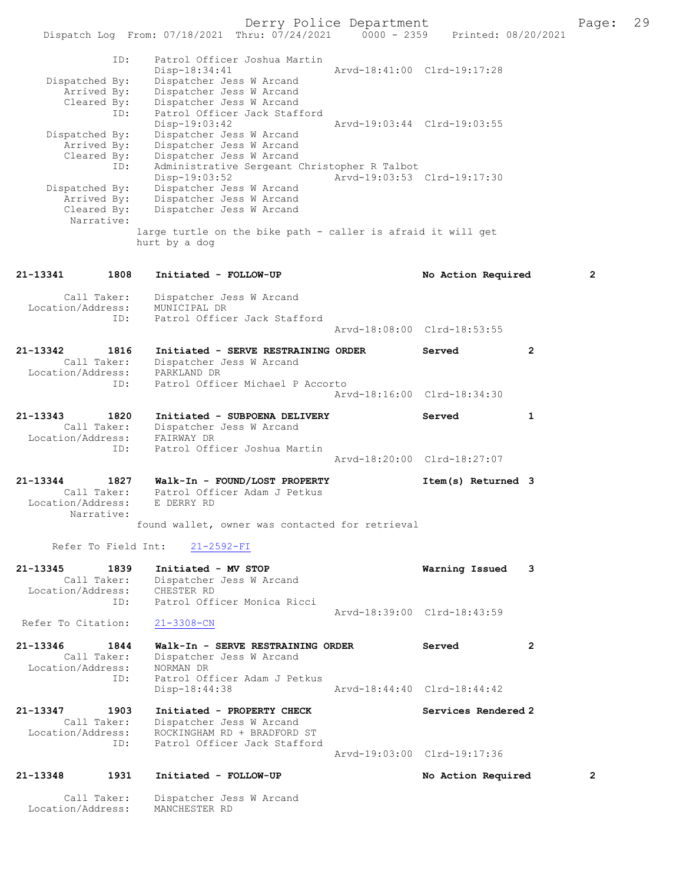```
            ID:      Patrol Officer Joshua Martin
                     Disp-18:34:41                Arvd-18:41:00  Clrd-19:17:28
 Dispatched By:      Dispatcher Jess W Arcand
    Arrived By:      Dispatcher Jess W Arcand
    Cleared By:      Dispatcher Jess W Arcand
            ID:      Patrol Officer Jack Stafford
                     Disp-19:03:42                Arvd-19:03:44  Clrd-19:03:55
 Dispatched By:      Dispatcher Jess W Arcand
    Arrived By:      Dispatcher Jess W Arcand
    Cleared By:      Dispatcher Jess W Arcand
            ID:      Administrative Sergeant Christopher R Talbot
                     Disp-19:03:52                Arvd-19:03:53  Clrd-19:17:30
 Dispatched By:      Dispatcher Jess W Arcand
    Arrived By:      Dispatcher Jess W Arcand
    Cleared By:      Dispatcher Jess W Arcand
     Narrative:
                  large turtle on the bike path - caller is afraid it will get
                  hurt by a dog

21-13341      1808    Initiated - FOLLOW-UP                    No Action Required       2

       Call Taker:    Dispatcher Jess W Arcand
 Location/Address:    MUNICIPAL DR
               ID:    Patrol Officer Jack Stafford
                                                  Arvd-18:08:00  Clrd-18:53:55

21-13342      1816    Initiated - SERVE RESTRAINING ORDER      Served             2
       Call Taker:    Dispatcher Jess W Arcand
 Location/Address:    PARKLAND DR
               ID:    Patrol Officer Michael P Accorto
                                                  Arvd-18:16:00  Clrd-18:34:30

21-13343      1820    Initiated - SUBPOENA DELIVERY            Served             1
       Call Taker:    Dispatcher Jess W Arcand
 Location/Address:    FAIRWAY DR
               ID:    Patrol Officer Joshua Martin
                                                  Arvd-18:20:00  Clrd-18:27:07

21-13344      1827    Walk-In - FOUND/LOST PROPERTY            Item(s) Returned  3
       Call Taker:    Patrol Officer Adam J Petkus
 Location/Address:    E DERRY RD
        Narrative:
                  found wallet, owner was contacted for retrieval

    Refer To Field Int:     21-2592-FI

21-13345      1839    Initiated - MV STOP                      Warning Issued     3
       Call Taker:    Dispatcher Jess W Arcand
 Location/Address:    CHESTER RD
               ID:    Patrol Officer Monica Ricci
                                                  Arvd-18:39:00  Clrd-18:43:59
  Refer To Citation:    21-3308-CN

21-13346      1844    Walk-In - SERVE RESTRAINING ORDER        Served             2
       Call Taker:    Dispatcher Jess W Arcand
 Location/Address:    NORMAN DR
               ID:    Patrol Officer Adam J Petkus
                      Disp-18:44:38               Arvd-18:44:40  Clrd-18:44:42

21-13347      1903    Initiated - PROPERTY CHECK               Services Rendered 2
       Call Taker:    Dispatcher Jess W Arcand
 Location/Address:    ROCKINGHAM RD + BRADFORD ST
               ID:    Patrol Officer Jack Stafford
                                                  Arvd-19:03:00  Clrd-19:17:36

21-13348      1931    Initiated - FOLLOW-UP                    No Action Required       2

       Call Taker:    Dispatcher Jess W Arcand
 Location/Address:    MANCHESTER RD
```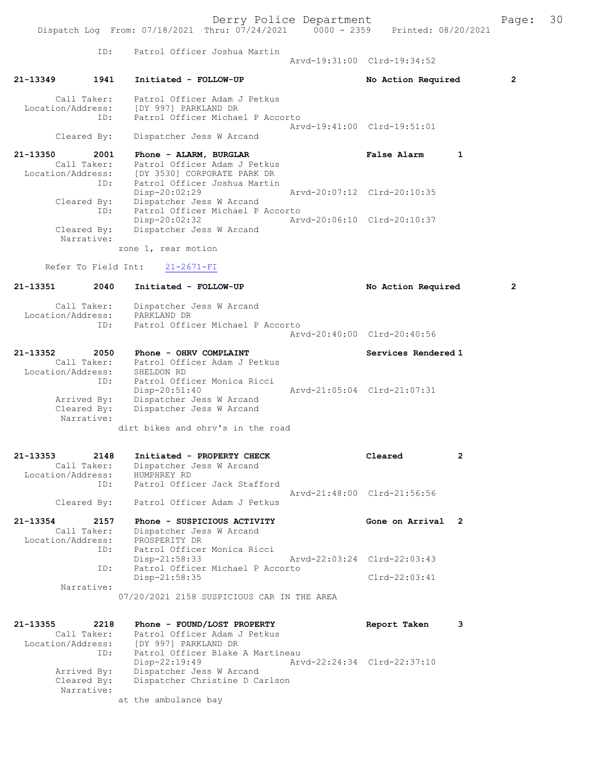```
            ID:     Patrol Officer Joshua Martin
                                                   Arvd-19:31:00  Clrd-19:34:52

21-13349        1941     Initiated - FOLLOW-UP                        No Action Required        2

        Call Taker:     Patrol Officer Adam J Petkus
  Location/Address:     [DY 997] PARKLAND DR
               ID:      Patrol Officer Michael P Accorto
                                                   Arvd-19:41:00  Clrd-19:51:01
        Cleared By:     Dispatcher Jess W Arcand

21-13350        2001     Phone - ALARM, BURGLAR                       False Alarm       1
        Call Taker:     Patrol Officer Adam J Petkus
  Location/Address:     [DY 3530] CORPORATE PARK DR
               ID:      Patrol Officer Joshua Martin
                        Disp-20:02:29              Arvd-20:07:12  Clrd-20:10:35
        Cleared By:     Dispatcher Jess W Arcand
               ID:      Patrol Officer Michael P Accorto
                        Disp-20:02:32              Arvd-20:06:10  Clrd-20:10:37
        Cleared By:     Dispatcher Jess W Arcand
         Narrative:
                  zone 1, rear motion

     Refer To Field Int:     21-2671-FI

21-13351        2040     Initiated - FOLLOW-UP                        No Action Required        2

        Call Taker:     Dispatcher Jess W Arcand
  Location/Address:     PARKLAND DR
               ID:      Patrol Officer Michael P Accorto
                                                   Arvd-20:40:00  Clrd-20:40:56

21-13352        2050     Phone - OHRV COMPLAINT                       Services Rendered 1
        Call Taker:     Patrol Officer Adam J Petkus
  Location/Address:     SHELDON RD
               ID:      Patrol Officer Monica Ricci
                        Disp-20:51:40              Arvd-21:05:04  Clrd-21:07:31
        Arrived By:     Dispatcher Jess W Arcand
        Cleared By:     Dispatcher Jess W Arcand
         Narrative:
                  dirt bikes and ohrv's in the road

21-13353        2148     Initiated - PROPERTY CHECK                   Cleared           2
        Call Taker:     Dispatcher Jess W Arcand
  Location/Address:     HUMPHREY RD
               ID:      Patrol Officer Jack Stafford
                                                   Arvd-21:48:00  Clrd-21:56:56
        Cleared By:     Patrol Officer Adam J Petkus

21-13354        2157     Phone - SUSPICIOUS ACTIVITY                  Gone on Arrival   2
        Call Taker:     Dispatcher Jess W Arcand
  Location/Address:     PROSPERITY DR
               ID:      Patrol Officer Monica Ricci
                        Disp-21:58:33              Arvd-22:03:24  Clrd-22:03:43
               ID:      Patrol Officer Michael P Accorto
                        Disp-21:58:35                             Clrd-22:03:41
         Narrative:
                  07/20/2021 2158 SUSPICIOUS CAR IN THE AREA

21-13355        2218     Phone - FOUND/LOST PROPERTY                  Report Taken      3
        Call Taker:     Patrol Officer Adam J Petkus
  Location/Address:     [DY 997] PARKLAND DR
               ID:      Patrol Officer Blake A Martineau
                        Disp-22:19:49              Arvd-22:24:34  Clrd-22:37:10
        Arrived By:     Dispatcher Jess W Arcand
        Cleared By:     Dispatcher Christine D Carlson
         Narrative:
                  at the ambulance bay
```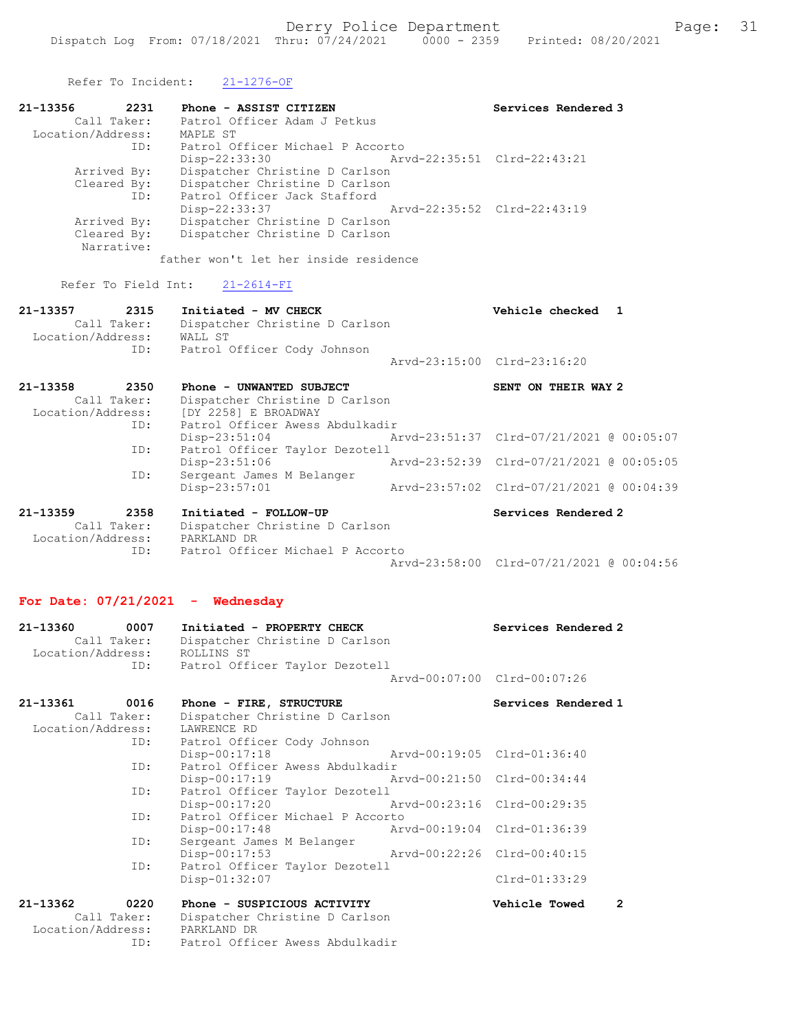Refer To Incident: 21-1276-OF

```
21-13356        2231    Phone - ASSIST CITIZEN                          Services Rendered 3
        Call Taker:     Patrol Officer Adam J Petkus
  Location/Address:     MAPLE ST
                ID:     Patrol Officer Michael P Accorto
                        Disp-22:33:30                   Arvd-22:35:51  Clrd-22:43:21
        Arrived By:     Dispatcher Christine D Carlson
        Cleared By:     Dispatcher Christine D Carlson
                ID:     Patrol Officer Jack Stafford
                        Disp-22:33:37                   Arvd-22:35:52  Clrd-22:43:19
        Arrived By:     Dispatcher Christine D Carlson
        Cleared By:     Dispatcher Christine D Carlson
         Narrative:
                      father won't let her inside residence
```

Refer To Field Int: 21-2614-FI

```
21-13357        2315    Initiated - MV CHECK                            Vehicle checked   1
        Call Taker:     Dispatcher Christine D Carlson
  Location/Address:     WALL ST
                ID:     Patrol Officer Cody Johnson
                                                        Arvd-23:15:00  Clrd-23:16:20

21-13358        2350    Phone - UNWANTED SUBJECT                        SENT ON THEIR WAY 2
        Call Taker:     Dispatcher Christine D Carlson
  Location/Address:     [DY 2258] E BROADWAY
                ID:     Patrol Officer Awess Abdulkadir
                        Disp-23:51:04                   Arvd-23:51:37  Clrd-07/21/2021 @ 00:05:07
                ID:     Patrol Officer Taylor Dezotell
                        Disp-23:51:06                   Arvd-23:52:39  Clrd-07/21/2021 @ 00:05:05
                ID:     Sergeant James M Belanger
                        Disp-23:57:01                   Arvd-23:57:02  Clrd-07/21/2021 @ 00:04:39

21-13359        2358    Initiated - FOLLOW-UP                           Services Rendered 2
        Call Taker:     Dispatcher Christine D Carlson
  Location/Address:     PARKLAND DR
                ID:     Patrol Officer Michael P Accorto
                                                        Arvd-23:58:00  Clrd-07/21/2021 @ 00:04:56
```

**For Date: 07/21/2021 - Wednesday**

```
21-13360        0007    Initiated - PROPERTY CHECK                      Services Rendered 2
        Call Taker:     Dispatcher Christine D Carlson
  Location/Address:     ROLLINS ST
                ID:     Patrol Officer Taylor Dezotell
                                                        Arvd-00:07:00  Clrd-00:07:26

21-13361        0016    Phone - FIRE, STRUCTURE                         Services Rendered 1
        Call Taker:     Dispatcher Christine D Carlson
  Location/Address:     LAWRENCE RD
                ID:     Patrol Officer Cody Johnson
                        Disp-00:17:18                   Arvd-00:19:05  Clrd-01:36:40
                ID:     Patrol Officer Awess Abdulkadir
                        Disp-00:17:19                   Arvd-00:21:50  Clrd-00:34:44
                ID:     Patrol Officer Taylor Dezotell
                        Disp-00:17:20                   Arvd-00:23:16  Clrd-00:29:35
                ID:     Patrol Officer Michael P Accorto
                        Disp-00:17:48                   Arvd-00:19:04  Clrd-01:36:39
                ID:     Sergeant James M Belanger
                        Disp-00:17:53                   Arvd-00:22:26  Clrd-00:40:15
                ID:     Patrol Officer Taylor Dezotell
                        Disp-01:32:07                                  Clrd-01:33:29

21-13362        0220    Phone - SUSPICIOUS ACTIVITY                     Vehicle Towed     2
        Call Taker:     Dispatcher Christine D Carlson
  Location/Address:     PARKLAND DR
                ID:     Patrol Officer Awess Abdulkadir
```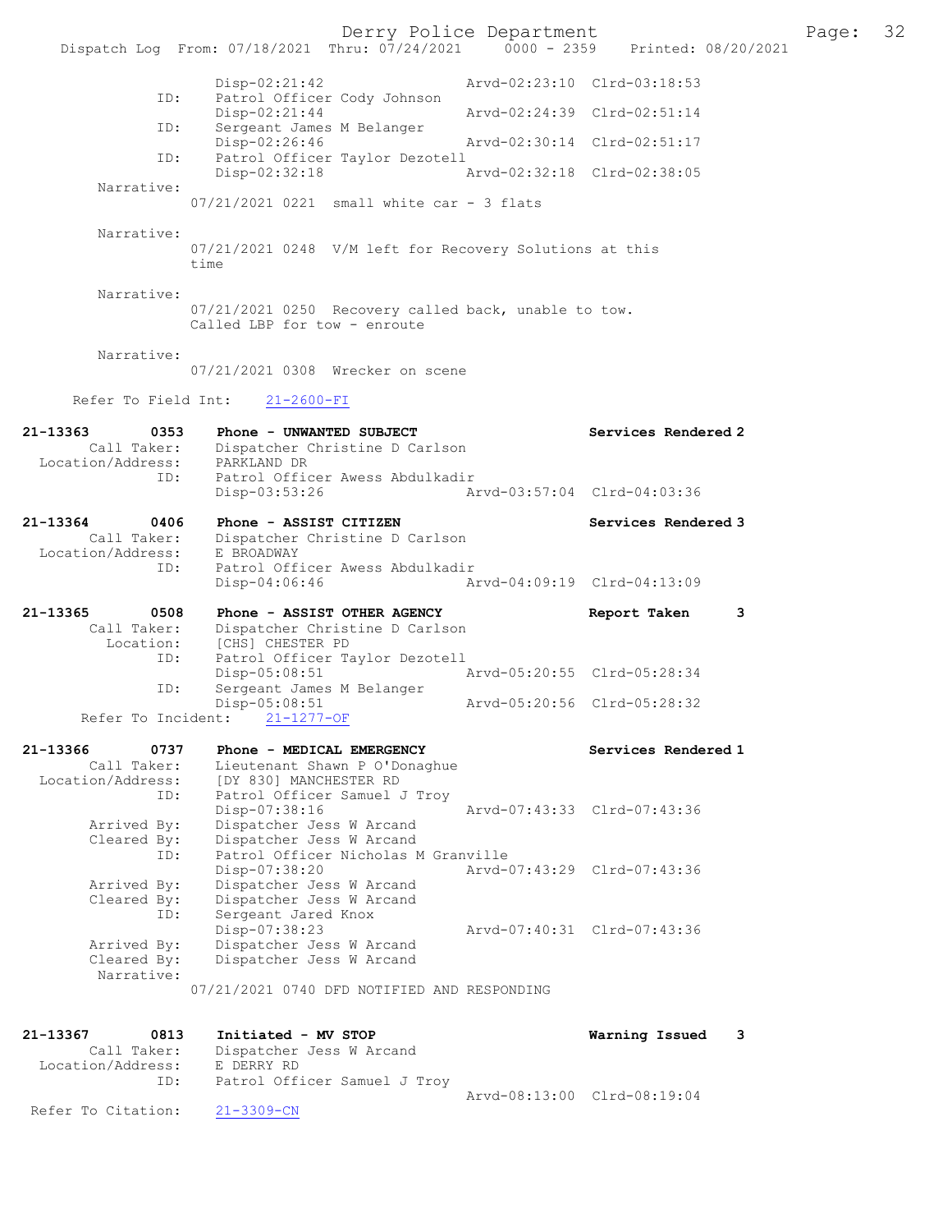```
                Disp-02:21:42                   Arvd-02:23:10  Clrd-03:18:53
           ID:  Patrol Officer Cody Johnson
                Disp-02:21:44                   Arvd-02:24:39  Clrd-02:51:14
           ID:  Sergeant James M Belanger
                Disp-02:26:46                   Arvd-02:30:14  Clrd-02:51:17
           ID:  Patrol Officer Taylor Dezotell
                Disp-02:32:18                   Arvd-02:32:18  Clrd-02:38:05
    Narrative:
              07/21/2021 0221  small white car - 3 flats

    Narrative:
              07/21/2021 0248  V/M left for Recovery Solutions at this
              time

    Narrative:
              07/21/2021 0250  Recovery called back, unable to tow.
              Called LBP for tow - enroute

    Narrative:
              07/21/2021 0308  Wrecker on scene

  Refer To Field Int:    21-2600-FI

21-13363        0353    Phone - UNWANTED SUBJECT                   Services Rendered 2
        Call Taker:     Dispatcher Christine D Carlson
  Location/Address:     PARKLAND DR
                ID:     Patrol Officer Awess Abdulkadir
                        Disp-03:53:26                   Arvd-03:57:04  Clrd-04:03:36

21-13364        0406    Phone - ASSIST CITIZEN                     Services Rendered 3
        Call Taker:     Dispatcher Christine D Carlson
  Location/Address:     E BROADWAY
                ID:     Patrol Officer Awess Abdulkadir
                        Disp-04:06:46                   Arvd-04:09:19  Clrd-04:13:09

21-13365        0508    Phone - ASSIST OTHER AGENCY                Report Taken      3
        Call Taker:     Dispatcher Christine D Carlson
          Location:     [CHS] CHESTER PD
                ID:     Patrol Officer Taylor Dezotell
                        Disp-05:08:51                   Arvd-05:20:55  Clrd-05:28:34
                ID:     Sergeant James M Belanger
                        Disp-05:08:51                   Arvd-05:20:56  Clrd-05:28:32
    Refer To Incident:    21-1277-OF

21-13366        0737    Phone - MEDICAL EMERGENCY                  Services Rendered 1
        Call Taker:     Lieutenant Shawn P O'Donaghue
  Location/Address:     [DY 830] MANCHESTER RD
                ID:     Patrol Officer Samuel J Troy
                        Disp-07:38:16                   Arvd-07:43:33  Clrd-07:43:36
        Arrived By:     Dispatcher Jess W Arcand
        Cleared By:     Dispatcher Jess W Arcand
                ID:     Patrol Officer Nicholas M Granville
                        Disp-07:38:20                   Arvd-07:43:29  Clrd-07:43:36
        Arrived By:     Dispatcher Jess W Arcand
        Cleared By:     Dispatcher Jess W Arcand
                ID:     Sergeant Jared Knox
                        Disp-07:38:23                   Arvd-07:40:31  Clrd-07:43:36
        Arrived By:     Dispatcher Jess W Arcand
        Cleared By:     Dispatcher Jess W Arcand
         Narrative:
              07/21/2021 0740 DFD NOTIFIED AND RESPONDING

21-13367        0813    Initiated - MV STOP                        Warning Issued    3
        Call Taker:     Dispatcher Jess W Arcand
  Location/Address:     E DERRY RD
                ID:     Patrol Officer Samuel J Troy
                                                        Arvd-08:13:00  Clrd-08:19:04
 Refer To Citation:     21-3309-CN
```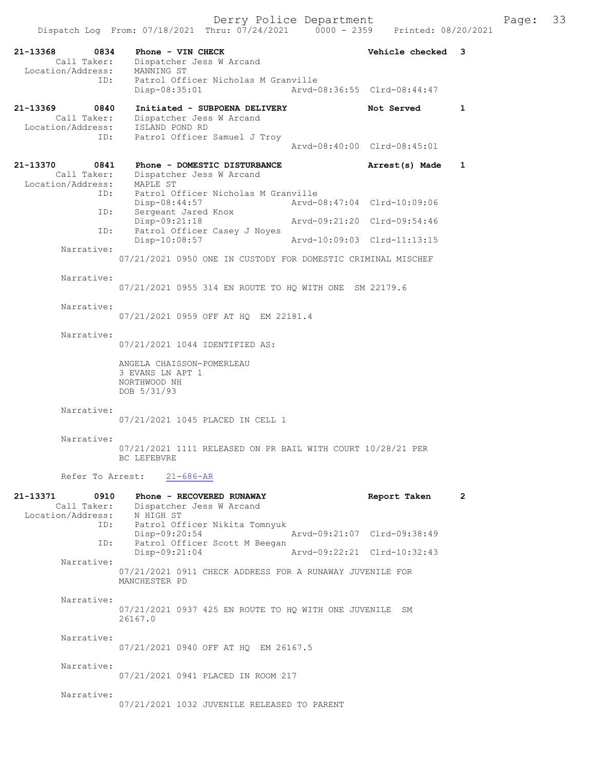Derry Police Department

Dispatch Log From: 07/18/2021 Thru: 07/24/2021 0000 - 2359 Printed: 08/20/2021

```
21-13368    0834    Phone - VIN CHECK                              Vehicle checked  3
        Call Taker:    Dispatcher Jess W Arcand
  Location/Address:    MANNING ST
               ID:     Patrol Officer Nicholas M Granville
                       Disp-08:35:01              Arvd-08:36:55  Clrd-08:44:47

21-13369    0840    Initiated - SUBPOENA DELIVERY                   Not Served       1
        Call Taker:    Dispatcher Jess W Arcand
  Location/Address:    ISLAND POND RD
               ID:     Patrol Officer Samuel J Troy
                                                  Arvd-08:40:00  Clrd-08:45:01

21-13370    0841    Phone - DOMESTIC DISTURBANCE                    Arrest(s) Made   1
        Call Taker:    Dispatcher Jess W Arcand
  Location/Address:    MAPLE ST
               ID:     Patrol Officer Nicholas M Granville
                       Disp-08:44:57              Arvd-08:47:04  Clrd-10:09:06
               ID:     Sergeant Jared Knox
                       Disp-09:21:18              Arvd-09:21:20  Clrd-09:54:46
               ID:     Patrol Officer Casey J Noyes
                       Disp-10:08:57              Arvd-10:09:03  Clrd-11:13:15
         Narrative:
                       07/21/2021 0950 ONE IN CUSTODY FOR DOMESTIC CRIMINAL MISCHEF

         Narrative:
                       07/21/2021 0955 314 EN ROUTE TO HQ WITH ONE  SM 22179.6

         Narrative:
                       07/21/2021 0959 OFF AT HQ  EM 22181.4

         Narrative:
                       07/21/2021 1044 IDENTIFIED AS:

                       ANGELA CHAISSON-POMERLEAU
                       3 EVANS LN APT 1
                       NORTHWOOD NH
                       DOB 5/31/93

         Narrative:
                       07/21/2021 1045 PLACED IN CELL 1

         Narrative:
                       07/21/2021 1111 RELEASED ON PR BAIL WITH COURT 10/28/21 PER
                       BC LEFEBVRE

         Refer To Arrest:    21-686-AR

21-13371    0910    Phone - RECOVERED RUNAWAY                       Report Taken     2
        Call Taker:    Dispatcher Jess W Arcand
  Location/Address:    N HIGH ST
               ID:     Patrol Officer Nikita Tomnyuk
                       Disp-09:20:54              Arvd-09:21:07  Clrd-09:38:49
               ID:     Patrol Officer Scott M Beegan
                       Disp-09:21:04              Arvd-09:22:21  Clrd-10:32:43
         Narrative:
                       07/21/2021 0911 CHECK ADDRESS FOR A RUNAWAY JUVENILE FOR
                       MANCHESTER PD

         Narrative:
                       07/21/2021 0937 425 EN ROUTE TO HQ WITH ONE JUVENILE  SM
                       26167.0

         Narrative:
                       07/21/2021 0940 OFF AT HQ  EM 26167.5

         Narrative:
                       07/21/2021 0941 PLACED IN ROOM 217

         Narrative:
                       07/21/2021 1032 JUVENILE RELEASED TO PARENT
```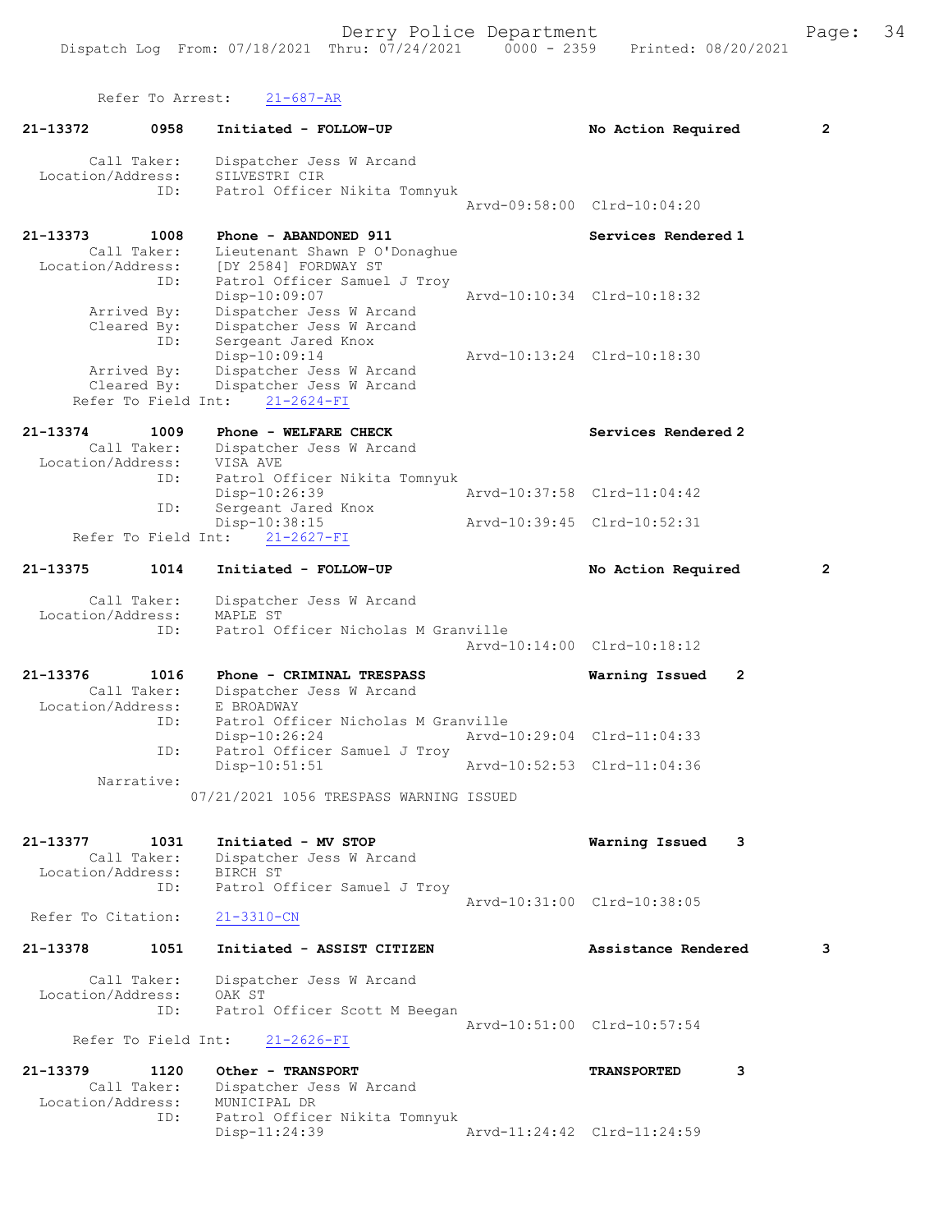Refer To Arrest: 21-687-AR

```
21-13372        0958    Initiated - FOLLOW-UP                      No Action Required          2

        Call Taker:     Dispatcher Jess W Arcand
  Location/Address:     SILVESTRI CIR
                ID:     Patrol Officer Nikita Tomnyuk
                                                    Arvd-09:58:00  Clrd-10:04:20

21-13373        1008    Phone - ABANDONED 911                      Services Rendered 1
        Call Taker:     Lieutenant Shawn P O'Donaghue
  Location/Address:     [DY 2584] FORDWAY ST
                ID:     Patrol Officer Samuel J Troy
                        Disp-10:09:07               Arvd-10:10:34  Clrd-10:18:32
        Arrived By:     Dispatcher Jess W Arcand
        Cleared By:     Dispatcher Jess W Arcand
                ID:     Sergeant Jared Knox
                        Disp-10:09:14               Arvd-10:13:24  Clrd-10:18:30
        Arrived By:     Dispatcher Jess W Arcand
        Cleared By:     Dispatcher Jess W Arcand
    Refer To Field Int:     21-2624-FI

21-13374        1009    Phone - WELFARE CHECK                      Services Rendered 2
        Call Taker:     Dispatcher Jess W Arcand
  Location/Address:     VISA AVE
                ID:     Patrol Officer Nikita Tomnyuk
                        Disp-10:26:39               Arvd-10:37:58  Clrd-11:04:42
                ID:     Sergeant Jared Knox
                        Disp-10:38:15               Arvd-10:39:45  Clrd-10:52:31
    Refer To Field Int:     21-2627-FI

21-13375        1014    Initiated - FOLLOW-UP                      No Action Required          2

        Call Taker:     Dispatcher Jess W Arcand
  Location/Address:     MAPLE ST
                ID:     Patrol Officer Nicholas M Granville
                                                    Arvd-10:14:00  Clrd-10:18:12

21-13376        1016    Phone - CRIMINAL TRESPASS                  Warning Issued    2
        Call Taker:     Dispatcher Jess W Arcand
  Location/Address:     E BROADWAY
                ID:     Patrol Officer Nicholas M Granville
                        Disp-10:26:24               Arvd-10:29:04  Clrd-11:04:33
                ID:     Patrol Officer Samuel J Troy
                        Disp-10:51:51               Arvd-10:52:53  Clrd-11:04:36
         Narrative:
                    07/21/2021 1056 TRESPASS WARNING ISSUED


21-13377        1031    Initiated - MV STOP                        Warning Issued    3
        Call Taker:     Dispatcher Jess W Arcand
  Location/Address:     BIRCH ST
                ID:     Patrol Officer Samuel J Troy
                                                    Arvd-10:31:00  Clrd-10:38:05
 Refer To Citation:     21-3310-CN

21-13378        1051    Initiated - ASSIST CITIZEN                 Assistance Rendered         3

        Call Taker:     Dispatcher Jess W Arcand
  Location/Address:     OAK ST
                ID:     Patrol Officer Scott M Beegan
                                                    Arvd-10:51:00  Clrd-10:57:54
    Refer To Field Int:     21-2626-FI

21-13379        1120    Other - TRANSPORT                          TRANSPORTED       3
        Call Taker:     Dispatcher Jess W Arcand
  Location/Address:     MUNICIPAL DR
                ID:     Patrol Officer Nikita Tomnyuk
                        Disp-11:24:39               Arvd-11:24:42  Clrd-11:24:59
```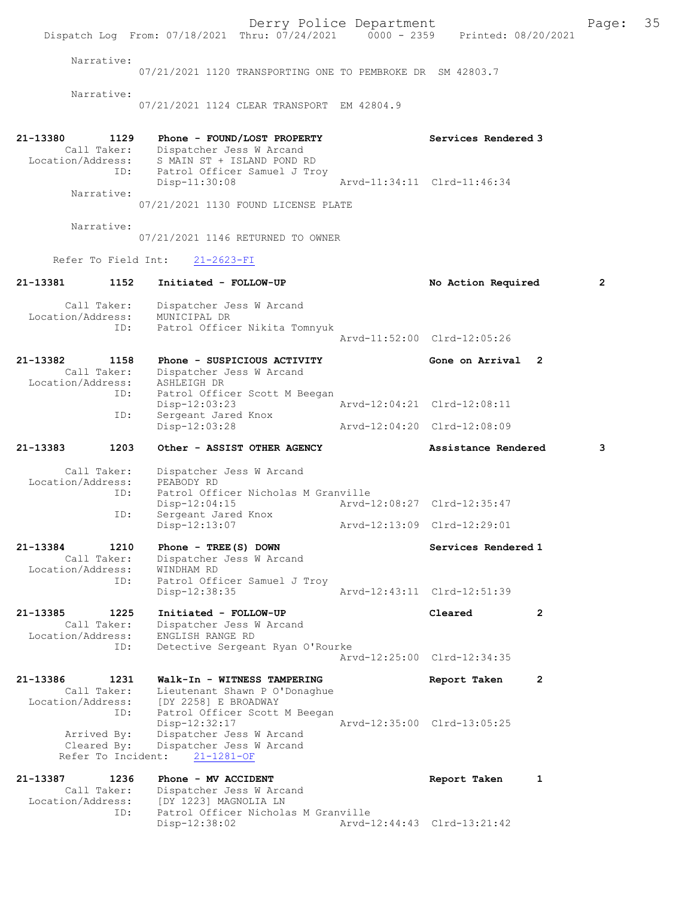Narrative:
07/21/2021 1120 TRANSPORTING ONE TO PEMBROKE DR SM 42803.7

Narrative:
07/21/2021 1124 CLEAR TRANSPORT EM 42804.9

**21-13380 1129 Phone - FOUND/LOST PROPERTY — Services Rendered 3**
Call Taker: Dispatcher Jess W Arcand
Location/Address: S MAIN ST + ISLAND POND RD
ID: Patrol Officer Samuel J Troy
Disp-11:30:08 Arvd-11:34:11 Clrd-11:46:34
Narrative:
07/21/2021 1130 FOUND LICENSE PLATE

Narrative:
07/21/2021 1146 RETURNED TO OWNER

Refer To Field Int: 21-2623-FI

**21-13381 1152 Initiated - FOLLOW-UP — No Action Required 2**
Call Taker: Dispatcher Jess W Arcand
Location/Address: MUNICIPAL DR
ID: Patrol Officer Nikita Tomnyuk
Arvd-11:52:00 Clrd-12:05:26

**21-13382 1158 Phone - SUSPICIOUS ACTIVITY — Gone on Arrival 2**
Call Taker: Dispatcher Jess W Arcand
Location/Address: ASHLEIGH DR
ID: Patrol Officer Scott M Beegan
Disp-12:03:23 Arvd-12:04:21 Clrd-12:08:11
ID: Sergeant Jared Knox
Disp-12:03:28 Arvd-12:04:20 Clrd-12:08:09

**21-13383 1203 Other - ASSIST OTHER AGENCY — Assistance Rendered 3**
Call Taker: Dispatcher Jess W Arcand
Location/Address: PEABODY RD
ID: Patrol Officer Nicholas M Granville
Disp-12:04:15 Arvd-12:08:27 Clrd-12:35:47
ID: Sergeant Jared Knox
Disp-12:13:07 Arvd-12:13:09 Clrd-12:29:01

**21-13384 1210 Phone - TREE(S) DOWN — Services Rendered 1**
Call Taker: Dispatcher Jess W Arcand
Location/Address: WINDHAM RD
ID: Patrol Officer Samuel J Troy
Disp-12:38:35 Arvd-12:43:11 Clrd-12:51:39

**21-13385 1225 Initiated - FOLLOW-UP — Cleared 2**
Call Taker: Dispatcher Jess W Arcand
Location/Address: ENGLISH RANGE RD
ID: Detective Sergeant Ryan O'Rourke
Arvd-12:25:00 Clrd-12:34:35

**21-13386 1231 Walk-In - WITNESS TAMPERING — Report Taken 2**
Call Taker: Lieutenant Shawn P O'Donaghue
Location/Address: [DY 2258] E BROADWAY
ID: Patrol Officer Scott M Beegan
Disp-12:32:17 Arvd-12:35:00 Clrd-13:05:25
Arrived By: Dispatcher Jess W Arcand
Cleared By: Dispatcher Jess W Arcand
Refer To Incident: 21-1281-OF

**21-13387 1236 Phone - MV ACCIDENT — Report Taken 1**
Call Taker: Dispatcher Jess W Arcand
Location/Address: [DY 1223] MAGNOLIA LN
ID: Patrol Officer Nicholas M Granville
Disp-12:38:02 Arvd-12:44:43 Clrd-13:21:42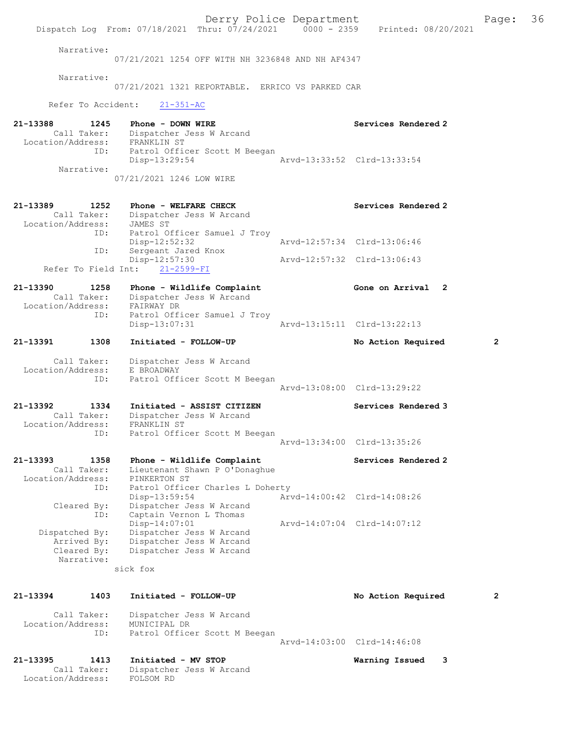Narrative:
07/21/2021 1254 OFF WITH NH 3236848 AND NH AF4347

Narrative:
07/21/2021 1321 REPORTABLE. ERRICO VS PARKED CAR

Refer To Accident: 21-351-AC

**21-13388 1245 Phone - DOWN WIRE** — Services Rendered 2
Call Taker: Dispatcher Jess W Arcand
Location/Address: FRANKLIN ST
ID: Patrol Officer Scott M Beegan
Disp-13:29:54 Arvd-13:33:52 Clrd-13:33:54
Narrative:
07/21/2021 1246 LOW WIRE

**21-13389 1252 Phone - WELFARE CHECK** — Services Rendered 2
Call Taker: Dispatcher Jess W Arcand
Location/Address: JAMES ST
ID: Patrol Officer Samuel J Troy
Disp-12:52:32 Arvd-12:57:34 Clrd-13:06:46
ID: Sergeant Jared Knox
Disp-12:57:30 Arvd-12:57:32 Clrd-13:06:43
Refer To Field Int: 21-2599-FI

**21-13390 1258 Phone - Wildlife Complaint** — Gone on Arrival 2
Call Taker: Dispatcher Jess W Arcand
Location/Address: FAIRWAY DR
ID: Patrol Officer Samuel J Troy
Disp-13:07:31 Arvd-13:15:11 Clrd-13:22:13

**21-13391 1308 Initiated - FOLLOW-UP** — No Action Required 2
Call Taker: Dispatcher Jess W Arcand
Location/Address: E BROADWAY
ID: Patrol Officer Scott M Beegan
Arvd-13:08:00 Clrd-13:29:22

**21-13392 1334 Initiated - ASSIST CITIZEN** — Services Rendered 3
Call Taker: Dispatcher Jess W Arcand
Location/Address: FRANKLIN ST
ID: Patrol Officer Scott M Beegan
Arvd-13:34:00 Clrd-13:35:26

**21-13393 1358 Phone - Wildlife Complaint** — Services Rendered 2
Call Taker: Lieutenant Shawn P O'Donaghue
Location/Address: PINKERTON ST
ID: Patrol Officer Charles L Doherty
Disp-13:59:54 Arvd-14:00:42 Clrd-14:08:26
Cleared By: Dispatcher Jess W Arcand
ID: Captain Vernon L Thomas
Disp-14:07:01 Arvd-14:07:04 Clrd-14:07:12
Dispatched By: Dispatcher Jess W Arcand
Arrived By: Dispatcher Jess W Arcand
Cleared By: Dispatcher Jess W Arcand
Narrative:
sick fox

**21-13394 1403 Initiated - FOLLOW-UP** — No Action Required 2
Call Taker: Dispatcher Jess W Arcand
Location/Address: MUNICIPAL DR
ID: Patrol Officer Scott M Beegan
Arvd-14:03:00 Clrd-14:46:08

**21-13395 1413 Initiated - MV STOP** — Warning Issued 3
Call Taker: Dispatcher Jess W Arcand
Location/Address: FOLSOM RD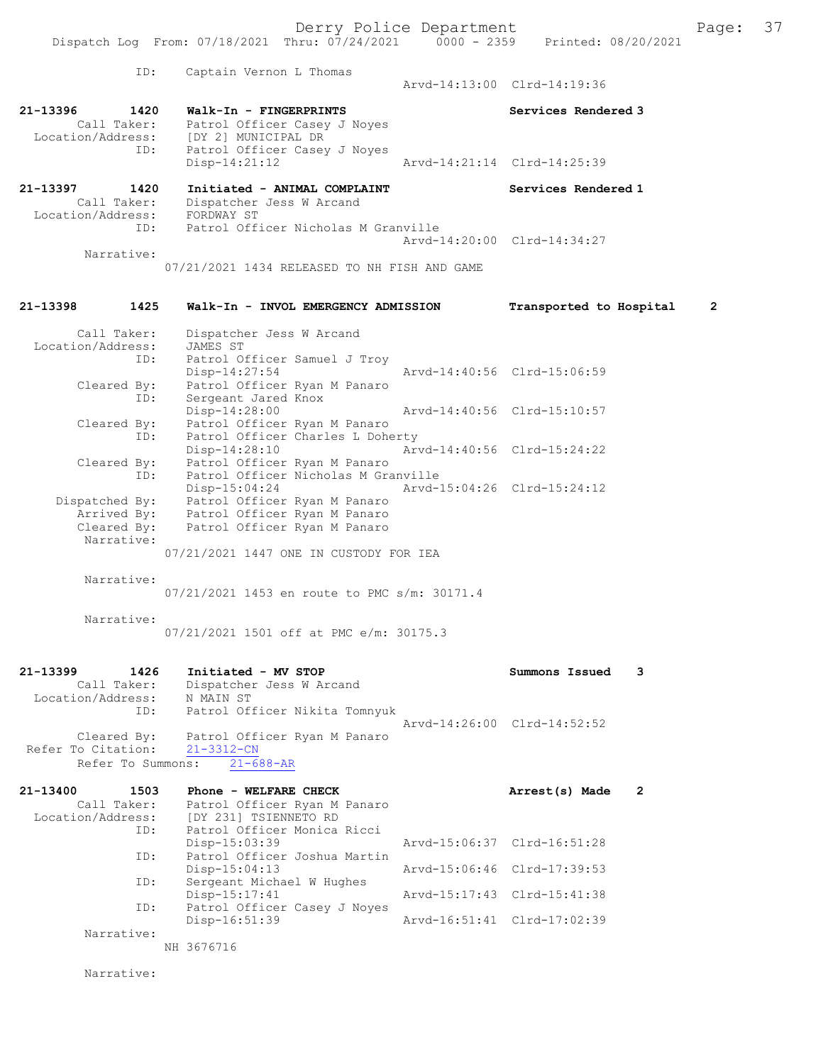```
           ID:      Captain Vernon L Thomas
                                                    Arvd-14:13:00  Clrd-14:19:36

21-13396       1420    Walk-In - FINGERPRINTS                        Services Rendered 3
        Call Taker:    Patrol Officer Casey J Noyes
  Location/Address:    [DY 2] MUNICIPAL DR
               ID:     Patrol Officer Casey J Noyes
                       Disp-14:21:12                 Arvd-14:21:14  Clrd-14:25:39

21-13397       1420    Initiated - ANIMAL COMPLAINT                  Services Rendered 1
        Call Taker:    Dispatcher Jess W Arcand
  Location/Address:    FORDWAY ST
               ID:     Patrol Officer Nicholas M Granville
                                                     Arvd-14:20:00  Clrd-14:34:27
         Narrative:
                     07/21/2021 1434 RELEASED TO NH FISH AND GAME


21-13398       1425    Walk-In - INVOL EMERGENCY ADMISSION          Transported to Hospital    2

        Call Taker:    Dispatcher Jess W Arcand
  Location/Address:    JAMES ST
               ID:     Patrol Officer Samuel J Troy
                       Disp-14:27:54                 Arvd-14:40:56  Clrd-15:06:59
        Cleared By:    Patrol Officer Ryan M Panaro
               ID:     Sergeant Jared Knox
                       Disp-14:28:00                 Arvd-14:40:56  Clrd-15:10:57
        Cleared By:    Patrol Officer Ryan M Panaro
               ID:     Patrol Officer Charles L Doherty
                       Disp-14:28:10                 Arvd-14:40:56  Clrd-15:24:22
        Cleared By:    Patrol Officer Ryan M Panaro
               ID:     Patrol Officer Nicholas M Granville
                       Disp-15:04:24                 Arvd-15:04:26  Clrd-15:24:12
     Dispatched By:    Patrol Officer Ryan M Panaro
        Arrived By:    Patrol Officer Ryan M Panaro
        Cleared By:    Patrol Officer Ryan M Panaro
         Narrative:
                     07/21/2021 1447 ONE IN CUSTODY FOR IEA

         Narrative:
                     07/21/2021 1453 en route to PMC s/m: 30171.4

         Narrative:
                     07/21/2021 1501 off at PMC e/m: 30175.3


21-13399       1426    Initiated - MV STOP                           Summons Issued    3
        Call Taker:    Dispatcher Jess W Arcand
  Location/Address:    N MAIN ST
               ID:     Patrol Officer Nikita Tomnyuk
                                                     Arvd-14:26:00  Clrd-14:52:52
        Cleared By:    Patrol Officer Ryan M Panaro
 Refer To Citation:    21-3312-CN
        Refer To Summons:    21-688-AR

21-13400       1503    Phone - WELFARE CHECK                         Arrest(s) Made    2
        Call Taker:    Patrol Officer Ryan M Panaro
  Location/Address:    [DY 231] TSIENNETO RD
               ID:     Patrol Officer Monica Ricci
                       Disp-15:03:39                 Arvd-15:06:37  Clrd-16:51:28
               ID:     Patrol Officer Joshua Martin
                       Disp-15:04:13                 Arvd-15:06:46  Clrd-17:39:53
               ID:     Sergeant Michael W Hughes
                       Disp-15:17:41                 Arvd-15:17:43  Clrd-15:41:38
               ID:     Patrol Officer Casey J Noyes
                       Disp-16:51:39                 Arvd-16:51:41  Clrd-17:02:39
         Narrative:
                     NH 3676716

         Narrative:
```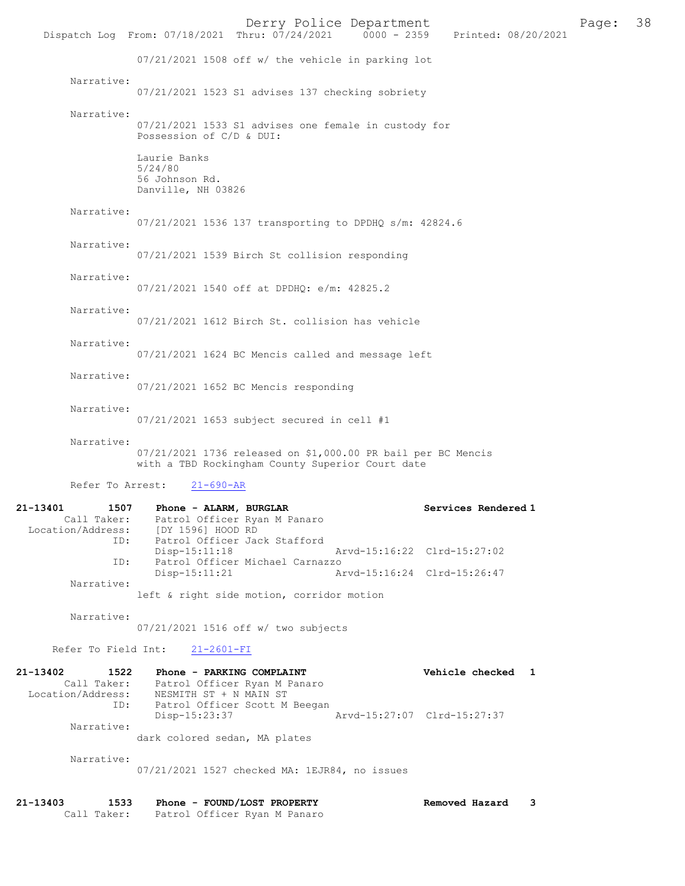07/21/2021 1508 off w/ the vehicle in parking lot

Narrative:
07/21/2021 1523 S1 advises 137 checking sobriety

Narrative:
07/21/2021 1533 S1 advises one female in custody for Possession of C/D & DUI:

Laurie Banks
5/24/80
56 Johnson Rd.
Danville, NH 03826

Narrative:
07/21/2021 1536 137 transporting to DPDHQ s/m: 42824.6

Narrative:
07/21/2021 1539 Birch St collision responding

Narrative:
07/21/2021 1540 off at DPDHQ: e/m: 42825.2

Narrative:
07/21/2021 1612 Birch St. collision has vehicle

Narrative:
07/21/2021 1624 BC Mencis called and message left

Narrative:
07/21/2021 1652 BC Mencis responding

Narrative:
07/21/2021 1653 subject secured in cell #1

Narrative:
07/21/2021 1736 released on $1,000.00 PR bail per BC Mencis with a TBD Rockingham County Superior Court date

Refer To Arrest: 21-690-AR

**21-13401 1507 Phone - ALARM, BURGLAR — Services Rendered 1**
Call Taker: Patrol Officer Ryan M Panaro
Location/Address: [DY 1596] HOOD RD
ID: Patrol Officer Jack Stafford
Disp-15:11:18 Arvd-15:16:22 Clrd-15:27:02
ID: Patrol Officer Michael Carnazzo
Disp-15:11:21 Arvd-15:16:24 Clrd-15:26:47
Narrative:
left & right side motion, corridor motion

Narrative:
07/21/2021 1516 off w/ two subjects

Refer To Field Int: 21-2601-FI

**21-13402 1522 Phone - PARKING COMPLAINT — Vehicle checked 1**
Call Taker: Patrol Officer Ryan M Panaro
Location/Address: NESMITH ST + N MAIN ST
ID: Patrol Officer Scott M Beegan
Disp-15:23:37 Arvd-15:27:07 Clrd-15:27:37
Narrative:
dark colored sedan, MA plates

Narrative:
07/21/2021 1527 checked MA: 1EJR84, no issues

**21-13403 1533 Phone - FOUND/LOST PROPERTY — Removed Hazard 3**
Call Taker: Patrol Officer Ryan M Panaro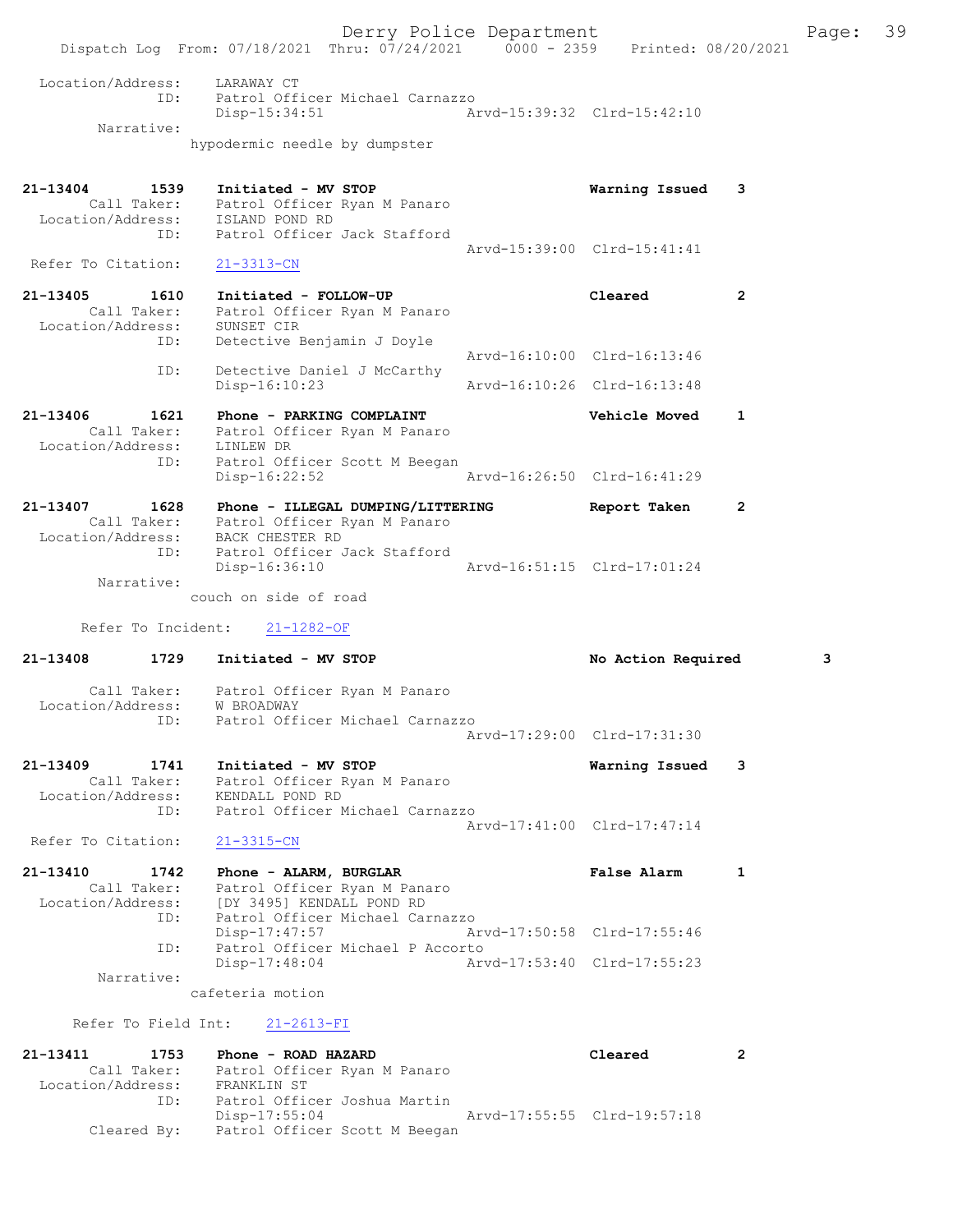Location/Address: LARAWAY CT
ID: Patrol Officer Michael Carnazzo
Disp-15:34:51 Arvd-15:39:32 Clrd-15:42:10
Narrative:
hypodermic needle by dumpster

**21-13404 1539 Initiated - MV STOP** — Warning Issued 3
Call Taker: Patrol Officer Ryan M Panaro
Location/Address: ISLAND POND RD
ID: Patrol Officer Jack Stafford
Arvd-15:39:00 Clrd-15:41:41
Refer To Citation: 21-3313-CN

**21-13405 1610 Initiated - FOLLOW-UP** — Cleared 2
Call Taker: Patrol Officer Ryan M Panaro
Location/Address: SUNSET CIR
ID: Detective Benjamin J Doyle
Arvd-16:10:00 Clrd-16:13:46
ID: Detective Daniel J McCarthy
Disp-16:10:23 Arvd-16:10:26 Clrd-16:13:48

**21-13406 1621 Phone - PARKING COMPLAINT** — Vehicle Moved 1
Call Taker: Patrol Officer Ryan M Panaro
Location/Address: LINLEW DR
ID: Patrol Officer Scott M Beegan
Disp-16:22:52 Arvd-16:26:50 Clrd-16:41:29

**21-13407 1628 Phone - ILLEGAL DUMPING/LITTERING** — Report Taken 2
Call Taker: Patrol Officer Ryan M Panaro
Location/Address: BACK CHESTER RD
ID: Patrol Officer Jack Stafford
Disp-16:36:10 Arvd-16:51:15 Clrd-17:01:24
Narrative:
couch on side of road

Refer To Incident: 21-1282-OF

**21-13408 1729 Initiated - MV STOP** — No Action Required 3
Call Taker: Patrol Officer Ryan M Panaro
Location/Address: W BROADWAY
ID: Patrol Officer Michael Carnazzo
Arvd-17:29:00 Clrd-17:31:30

**21-13409 1741 Initiated - MV STOP** — Warning Issued 3
Call Taker: Patrol Officer Ryan M Panaro
Location/Address: KENDALL POND RD
ID: Patrol Officer Michael Carnazzo
Arvd-17:41:00 Clrd-17:47:14
Refer To Citation: 21-3315-CN

**21-13410 1742 Phone - ALARM, BURGLAR** — False Alarm 1
Call Taker: Patrol Officer Ryan M Panaro
Location/Address: [DY 3495] KENDALL POND RD
ID: Patrol Officer Michael Carnazzo
Disp-17:47:57 Arvd-17:50:58 Clrd-17:55:46
ID: Patrol Officer Michael P Accorto
Disp-17:48:04 Arvd-17:53:40 Clrd-17:55:23
Narrative:
cafeteria motion

Refer To Field Int: 21-2613-FI

**21-13411 1753 Phone - ROAD HAZARD** — Cleared 2
Call Taker: Patrol Officer Ryan M Panaro
Location/Address: FRANKLIN ST
ID: Patrol Officer Joshua Martin
Disp-17:55:04 Arvd-17:55:55 Clrd-19:57:18
Cleared By: Patrol Officer Scott M Beegan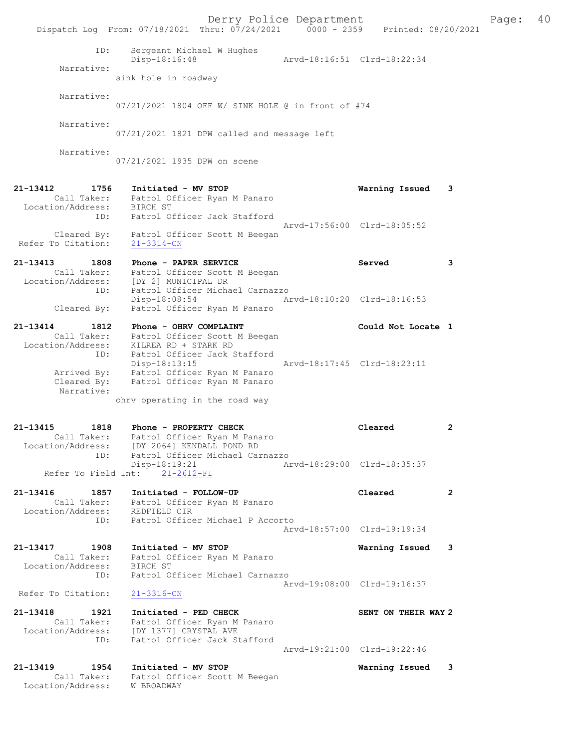```
            ID:     Sergeant Michael W Hughes
                    Disp-18:16:48              Arvd-18:16:51  Clrd-18:22:34
     Narrative:
                  sink hole in roadway

     Narrative:
                  07/21/2021 1804 OFF W/ SINK HOLE @ in front of #74

     Narrative:
                  07/21/2021 1821 DPW called and message left

     Narrative:
                  07/21/2021 1935 DPW on scene


21-13412       1756    Initiated - MV STOP                        Warning Issued    3
        Call Taker:    Patrol Officer Ryan M Panaro
  Location/Address:    BIRCH ST
               ID:     Patrol Officer Jack Stafford
                                               Arvd-17:56:00  Clrd-18:05:52
        Cleared By:    Patrol Officer Scott M Beegan
 Refer To Citation:    21-3314-CN

21-13413       1808    Phone - PAPER SERVICE                      Served            3
        Call Taker:    Patrol Officer Scott M Beegan
  Location/Address:    [DY 2] MUNICIPAL DR
               ID:     Patrol Officer Michael Carnazzo
                       Disp-18:08:54           Arvd-18:10:20  Clrd-18:16:53
        Cleared By:    Patrol Officer Ryan M Panaro

21-13414       1812    Phone - OHRV COMPLAINT                     Could Not Locate  1
        Call Taker:    Patrol Officer Scott M Beegan
  Location/Address:    KILREA RD + STARK RD
               ID:     Patrol Officer Jack Stafford
                       Disp-18:13:15           Arvd-18:17:45  Clrd-18:23:11
        Arrived By:    Patrol Officer Ryan M Panaro
        Cleared By:    Patrol Officer Ryan M Panaro
         Narrative:
                  ohrv operating in the road way


21-13415       1818    Phone - PROPERTY CHECK                     Cleared           2
        Call Taker:    Patrol Officer Ryan M Panaro
  Location/Address:    [DY 2064] KENDALL POND RD
               ID:     Patrol Officer Michael Carnazzo
                       Disp-18:19:21           Arvd-18:29:00  Clrd-18:35:37
    Refer To Field Int:    21-2612-FI

21-13416       1857    Initiated - FOLLOW-UP                      Cleared           2
        Call Taker:    Patrol Officer Ryan M Panaro
  Location/Address:    REDFIELD CIR
               ID:     Patrol Officer Michael P Accorto
                                               Arvd-18:57:00  Clrd-19:19:34

21-13417       1908    Initiated - MV STOP                        Warning Issued    3
        Call Taker:    Patrol Officer Ryan M Panaro
  Location/Address:    BIRCH ST
               ID:     Patrol Officer Michael Carnazzo
                                               Arvd-19:08:00  Clrd-19:16:37
 Refer To Citation:    21-3316-CN

21-13418       1921    Initiated - PED CHECK                      SENT ON THEIR WAY 2
        Call Taker:    Patrol Officer Ryan M Panaro
  Location/Address:    [DY 1377] CRYSTAL AVE
               ID:     Patrol Officer Jack Stafford
                                               Arvd-19:21:00  Clrd-19:22:46

21-13419       1954    Initiated - MV STOP                        Warning Issued    3
        Call Taker:    Patrol Officer Scott M Beegan
  Location/Address:    W BROADWAY
```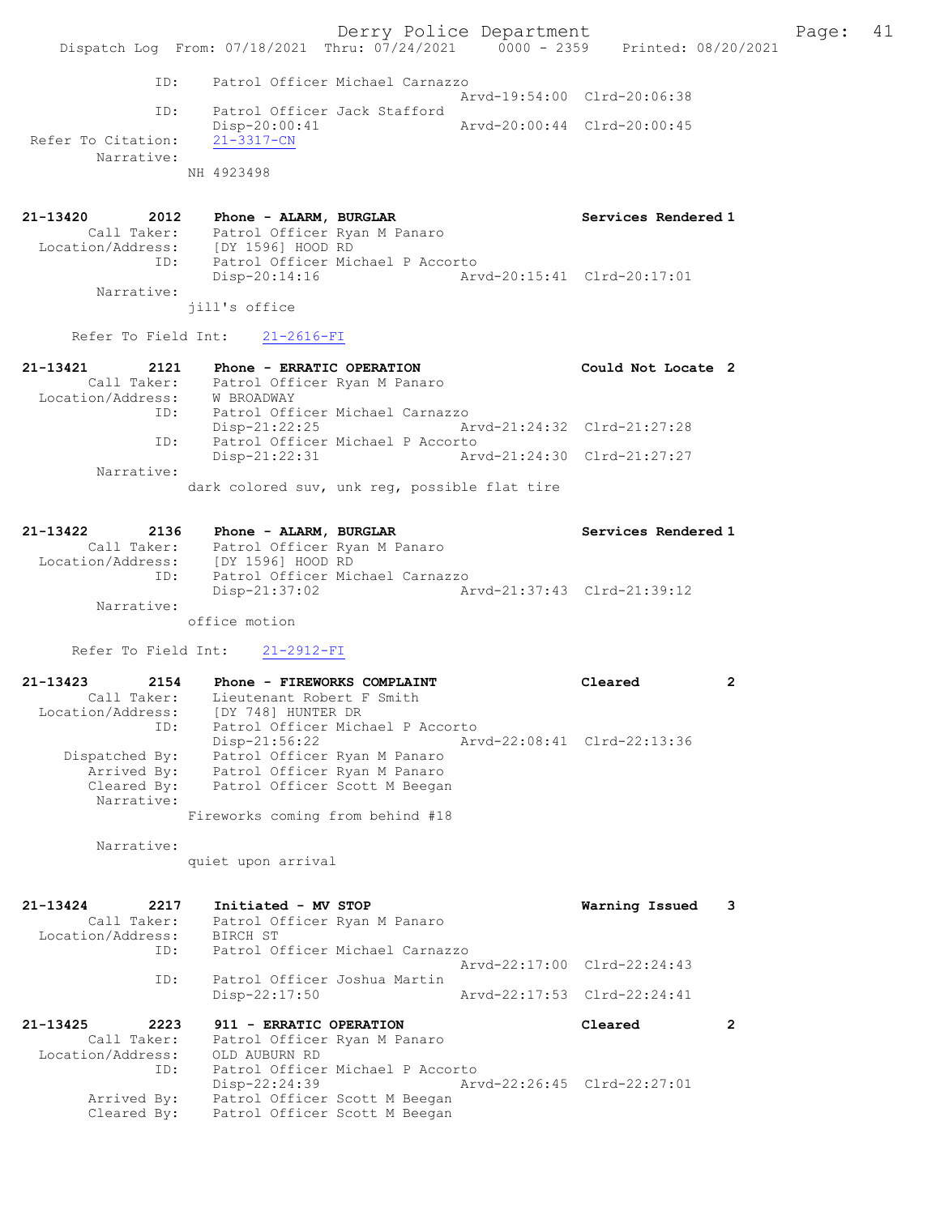```
            ID:    Patrol Officer Michael Carnazzo
                                            Arvd-19:54:00  Clrd-20:06:38
            ID:    Patrol Officer Jack Stafford
                   Disp-20:00:41            Arvd-20:00:44  Clrd-20:00:45
 Refer To Citation:  21-3317-CN
        Narrative:
                 NH 4923498


21-13420        2012   Phone - ALARM, BURGLAR                  Services Rendered 1
        Call Taker:    Patrol Officer Ryan M Panaro
  Location/Address:    [DY 1596] HOOD RD
                ID:    Patrol Officer Michael P Accorto
                       Disp-20:14:16             Arvd-20:15:41  Clrd-20:17:01
        Narrative:
                 jill's office

      Refer To Field Int:    21-2616-FI

21-13421        2121   Phone - ERRATIC OPERATION               Could Not Locate  2
        Call Taker:    Patrol Officer Ryan M Panaro
  Location/Address:    W BROADWAY
                ID:    Patrol Officer Michael Carnazzo
                       Disp-21:22:25             Arvd-21:24:32  Clrd-21:27:28
                ID:    Patrol Officer Michael P Accorto
                       Disp-21:22:31             Arvd-21:24:30  Clrd-21:27:27
        Narrative:
                 dark colored suv, unk reg, possible flat tire


21-13422        2136   Phone - ALARM, BURGLAR                  Services Rendered 1
        Call Taker:    Patrol Officer Ryan M Panaro
  Location/Address:    [DY 1596] HOOD RD
                ID:    Patrol Officer Michael Carnazzo
                       Disp-21:37:02             Arvd-21:37:43  Clrd-21:39:12
        Narrative:
                 office motion

      Refer To Field Int:    21-2912-FI

21-13423        2154   Phone - FIREWORKS COMPLAINT             Cleared           2
        Call Taker:    Lieutenant Robert F Smith
  Location/Address:    [DY 748] HUNTER DR
                ID:    Patrol Officer Michael P Accorto
                       Disp-21:56:22             Arvd-22:08:41  Clrd-22:13:36
     Dispatched By:    Patrol Officer Ryan M Panaro
        Arrived By:    Patrol Officer Ryan M Panaro
        Cleared By:    Patrol Officer Scott M Beegan
        Narrative:
                 Fireworks coming from behind #18

        Narrative:
                 quiet upon arrival


21-13424        2217   Initiated - MV STOP                     Warning Issued    3
        Call Taker:    Patrol Officer Ryan M Panaro
  Location/Address:    BIRCH ST
                ID:    Patrol Officer Michael Carnazzo
                                                 Arvd-22:17:00  Clrd-22:24:43
                ID:    Patrol Officer Joshua Martin
                       Disp-22:17:50             Arvd-22:17:53  Clrd-22:24:41

21-13425        2223   911 - ERRATIC OPERATION                 Cleared           2
        Call Taker:    Patrol Officer Ryan M Panaro
  Location/Address:    OLD AUBURN RD
                ID:    Patrol Officer Michael P Accorto
                       Disp-22:24:39             Arvd-22:26:45  Clrd-22:27:01
        Arrived By:    Patrol Officer Scott M Beegan
        Cleared By:    Patrol Officer Scott M Beegan
```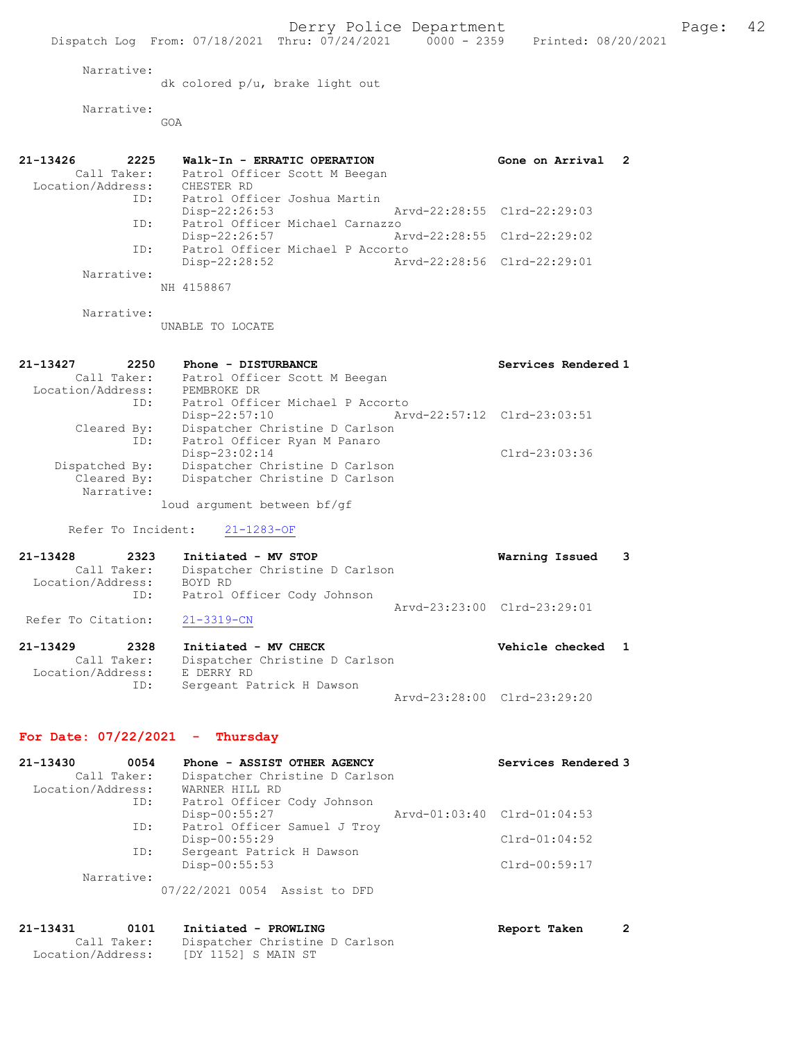Narrative:
dk colored p/u, brake light out

Narrative:
GOA

**21-13426 2225 Walk-In - ERRATIC OPERATION — Gone on Arrival 2**
Call Taker: Patrol Officer Scott M Beegan
Location/Address: CHESTER RD
ID: Patrol Officer Joshua Martin
Disp-22:26:53 Arvd-22:28:55 Clrd-22:29:03
ID: Patrol Officer Michael Carnazzo
Disp-22:26:57 Arvd-22:28:55 Clrd-22:29:02
ID: Patrol Officer Michael P Accorto
Disp-22:28:52 Arvd-22:28:56 Clrd-22:29:01
Narrative:
NH 4158867

Narrative:
UNABLE TO LOCATE

**21-13427 2250 Phone - DISTURBANCE — Services Rendered 1**
Call Taker: Patrol Officer Scott M Beegan
Location/Address: PEMBROKE DR
ID: Patrol Officer Michael P Accorto
Disp-22:57:10 Arvd-22:57:12 Clrd-23:03:51
Cleared By: Dispatcher Christine D Carlson
ID: Patrol Officer Ryan M Panaro
Disp-23:02:14 Clrd-23:03:36
Dispatched By: Dispatcher Christine D Carlson
Cleared By: Dispatcher Christine D Carlson
Narrative:
loud argument between bf/gf

Refer To Incident: 21-1283-OF

**21-13428 2323 Initiated - MV STOP — Warning Issued 3**
Call Taker: Dispatcher Christine D Carlson
Location/Address: BOYD RD
ID: Patrol Officer Cody Johnson
Arvd-23:23:00 Clrd-23:29:01
Refer To Citation: 21-3319-CN

**21-13429 2328 Initiated - MV CHECK — Vehicle checked 1**
Call Taker: Dispatcher Christine D Carlson
Location/Address: E DERRY RD
ID: Sergeant Patrick H Dawson
Arvd-23:28:00 Clrd-23:29:20

## For Date: 07/22/2021 - Thursday

**21-13430 0054 Phone - ASSIST OTHER AGENCY — Services Rendered 3**
Call Taker: Dispatcher Christine D Carlson
Location/Address: WARNER HILL RD
ID: Patrol Officer Cody Johnson
Disp-00:55:27 Arvd-01:03:40 Clrd-01:04:53
ID: Patrol Officer Samuel J Troy
Disp-00:55:29 Clrd-01:04:52
ID: Sergeant Patrick H Dawson
Disp-00:55:53 Clrd-00:59:17
Narrative:
07/22/2021 0054 Assist to DFD

**21-13431 0101 Initiated - PROWLING — Report Taken 2**
Call Taker: Dispatcher Christine D Carlson
Location/Address: [DY 1152] S MAIN ST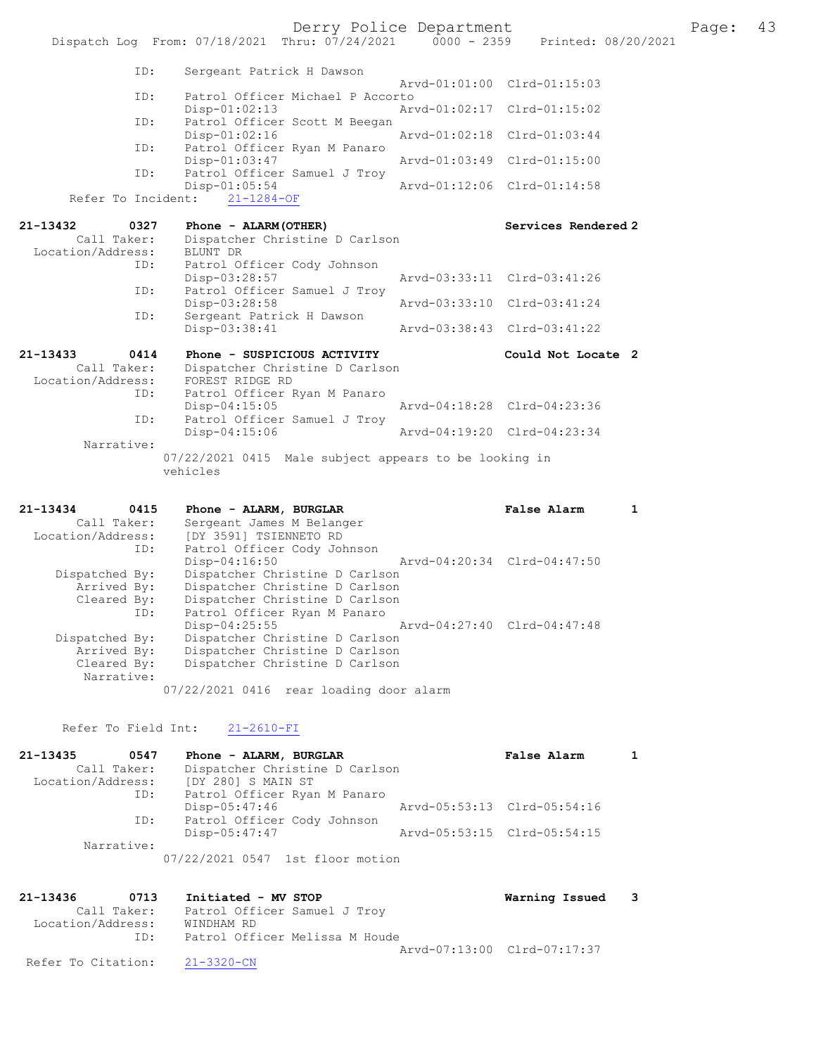```
            ID:      Sergeant Patrick H Dawson
                                              Arvd-01:01:00  Clrd-01:15:03
            ID:      Patrol Officer Michael P Accorto
                     Disp-01:02:13            Arvd-01:02:17  Clrd-01:15:02
            ID:      Patrol Officer Scott M Beegan
                     Disp-01:02:16            Arvd-01:02:18  Clrd-01:03:44
            ID:      Patrol Officer Ryan M Panaro
                     Disp-01:03:47            Arvd-01:03:49  Clrd-01:15:00
            ID:      Patrol Officer Samuel J Troy
                     Disp-01:05:54            Arvd-01:12:06  Clrd-01:14:58
   Refer To Incident:    21-1284-OF

21-13432      0327   Phone - ALARM(OTHER)                    Services Rendered 2
       Call Taker:   Dispatcher Christine D Carlson
 Location/Address:   BLUNT DR
            ID:      Patrol Officer Cody Johnson
                     Disp-03:28:57            Arvd-03:33:11  Clrd-03:41:26
            ID:      Patrol Officer Samuel J Troy
                     Disp-03:28:58            Arvd-03:33:10  Clrd-03:41:24
            ID:      Sergeant Patrick H Dawson
                     Disp-03:38:41            Arvd-03:38:43  Clrd-03:41:22

21-13433      0414   Phone - SUSPICIOUS ACTIVITY             Could Not Locate  2
       Call Taker:   Dispatcher Christine D Carlson
 Location/Address:   FOREST RIDGE RD
            ID:      Patrol Officer Ryan M Panaro
                     Disp-04:15:05            Arvd-04:18:28  Clrd-04:23:36
            ID:      Patrol Officer Samuel J Troy
                     Disp-04:15:06            Arvd-04:19:20  Clrd-04:23:34
        Narrative:
                  07/22/2021 0415  Male subject appears to be looking in
                  vehicles

21-13434      0415   Phone - ALARM, BURGLAR                  False Alarm       1
       Call Taker:   Sergeant James M Belanger
 Location/Address:   [DY 3591] TSIENNETO RD
            ID:      Patrol Officer Cody Johnson
                     Disp-04:16:50            Arvd-04:20:34  Clrd-04:47:50
    Dispatched By:   Dispatcher Christine D Carlson
       Arrived By:   Dispatcher Christine D Carlson
       Cleared By:   Dispatcher Christine D Carlson
            ID:      Patrol Officer Ryan M Panaro
                     Disp-04:25:55            Arvd-04:27:40  Clrd-04:47:48
    Dispatched By:   Dispatcher Christine D Carlson
       Arrived By:   Dispatcher Christine D Carlson
       Cleared By:   Dispatcher Christine D Carlson
        Narrative:
                  07/22/2021 0416  rear loading door alarm

    Refer To Field Int:    21-2610-FI

21-13435      0547   Phone - ALARM, BURGLAR                  False Alarm       1
       Call Taker:   Dispatcher Christine D Carlson
 Location/Address:   [DY 280] S MAIN ST
            ID:      Patrol Officer Ryan M Panaro
                     Disp-05:47:46            Arvd-05:53:13  Clrd-05:54:16
            ID:      Patrol Officer Cody Johnson
                     Disp-05:47:47            Arvd-05:53:15  Clrd-05:54:15
        Narrative:
                  07/22/2021 0547  1st floor motion

21-13436      0713   Initiated - MV STOP                     Warning Issued    3
       Call Taker:   Patrol Officer Samuel J Troy
 Location/Address:   WINDHAM RD
            ID:      Patrol Officer Melissa M Houde
                                              Arvd-07:13:00  Clrd-07:17:37
 Refer To Citation:   21-3320-CN
```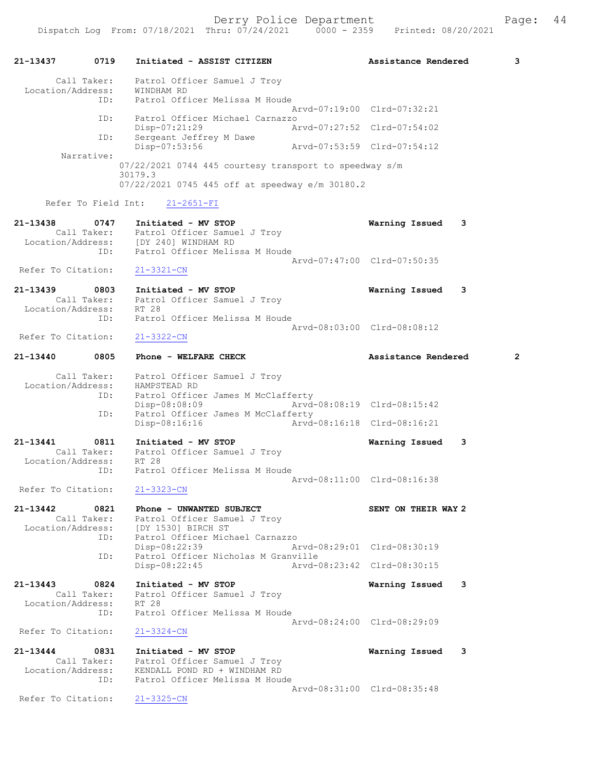**21-13437 0719 Initiated - ASSIST CITIZEN — Assistance Rendered 3**

Call Taker: Patrol Officer Samuel J Troy
Location/Address: WINDHAM RD
ID: Patrol Officer Melissa M Houde
Arvd-07:19:00 Clrd-07:32:21
ID: Patrol Officer Michael Carnazzo
Disp-07:21:29 Arvd-07:27:52 Clrd-07:54:02
ID: Sergeant Jeffrey M Dawe
Disp-07:53:56 Arvd-07:53:59 Clrd-07:54:12
Narrative:
07/22/2021 0744 445 courtesy transport to speedway s/m 30179.3
07/22/2021 0745 445 off at speedway e/m 30180.2

Refer To Field Int: 21-2651-FI

**21-13438 0747 Initiated - MV STOP — Warning Issued 3**

Call Taker: Patrol Officer Samuel J Troy
Location/Address: [DY 240] WINDHAM RD
ID: Patrol Officer Melissa M Houde
Arvd-07:47:00 Clrd-07:50:35
Refer To Citation: 21-3321-CN

**21-13439 0803 Initiated - MV STOP — Warning Issued 3**

Call Taker: Patrol Officer Samuel J Troy
Location/Address: RT 28
ID: Patrol Officer Melissa M Houde
Arvd-08:03:00 Clrd-08:08:12
Refer To Citation: 21-3322-CN

**21-13440 0805 Phone - WELFARE CHECK — Assistance Rendered 2**

Call Taker: Patrol Officer Samuel J Troy
Location/Address: HAMPSTEAD RD
ID: Patrol Officer James M McClafferty
Disp-08:08:09 Arvd-08:08:19 Clrd-08:15:42
ID: Patrol Officer James M McClafferty
Disp-08:16:16 Arvd-08:16:18 Clrd-08:16:21

**21-13441 0811 Initiated - MV STOP — Warning Issued 3**

Call Taker: Patrol Officer Samuel J Troy
Location/Address: RT 28
ID: Patrol Officer Melissa M Houde
Arvd-08:11:00 Clrd-08:16:38
Refer To Citation: 21-3323-CN

**21-13442 0821 Phone - UNWANTED SUBJECT — SENT ON THEIR WAY 2**

Call Taker: Patrol Officer Samuel J Troy
Location/Address: [DY 1530] BIRCH ST
ID: Patrol Officer Michael Carnazzo
Disp-08:22:39 Arvd-08:29:01 Clrd-08:30:19
ID: Patrol Officer Nicholas M Granville
Disp-08:22:45 Arvd-08:23:42 Clrd-08:30:15

**21-13443 0824 Initiated - MV STOP — Warning Issued 3**

Call Taker: Patrol Officer Samuel J Troy
Location/Address: RT 28
ID: Patrol Officer Melissa M Houde
Arvd-08:24:00 Clrd-08:29:09
Refer To Citation: 21-3324-CN

**21-13444 0831 Initiated - MV STOP — Warning Issued 3**

Call Taker: Patrol Officer Samuel J Troy
Location/Address: KENDALL POND RD + WINDHAM RD
ID: Patrol Officer Melissa M Houde
Arvd-08:31:00 Clrd-08:35:48
Refer To Citation: 21-3325-CN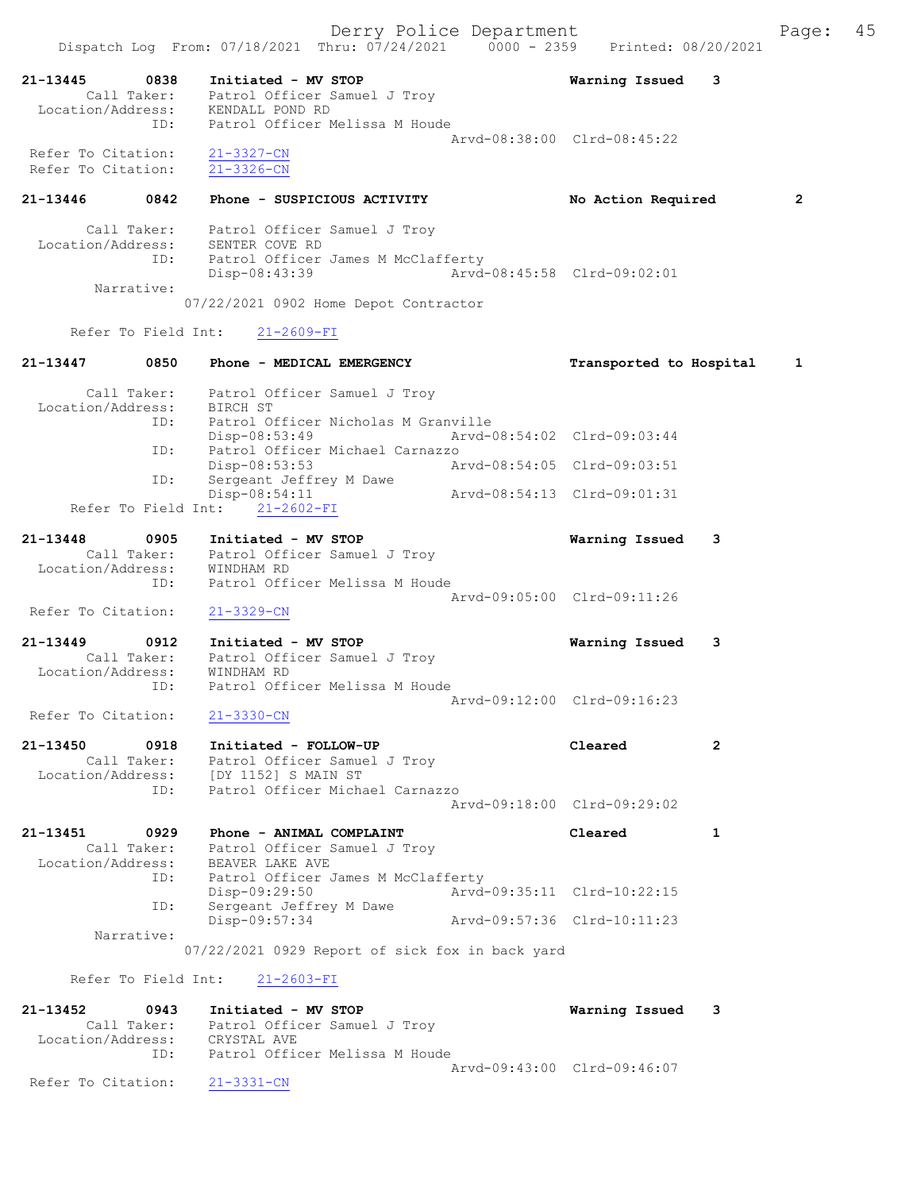21-13445 0838 Initiated - MV STOP Warning Issued 3
Call Taker: Patrol Officer Samuel J Troy
Location/Address: KENDALL POND RD
ID: Patrol Officer Melissa M Houde
Arvd-08:38:00 Clrd-08:45:22
Refer To Citation: 21-3327-CN
Refer To Citation: 21-3326-CN

21-13446 0842 Phone - SUSPICIOUS ACTIVITY No Action Required 2
Call Taker: Patrol Officer Samuel J Troy
Location/Address: SENTER COVE RD
ID: Patrol Officer James M McClafferty
Disp-08:43:39 Arvd-08:45:58 Clrd-09:02:01
Narrative:
07/22/2021 0902 Home Depot Contractor
Refer To Field Int: 21-2609-FI

21-13447 0850 Phone - MEDICAL EMERGENCY Transported to Hospital 1
Call Taker: Patrol Officer Samuel J Troy
Location/Address: BIRCH ST
ID: Patrol Officer Nicholas M Granville
Disp-08:53:49 Arvd-08:54:02 Clrd-09:03:44
ID: Patrol Officer Michael Carnazzo
Disp-08:53:53 Arvd-08:54:05 Clrd-09:03:51
ID: Sergeant Jeffrey M Dawe
Disp-08:54:11 Arvd-08:54:13 Clrd-09:01:31
Refer To Field Int: 21-2602-FI

21-13448 0905 Initiated - MV STOP Warning Issued 3
Call Taker: Patrol Officer Samuel J Troy
Location/Address: WINDHAM RD
ID: Patrol Officer Melissa M Houde
Arvd-09:05:00 Clrd-09:11:26
Refer To Citation: 21-3329-CN

21-13449 0912 Initiated - MV STOP Warning Issued 3
Call Taker: Patrol Officer Samuel J Troy
Location/Address: WINDHAM RD
ID: Patrol Officer Melissa M Houde
Arvd-09:12:00 Clrd-09:16:23
Refer To Citation: 21-3330-CN

21-13450 0918 Initiated - FOLLOW-UP Cleared 2
Call Taker: Patrol Officer Samuel J Troy
Location/Address: [DY 1152] S MAIN ST
ID: Patrol Officer Michael Carnazzo
Arvd-09:18:00 Clrd-09:29:02

21-13451 0929 Phone - ANIMAL COMPLAINT Cleared 1
Call Taker: Patrol Officer Samuel J Troy
Location/Address: BEAVER LAKE AVE
ID: Patrol Officer James M McClafferty
Disp-09:29:50 Arvd-09:35:11 Clrd-10:22:15
ID: Sergeant Jeffrey M Dawe
Disp-09:57:34 Arvd-09:57:36 Clrd-10:11:23
Narrative:
07/22/2021 0929 Report of sick fox in back yard
Refer To Field Int: 21-2603-FI

21-13452 0943 Initiated - MV STOP Warning Issued 3
Call Taker: Patrol Officer Samuel J Troy
Location/Address: CRYSTAL AVE
ID: Patrol Officer Melissa M Houde
Arvd-09:43:00 Clrd-09:46:07
Refer To Citation: 21-3331-CN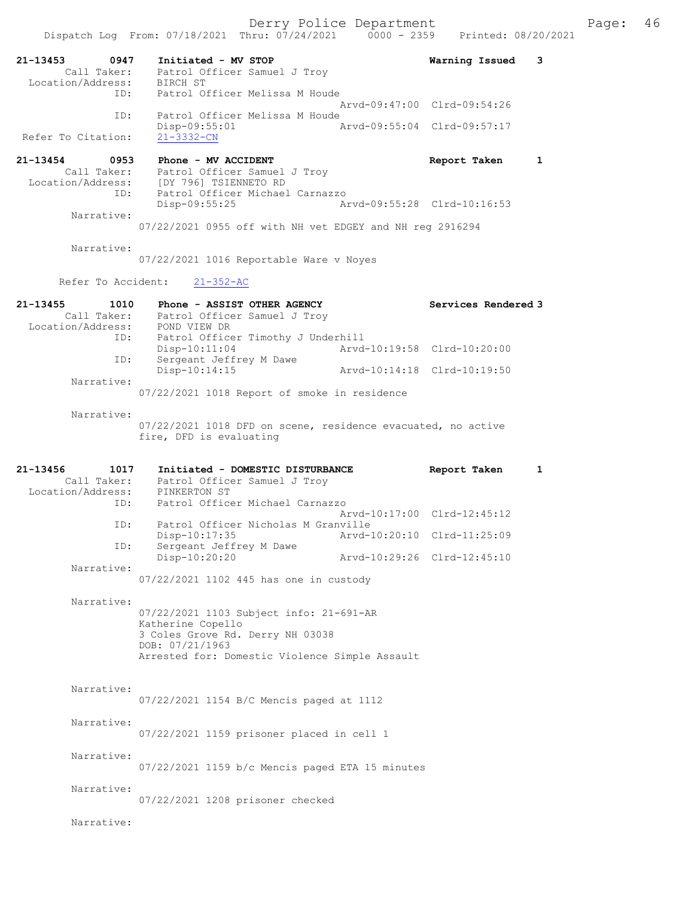Dispatch Log From: 07/18/2021 Thru: 07/24/2021 0000 - 2359 Printed: 08/20/2021

```
21-13453        0947    Initiated - MV STOP                         Warning Issued    3
        Call Taker:     Patrol Officer Samuel J Troy
  Location/Address:     BIRCH ST
                ID:     Patrol Officer Melissa M Houde
                                                   Arvd-09:47:00  Clrd-09:54:26
                ID:     Patrol Officer Melissa M Houde
                        Disp-09:55:01              Arvd-09:55:04  Clrd-09:57:17
 Refer To Citation:     21-3332-CN

21-13454        0953    Phone - MV ACCIDENT                         Report Taken      1
        Call Taker:     Patrol Officer Samuel J Troy
  Location/Address:     [DY 796] TSIENNETO RD
                ID:     Patrol Officer Michael Carnazzo
                        Disp-09:55:25              Arvd-09:55:28  Clrd-10:16:53
         Narrative:
                        07/22/2021 0955 off with NH vet EDGEY and NH reg 2916294

         Narrative:
                        07/22/2021 1016 Reportable Ware v Noyes

       Refer To Accident:    21-352-AC

21-13455        1010    Phone - ASSIST OTHER AGENCY                 Services Rendered 3
        Call Taker:     Patrol Officer Samuel J Troy
  Location/Address:     POND VIEW DR
                ID:     Patrol Officer Timothy J Underhill
                        Disp-10:11:04              Arvd-10:19:58  Clrd-10:20:00
                ID:     Sergeant Jeffrey M Dawe
                        Disp-10:14:15              Arvd-10:14:18  Clrd-10:19:50
         Narrative:
                        07/22/2021 1018 Report of smoke in residence

         Narrative:
                        07/22/2021 1018 DFD on scene, residence evacuated, no active
                        fire, DFD is evaluating

21-13456        1017    Initiated - DOMESTIC DISTURBANCE            Report Taken      1
        Call Taker:     Patrol Officer Samuel J Troy
  Location/Address:     PINKERTON ST
                ID:     Patrol Officer Michael Carnazzo
                                                   Arvd-10:17:00  Clrd-12:45:12
                ID:     Patrol Officer Nicholas M Granville
                        Disp-10:17:35              Arvd-10:20:10  Clrd-11:25:09
                ID:     Sergeant Jeffrey M Dawe
                        Disp-10:20:20              Arvd-10:29:26  Clrd-12:45:10
         Narrative:
                        07/22/2021 1102 445 has one in custody

         Narrative:
                        07/22/2021 1103 Subject info: 21-691-AR
                        Katherine Copello
                        3 Coles Grove Rd. Derry NH 03038
                        DOB: 07/21/1963
                        Arrested for: Domestic Violence Simple Assault

         Narrative:
                        07/22/2021 1154 B/C Mencis paged at 1112

         Narrative:
                        07/22/2021 1159 prisoner placed in cell 1

         Narrative:
                        07/22/2021 1159 b/c Mencis paged ETA 15 minutes

         Narrative:
                        07/22/2021 1208 prisoner checked

         Narrative:
```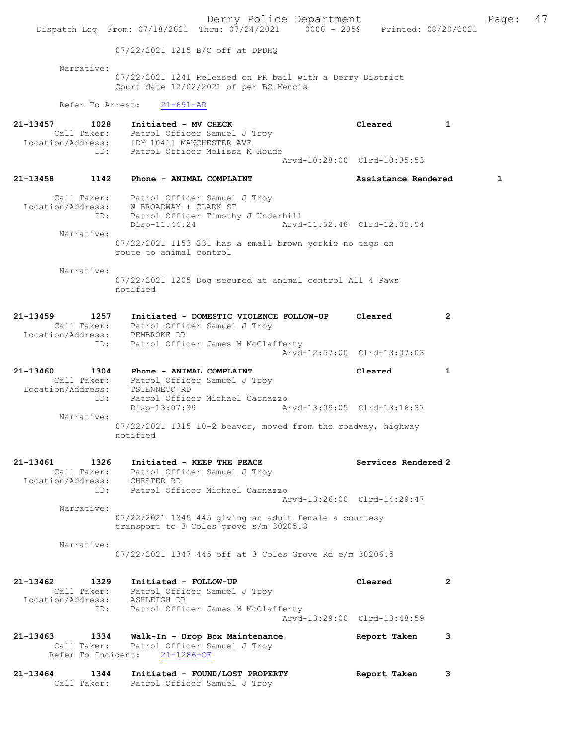07/22/2021 1215 B/C off at DPDHQ

Narrative:
07/22/2021 1241 Released on PR bail with a Derry District Court date 12/02/2021 of per BC Mencis

Refer To Arrest: 21-691-AR

**21-13457 1028 Initiated - MV CHECK** Cleared 1
Call Taker: Patrol Officer Samuel J Troy
Location/Address: [DY 1041] MANCHESTER AVE
ID: Patrol Officer Melissa M Houde
Arvd-10:28:00 Clrd-10:35:53

**21-13458 1142 Phone - ANIMAL COMPLAINT** Assistance Rendered 1
Call Taker: Patrol Officer Samuel J Troy
Location/Address: W BROADWAY + CLARK ST
ID: Patrol Officer Timothy J Underhill
Disp-11:44:24 Arvd-11:52:48 Clrd-12:05:54
Narrative:
07/22/2021 1153 231 has a small brown yorkie no tags en route to animal control

Narrative:
07/22/2021 1205 Dog secured at animal control All 4 Paws notified

**21-13459 1257 Initiated - DOMESTIC VIOLENCE FOLLOW-UP** Cleared 2
Call Taker: Patrol Officer Samuel J Troy
Location/Address: PEMBROKE DR
ID: Patrol Officer James M McClafferty
Arvd-12:57:00 Clrd-13:07:03

**21-13460 1304 Phone - ANIMAL COMPLAINT** Cleared 1
Call Taker: Patrol Officer Samuel J Troy
Location/Address: TSIENNETO RD
ID: Patrol Officer Michael Carnazzo
Disp-13:07:39 Arvd-13:09:05 Clrd-13:16:37
Narrative:
07/22/2021 1315 10-2 beaver, moved from the roadway, highway notified

**21-13461 1326 Initiated - KEEP THE PEACE** Services Rendered 2
Call Taker: Patrol Officer Samuel J Troy
Location/Address: CHESTER RD
ID: Patrol Officer Michael Carnazzo
Arvd-13:26:00 Clrd-14:29:47
Narrative:
07/22/2021 1345 445 giving an adult female a courtesy transport to 3 Coles grove s/m 30205.8

Narrative:
07/22/2021 1347 445 off at 3 Coles Grove Rd e/m 30206.5

**21-13462 1329 Initiated - FOLLOW-UP** Cleared 2
Call Taker: Patrol Officer Samuel J Troy
Location/Address: ASHLEIGH DR
ID: Patrol Officer James M McClafferty
Arvd-13:29:00 Clrd-13:48:59

**21-13463 1334 Walk-In - Drop Box Maintenance** Report Taken 3
Call Taker: Patrol Officer Samuel J Troy
Refer To Incident: 21-1286-OF

**21-13464 1344 Initiated - FOUND/LOST PROPERTY** Report Taken 3
Call Taker: Patrol Officer Samuel J Troy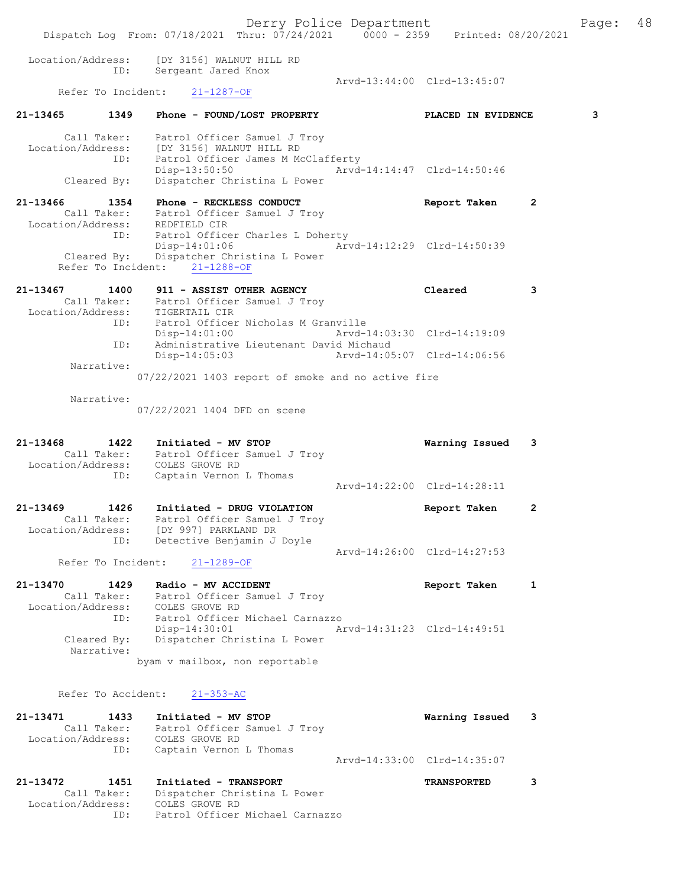Dispatch Log From: 07/18/2021 Thru: 07/24/2021 0000 - 2359 Printed: 08/20/2021

```
 Location/Address:     [DY 3156] WALNUT HILL RD
              ID:      Sergeant Jared Knox
                                                Arvd-13:44:00  Clrd-13:45:07
      Refer To Incident:    21-1287-OF

21-13465        1349    Phone - FOUND/LOST PROPERTY              PLACED IN EVIDENCE        3

        Call Taker:    Patrol Officer Samuel J Troy
  Location/Address:    [DY 3156] WALNUT HILL RD
               ID:     Patrol Officer James M McClafferty
                       Disp-13:50:50            Arvd-14:14:47  Clrd-14:50:46
       Cleared By:     Dispatcher Christina L Power

21-13466        1354    Phone - RECKLESS CONDUCT                 Report Taken       2
        Call Taker:    Patrol Officer Samuel J Troy
  Location/Address:    REDFIELD CIR
               ID:     Patrol Officer Charles L Doherty
                       Disp-14:01:06            Arvd-14:12:29  Clrd-14:50:39
       Cleared By:     Dispatcher Christina L Power
      Refer To Incident:    21-1288-OF

21-13467        1400    911 - ASSIST OTHER AGENCY                Cleared            3
        Call Taker:    Patrol Officer Samuel J Troy
  Location/Address:    TIGERTAIL CIR
               ID:     Patrol Officer Nicholas M Granville
                       Disp-14:01:00            Arvd-14:03:30  Clrd-14:19:09
               ID:     Administrative Lieutenant David Michaud
                       Disp-14:05:03            Arvd-14:05:07  Clrd-14:06:56
        Narrative:
                     07/22/2021 1403 report of smoke and no active fire

        Narrative:
                     07/22/2021 1404 DFD on scene

21-13468        1422    Initiated - MV STOP                      Warning Issued     3
        Call Taker:    Patrol Officer Samuel J Troy
  Location/Address:    COLES GROVE RD
               ID:     Captain Vernon L Thomas
                                                Arvd-14:22:00  Clrd-14:28:11

21-13469        1426    Initiated - DRUG VIOLATION               Report Taken       2
        Call Taker:    Patrol Officer Samuel J Troy
  Location/Address:    [DY 997] PARKLAND DR
               ID:     Detective Benjamin J Doyle
                                                Arvd-14:26:00  Clrd-14:27:53
      Refer To Incident:    21-1289-OF

21-13470        1429    Radio - MV ACCIDENT                      Report Taken       1
        Call Taker:    Patrol Officer Samuel J Troy
  Location/Address:    COLES GROVE RD
               ID:     Patrol Officer Michael Carnazzo
                       Disp-14:30:01            Arvd-14:31:23  Clrd-14:49:51
       Cleared By:     Dispatcher Christina L Power
        Narrative:
                     byam v mailbox, non reportable

      Refer To Accident:    21-353-AC

21-13471        1433    Initiated - MV STOP                      Warning Issued     3
        Call Taker:    Patrol Officer Samuel J Troy
  Location/Address:    COLES GROVE RD
               ID:     Captain Vernon L Thomas
                                                Arvd-14:33:00  Clrd-14:35:07

21-13472        1451    Initiated - TRANSPORT                    TRANSPORTED        3
        Call Taker:    Dispatcher Christina L Power
  Location/Address:    COLES GROVE RD
               ID:     Patrol Officer Michael Carnazzo
```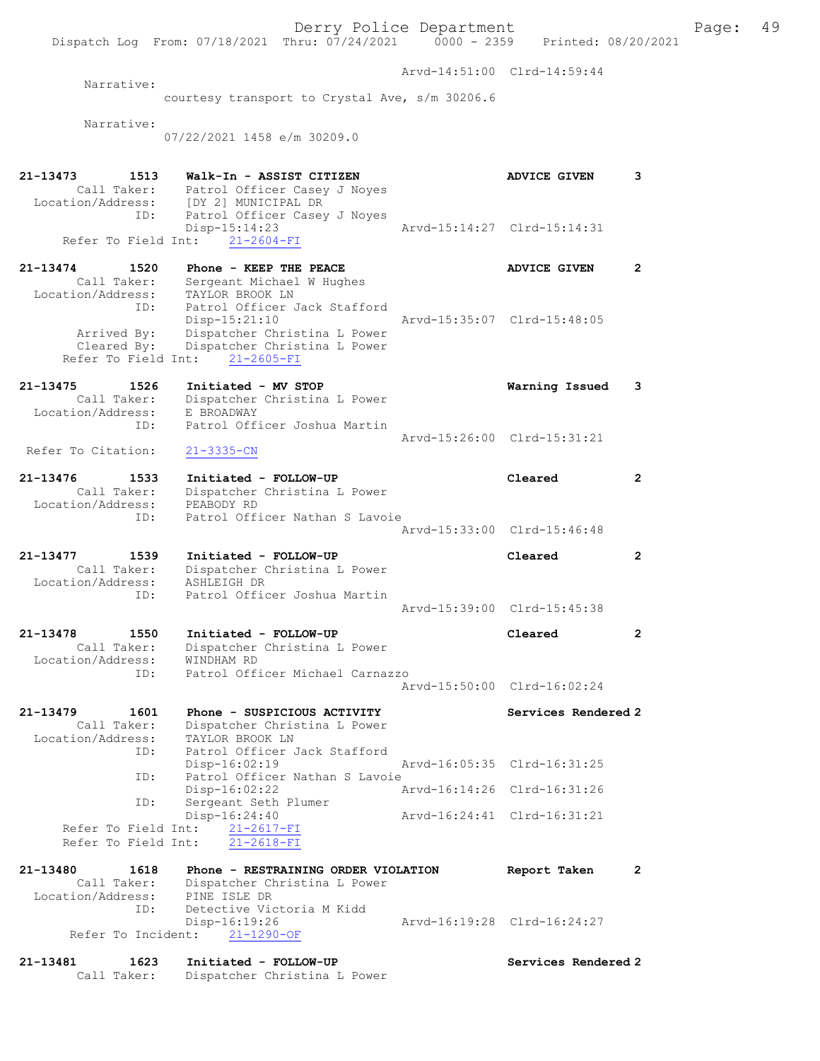```
                                                   Arvd-14:51:00  Clrd-14:59:44
        Narrative:
              courtesy transport to Crystal Ave, s/m 30206.6

        Narrative:
              07/22/2021 1458 e/m 30209.0


21-13473       1513    Walk-In - ASSIST CITIZEN                    ADVICE GIVEN      3
        Call Taker:    Patrol Officer Casey J Noyes
  Location/Address:    [DY 2] MUNICIPAL DR
                ID:    Patrol Officer Casey J Noyes
                       Disp-15:14:23               Arvd-15:14:27  Clrd-15:14:31
      Refer To Field Int:    21-2604-FI

21-13474       1520    Phone - KEEP THE PEACE                      ADVICE GIVEN      2
        Call Taker:    Sergeant Michael W Hughes
  Location/Address:    TAYLOR BROOK LN
                ID:    Patrol Officer Jack Stafford
                       Disp-15:21:10               Arvd-15:35:07  Clrd-15:48:05
        Arrived By:    Dispatcher Christina L Power
        Cleared By:    Dispatcher Christina L Power
      Refer To Field Int:    21-2605-FI

21-13475       1526    Initiated - MV STOP                         Warning Issued    3
        Call Taker:    Dispatcher Christina L Power
  Location/Address:    E BROADWAY
                ID:    Patrol Officer Joshua Martin
                                                   Arvd-15:26:00  Clrd-15:31:21
  Refer To Citation:   21-3335-CN

21-13476       1533    Initiated - FOLLOW-UP                       Cleared           2
        Call Taker:    Dispatcher Christina L Power
  Location/Address:    PEABODY RD
                ID:    Patrol Officer Nathan S Lavoie
                                                   Arvd-15:33:00  Clrd-15:46:48

21-13477       1539    Initiated - FOLLOW-UP                       Cleared           2
        Call Taker:    Dispatcher Christina L Power
  Location/Address:    ASHLEIGH DR
                ID:    Patrol Officer Joshua Martin
                                                   Arvd-15:39:00  Clrd-15:45:38

21-13478       1550    Initiated - FOLLOW-UP                       Cleared           2
        Call Taker:    Dispatcher Christina L Power
  Location/Address:    WINDHAM RD
                ID:    Patrol Officer Michael Carnazzo
                                                   Arvd-15:50:00  Clrd-16:02:24

21-13479       1601    Phone - SUSPICIOUS ACTIVITY                 Services Rendered 2
        Call Taker:    Dispatcher Christina L Power
  Location/Address:    TAYLOR BROOK LN
                ID:    Patrol Officer Jack Stafford
                       Disp-16:02:19               Arvd-16:05:35  Clrd-16:31:25
                ID:    Patrol Officer Nathan S Lavoie
                       Disp-16:02:22               Arvd-16:14:26  Clrd-16:31:26
                ID:    Sergeant Seth Plumer
                       Disp-16:24:40               Arvd-16:24:41  Clrd-16:31:21
      Refer To Field Int:    21-2617-FI
      Refer To Field Int:    21-2618-FI

21-13480       1618    Phone - RESTRAINING ORDER VIOLATION         Report Taken      2
        Call Taker:    Dispatcher Christina L Power
  Location/Address:    PINE ISLE DR
                ID:    Detective Victoria M Kidd
                       Disp-16:19:26               Arvd-16:19:28  Clrd-16:24:27
       Refer To Incident:    21-1290-OF

21-13481       1623    Initiated - FOLLOW-UP                       Services Rendered 2
        Call Taker:    Dispatcher Christina L Power
```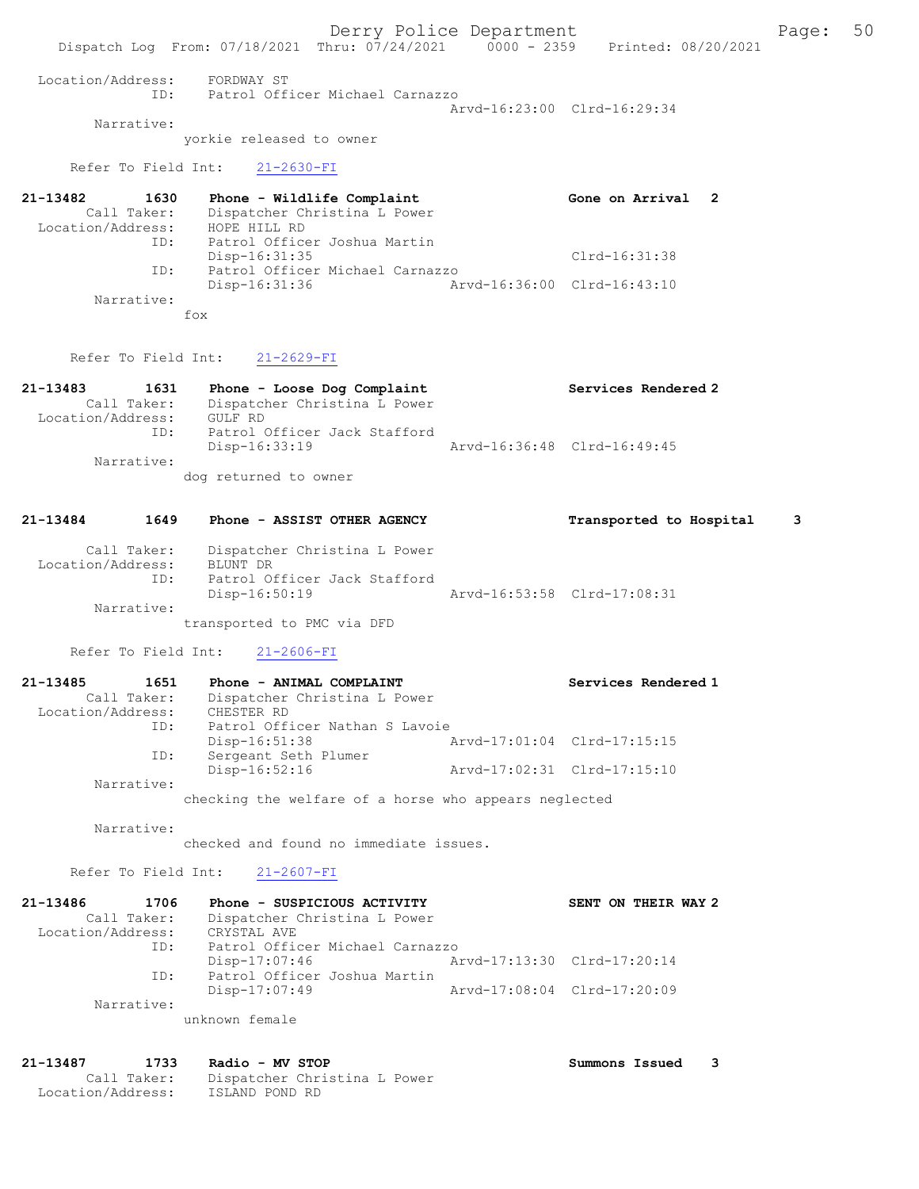Location/Address: FORDWAY ST
ID: Patrol Officer Michael Carnazzo
Arvd-16:23:00 Clrd-16:29:34

Narrative:
yorkie released to owner

Refer To Field Int: 21-2630-FI

**21-13482 1630 Phone - Wildlife Complaint — Gone on Arrival 2**

Call Taker: Dispatcher Christina L Power
Location/Address: HOPE HILL RD
ID: Patrol Officer Joshua Martin
Disp-16:31:35 Clrd-16:31:38
ID: Patrol Officer Michael Carnazzo
Disp-16:31:36 Arvd-16:36:00 Clrd-16:43:10

Narrative:
fox

Refer To Field Int: 21-2629-FI

**21-13483 1631 Phone - Loose Dog Complaint — Services Rendered 2**

Call Taker: Dispatcher Christina L Power
Location/Address: GULF RD
ID: Patrol Officer Jack Stafford
Disp-16:33:19 Arvd-16:36:48 Clrd-16:49:45

Narrative:
dog returned to owner

**21-13484 1649 Phone - ASSIST OTHER AGENCY — Transported to Hospital 3**

Call Taker: Dispatcher Christina L Power
Location/Address: BLUNT DR
ID: Patrol Officer Jack Stafford
Disp-16:50:19 Arvd-16:53:58 Clrd-17:08:31

Narrative:
transported to PMC via DFD

Refer To Field Int: 21-2606-FI

**21-13485 1651 Phone - ANIMAL COMPLAINT — Services Rendered 1**

Call Taker: Dispatcher Christina L Power
Location/Address: CHESTER RD
ID: Patrol Officer Nathan S Lavoie
Disp-16:51:38 Arvd-17:01:04 Clrd-17:15:15
ID: Sergeant Seth Plumer
Disp-16:52:16 Arvd-17:02:31 Clrd-17:15:10

Narrative:
checking the welfare of a horse who appears neglected

Narrative:
checked and found no immediate issues.

Refer To Field Int: 21-2607-FI

**21-13486 1706 Phone - SUSPICIOUS ACTIVITY — SENT ON THEIR WAY 2**

Call Taker: Dispatcher Christina L Power
Location/Address: CRYSTAL AVE
ID: Patrol Officer Michael Carnazzo
Disp-17:07:46 Arvd-17:13:30 Clrd-17:20:14
ID: Patrol Officer Joshua Martin
Disp-17:07:49 Arvd-17:08:04 Clrd-17:20:09

Narrative:
unknown female

**21-13487 1733 Radio - MV STOP — Summons Issued 3**

Call Taker: Dispatcher Christina L Power
Location/Address: ISLAND POND RD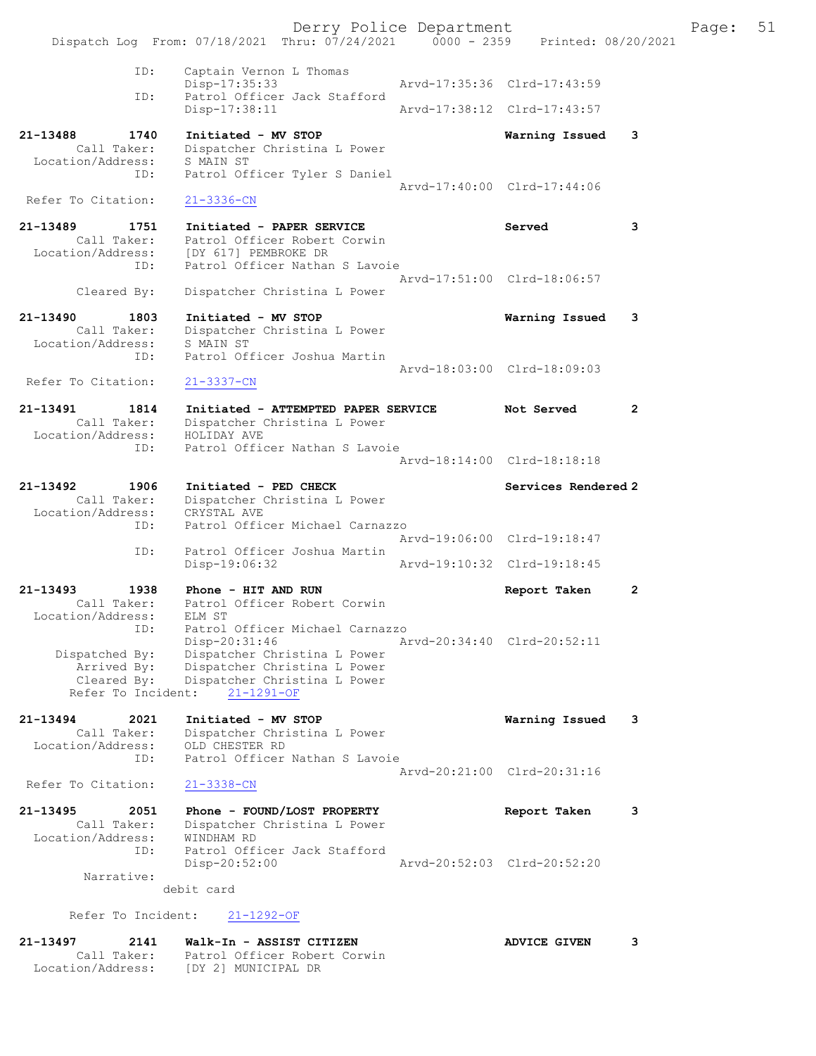```
            ID:     Captain Vernon L Thomas
                    Disp-17:35:33                 Arvd-17:35:36  Clrd-17:43:59
            ID:     Patrol Officer Jack Stafford
                    Disp-17:38:11                 Arvd-17:38:12  Clrd-17:43:57

21-13488      1740  Initiated - MV STOP                          Warning Issued    3
       Call Taker:  Dispatcher Christina L Power
 Location/Address:  S MAIN ST
               ID:  Patrol Officer Tyler S Daniel
                                                  Arvd-17:40:00  Clrd-17:44:06
 Refer To Citation:  21-3336-CN

21-13489      1751  Initiated - PAPER SERVICE                    Served            3
       Call Taker:  Patrol Officer Robert Corwin
 Location/Address:  [DY 617] PEMBROKE DR
               ID:  Patrol Officer Nathan S Lavoie
                                                  Arvd-17:51:00  Clrd-18:06:57
       Cleared By:  Dispatcher Christina L Power

21-13490      1803  Initiated - MV STOP                          Warning Issued    3
       Call Taker:  Dispatcher Christina L Power
 Location/Address:  S MAIN ST
               ID:  Patrol Officer Joshua Martin
                                                  Arvd-18:03:00  Clrd-18:09:03
 Refer To Citation:  21-3337-CN

21-13491      1814  Initiated - ATTEMPTED PAPER SERVICE          Not Served        2
       Call Taker:  Dispatcher Christina L Power
 Location/Address:  HOLIDAY AVE
               ID:  Patrol Officer Nathan S Lavoie
                                                  Arvd-18:14:00  Clrd-18:18:18

21-13492      1906  Initiated - PED CHECK                        Services Rendered 2
       Call Taker:  Dispatcher Christina L Power
 Location/Address:  CRYSTAL AVE
               ID:  Patrol Officer Michael Carnazzo
                                                  Arvd-19:06:00  Clrd-19:18:47
               ID:  Patrol Officer Joshua Martin
                    Disp-19:06:32                 Arvd-19:10:32  Clrd-19:18:45

21-13493      1938  Phone - HIT AND RUN                          Report Taken      2
       Call Taker:  Patrol Officer Robert Corwin
 Location/Address:  ELM ST
               ID:  Patrol Officer Michael Carnazzo
                    Disp-20:31:46                 Arvd-20:34:40  Clrd-20:52:11
    Dispatched By:  Dispatcher Christina L Power
       Arrived By:  Dispatcher Christina L Power
       Cleared By:  Dispatcher Christina L Power
   Refer To Incident:  21-1291-OF

21-13494      2021  Initiated - MV STOP                          Warning Issued    3
       Call Taker:  Dispatcher Christina L Power
 Location/Address:  OLD CHESTER RD
               ID:  Patrol Officer Nathan S Lavoie
                                                  Arvd-20:21:00  Clrd-20:31:16
 Refer To Citation:  21-3338-CN

21-13495      2051  Phone - FOUND/LOST PROPERTY                  Report Taken      3
       Call Taker:  Dispatcher Christina L Power
 Location/Address:  WINDHAM RD
               ID:  Patrol Officer Jack Stafford
                    Disp-20:52:00                 Arvd-20:52:03  Clrd-20:52:20
        Narrative:
                  debit card

   Refer To Incident:  21-1292-OF

21-13497      2141  Walk-In - ASSIST CITIZEN                     ADVICE GIVEN      3
       Call Taker:  Patrol Officer Robert Corwin
 Location/Address:  [DY 2] MUNICIPAL DR
```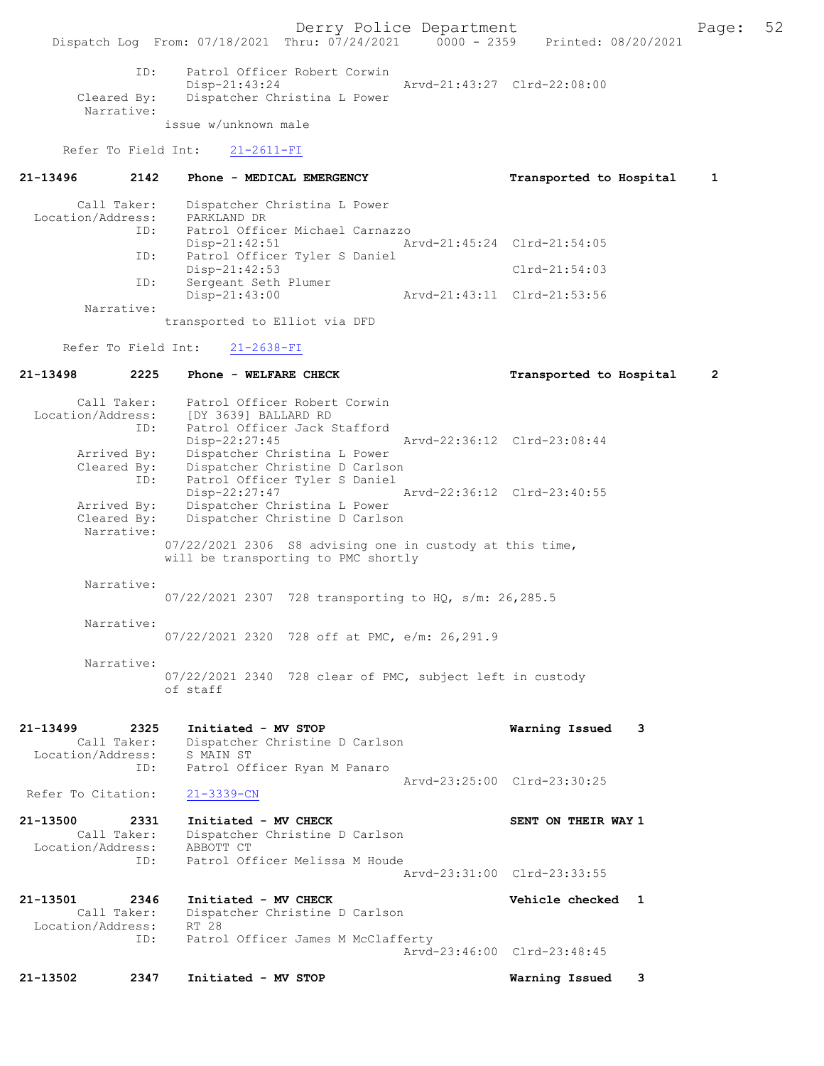```
            ID:     Patrol Officer Robert Corwin
                    Disp-21:43:24                 Arvd-21:43:27  Clrd-22:08:00
       Cleared By:  Dispatcher Christina L Power
        Narrative:
                  issue w/unknown male

     Refer To Field Int:    21-2611-FI

21-13496       2142    Phone - MEDICAL EMERGENCY                   Transported to Hospital     1

        Call Taker:    Dispatcher Christina L Power
   Location/Address:   PARKLAND DR
               ID:     Patrol Officer Michael Carnazzo
                       Disp-21:42:51                 Arvd-21:45:24  Clrd-21:54:05
               ID:     Patrol Officer Tyler S Daniel
                       Disp-21:42:53                                Clrd-21:54:03
               ID:     Sergeant Seth Plumer
                       Disp-21:43:00                 Arvd-21:43:11  Clrd-21:53:56
        Narrative:
                  transported to Elliot via DFD

     Refer To Field Int:    21-2638-FI

21-13498       2225    Phone - WELFARE CHECK                       Transported to Hospital     2

        Call Taker:    Patrol Officer Robert Corwin
   Location/Address:   [DY 3639] BALLARD RD
               ID:     Patrol Officer Jack Stafford
                       Disp-22:27:45                 Arvd-22:36:12  Clrd-23:08:44
       Arrived By:     Dispatcher Christina L Power
       Cleared By:     Dispatcher Christine D Carlson
               ID:     Patrol Officer Tyler S Daniel
                       Disp-22:27:47                 Arvd-22:36:12  Clrd-23:40:55
       Arrived By:     Dispatcher Christina L Power
       Cleared By:     Dispatcher Christine D Carlson
        Narrative:
                  07/22/2021 2306  S8 advising one in custody at this time,
                  will be transporting to PMC shortly

        Narrative:
                  07/22/2021 2307  728 transporting to HQ, s/m: 26,285.5

        Narrative:
                  07/22/2021 2320  728 off at PMC, e/m: 26,291.9

        Narrative:
                  07/22/2021 2340  728 clear of PMC, subject left in custody
                  of staff

21-13499       2325    Initiated - MV STOP                         Warning Issued    3
        Call Taker:    Dispatcher Christine D Carlson
   Location/Address:   S MAIN ST
               ID:     Patrol Officer Ryan M Panaro
                                                     Arvd-23:25:00  Clrd-23:30:25
  Refer To Citation:   21-3339-CN

21-13500       2331    Initiated - MV CHECK                        SENT ON THEIR WAY 1
        Call Taker:    Dispatcher Christine D Carlson
   Location/Address:   ABBOTT CT
               ID:     Patrol Officer Melissa M Houde
                                                     Arvd-23:31:00  Clrd-23:33:55

21-13501       2346    Initiated - MV CHECK                        Vehicle checked   1
        Call Taker:    Dispatcher Christine D Carlson
   Location/Address:   RT 28
               ID:     Patrol Officer James M McClafferty
                                                     Arvd-23:46:00  Clrd-23:48:45

21-13502       2347    Initiated - MV STOP                         Warning Issued    3
```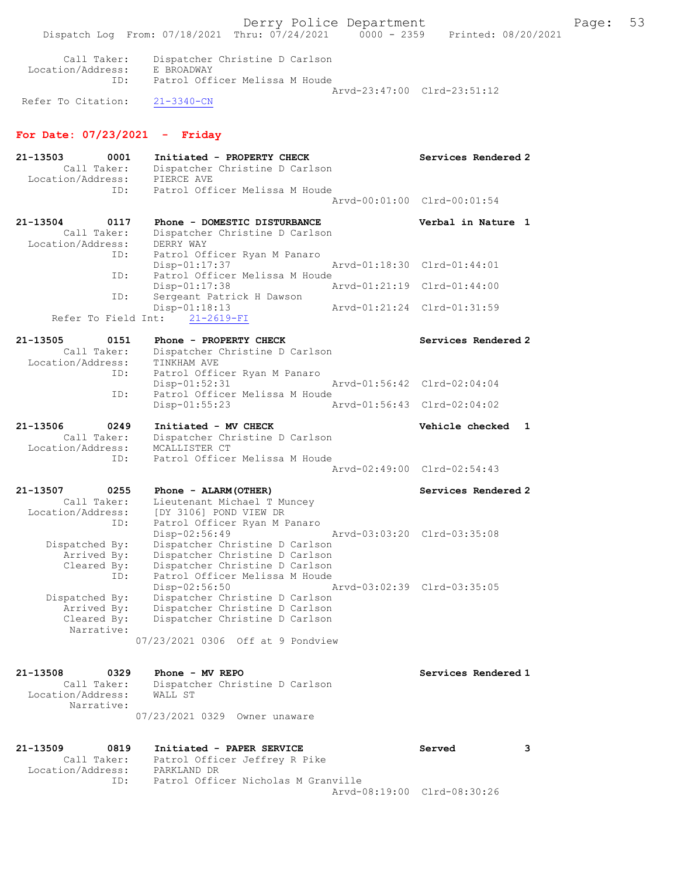Call Taker: Dispatcher Christine D Carlson
Location/Address: E BROADWAY
ID: Patrol Officer Melissa M Houde
Arvd-23:47:00 Clrd-23:51:12
Refer To Citation: 21-3340-CN

## For Date: 07/23/2021 - Friday

**21-13503 0001 Initiated - PROPERTY CHECK** — Services Rendered 2
Call Taker: Dispatcher Christine D Carlson
Location/Address: PIERCE AVE
ID: Patrol Officer Melissa M Houde
Arvd-00:01:00 Clrd-00:01:54

**21-13504 0117 Phone - DOMESTIC DISTURBANCE** — Verbal in Nature 1
Call Taker: Dispatcher Christine D Carlson
Location/Address: DERRY WAY
ID: Patrol Officer Ryan M Panaro
Disp-01:17:37 Arvd-01:18:30 Clrd-01:44:01
ID: Patrol Officer Melissa M Houde
Disp-01:17:38 Arvd-01:21:19 Clrd-01:44:00
ID: Sergeant Patrick H Dawson
Disp-01:18:13 Arvd-01:21:24 Clrd-01:31:59
Refer To Field Int: 21-2619-FI

**21-13505 0151 Phone - PROPERTY CHECK** — Services Rendered 2
Call Taker: Dispatcher Christine D Carlson
Location/Address: TINKHAM AVE
ID: Patrol Officer Ryan M Panaro
Disp-01:52:31 Arvd-01:56:42 Clrd-02:04:04
ID: Patrol Officer Melissa M Houde
Disp-01:55:23 Arvd-01:56:43 Clrd-02:04:02

**21-13506 0249 Initiated - MV CHECK** — Vehicle checked 1
Call Taker: Dispatcher Christine D Carlson
Location/Address: MCALLISTER CT
ID: Patrol Officer Melissa M Houde
Arvd-02:49:00 Clrd-02:54:43

**21-13507 0255 Phone - ALARM(OTHER)** — Services Rendered 2
Call Taker: Lieutenant Michael T Muncey
Location/Address: [DY 3106] POND VIEW DR
ID: Patrol Officer Ryan M Panaro
Disp-02:56:49 Arvd-03:03:20 Clrd-03:35:08
Dispatched By: Dispatcher Christine D Carlson
Arrived By: Dispatcher Christine D Carlson
Cleared By: Dispatcher Christine D Carlson
ID: Patrol Officer Melissa M Houde
Disp-02:56:50 Arvd-03:02:39 Clrd-03:35:05
Dispatched By: Dispatcher Christine D Carlson
Arrived By: Dispatcher Christine D Carlson
Cleared By: Dispatcher Christine D Carlson
Narrative:
07/23/2021 0306 Off at 9 Pondview

**21-13508 0329 Phone - MV REPO** — Services Rendered 1
Call Taker: Dispatcher Christine D Carlson
Location/Address: WALL ST
Narrative:
07/23/2021 0329 Owner unaware

**21-13509 0819 Initiated - PAPER SERVICE** — Served 3
Call Taker: Patrol Officer Jeffrey R Pike
Location/Address: PARKLAND DR
ID: Patrol Officer Nicholas M Granville
Arvd-08:19:00 Clrd-08:30:26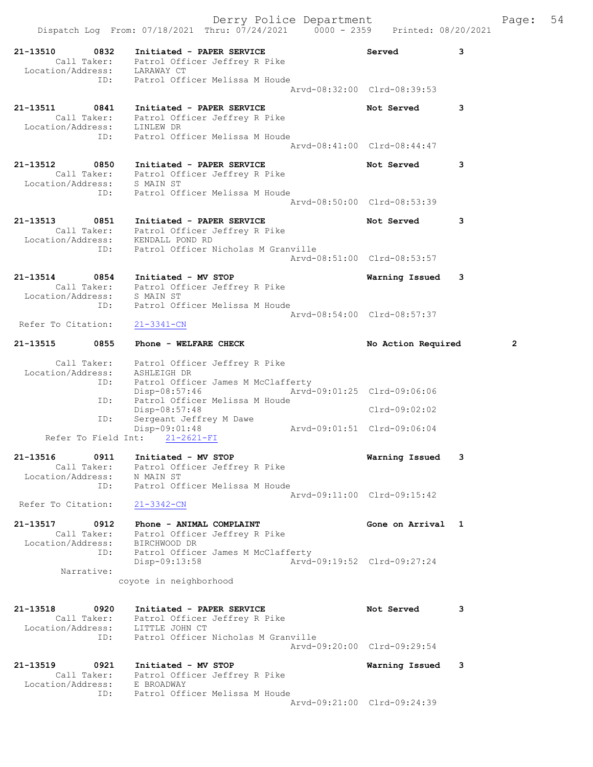Dispatch Log From: 07/18/2021 Thru: 07/24/2021 0000 - 2359 Printed: 08/20/2021

```
21-13510        0832    Initiated - PAPER SERVICE                    Served          3
        Call Taker:     Patrol Officer Jeffrey R Pike
  Location/Address:     LARAWAY CT
                ID:     Patrol Officer Melissa M Houde
                                                  Arvd-08:32:00  Clrd-08:39:53

21-13511        0841    Initiated - PAPER SERVICE                    Not Served      3
        Call Taker:     Patrol Officer Jeffrey R Pike
  Location/Address:     LINLEW DR
                ID:     Patrol Officer Melissa M Houde
                                                  Arvd-08:41:00  Clrd-08:44:47

21-13512        0850    Initiated - PAPER SERVICE                    Not Served      3
        Call Taker:     Patrol Officer Jeffrey R Pike
  Location/Address:     S MAIN ST
                ID:     Patrol Officer Melissa M Houde
                                                  Arvd-08:50:00  Clrd-08:53:39

21-13513        0851    Initiated - PAPER SERVICE                    Not Served      3
        Call Taker:     Patrol Officer Jeffrey R Pike
  Location/Address:     KENDALL POND RD
                ID:     Patrol Officer Nicholas M Granville
                                                  Arvd-08:51:00  Clrd-08:53:57

21-13514        0854    Initiated - MV STOP                          Warning Issued  3
        Call Taker:     Patrol Officer Jeffrey R Pike
  Location/Address:     S MAIN ST
                ID:     Patrol Officer Melissa M Houde
                                                  Arvd-08:54:00  Clrd-08:57:37
 Refer To Citation:     21-3341-CN

21-13515        0855    Phone - WELFARE CHECK                        No Action Required      2

        Call Taker:     Patrol Officer Jeffrey R Pike
  Location/Address:     ASHLEIGH DR
                ID:     Patrol Officer James M McClafferty
                        Disp-08:57:46             Arvd-09:01:25  Clrd-09:06:06
                ID:     Patrol Officer Melissa M Houde
                        Disp-08:57:48                            Clrd-09:02:02
                ID:     Sergeant Jeffrey M Dawe
                        Disp-09:01:48             Arvd-09:01:51  Clrd-09:06:04
      Refer To Field Int:     21-2621-FI

21-13516        0911    Initiated - MV STOP                          Warning Issued  3
        Call Taker:     Patrol Officer Jeffrey R Pike
  Location/Address:     N MAIN ST
                ID:     Patrol Officer Melissa M Houde
                                                  Arvd-09:11:00  Clrd-09:15:42
 Refer To Citation:     21-3342-CN

21-13517        0912    Phone - ANIMAL COMPLAINT                     Gone on Arrival 1
        Call Taker:     Patrol Officer Jeffrey R Pike
  Location/Address:     BIRCHWOOD DR
                ID:     Patrol Officer James M McClafferty
                        Disp-09:13:58             Arvd-09:19:52  Clrd-09:27:24
         Narrative:
                      coyote in neighborhood


21-13518        0920    Initiated - PAPER SERVICE                    Not Served      3
        Call Taker:     Patrol Officer Jeffrey R Pike
  Location/Address:     LITTLE JOHN CT
                ID:     Patrol Officer Nicholas M Granville
                                                  Arvd-09:20:00  Clrd-09:29:54

21-13519        0921    Initiated - MV STOP                          Warning Issued  3
        Call Taker:     Patrol Officer Jeffrey R Pike
  Location/Address:     E BROADWAY
                ID:     Patrol Officer Melissa M Houde
                                                  Arvd-09:21:00  Clrd-09:24:39
```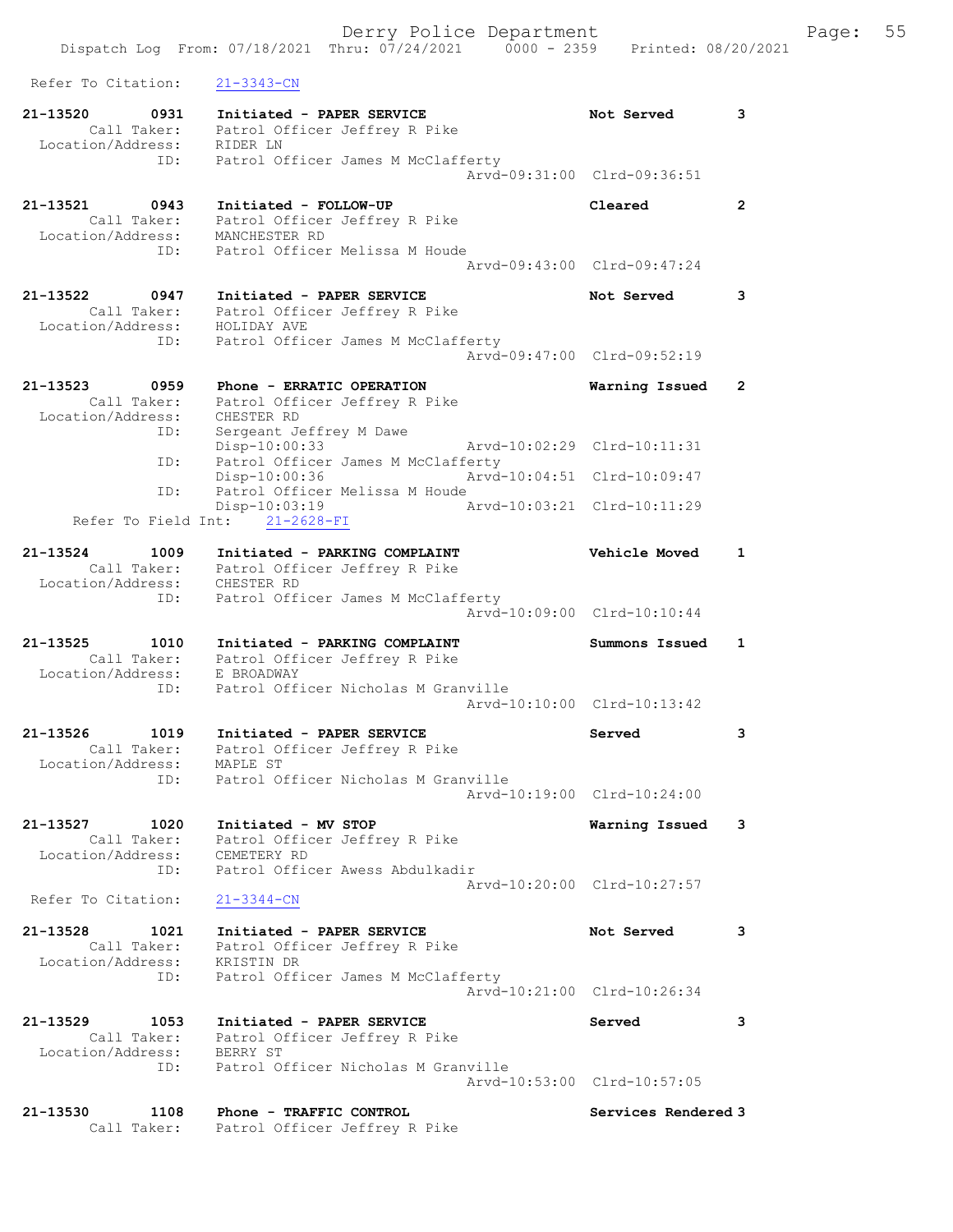Refer To Citation: 21-3343-CN

```
21-13520        0931    Initiated - PAPER SERVICE                   Not Served          3
        Call Taker:     Patrol Officer Jeffrey R Pike
  Location/Address:     RIDER LN
                ID:     Patrol Officer James M McClafferty
                                               Arvd-09:31:00  Clrd-09:36:51

21-13521        0943    Initiated - FOLLOW-UP                       Cleared             2
        Call Taker:     Patrol Officer Jeffrey R Pike
  Location/Address:     MANCHESTER RD
                ID:     Patrol Officer Melissa M Houde
                                               Arvd-09:43:00  Clrd-09:47:24

21-13522        0947    Initiated - PAPER SERVICE                   Not Served          3
        Call Taker:     Patrol Officer Jeffrey R Pike
  Location/Address:     HOLIDAY AVE
                ID:     Patrol Officer James M McClafferty
                                               Arvd-09:47:00  Clrd-09:52:19

21-13523        0959    Phone - ERRATIC OPERATION                   Warning Issued      2
        Call Taker:     Patrol Officer Jeffrey R Pike
  Location/Address:     CHESTER RD
                ID:     Sergeant Jeffrey M Dawe
                        Disp-10:00:33          Arvd-10:02:29  Clrd-10:11:31
                ID:     Patrol Officer James M McClafferty
                        Disp-10:00:36          Arvd-10:04:51  Clrd-10:09:47
                ID:     Patrol Officer Melissa M Houde
                        Disp-10:03:19          Arvd-10:03:21  Clrd-10:11:29
      Refer To Field Int:     21-2628-FI

21-13524        1009    Initiated - PARKING COMPLAINT               Vehicle Moved       1
        Call Taker:     Patrol Officer Jeffrey R Pike
  Location/Address:     CHESTER RD
                ID:     Patrol Officer James M McClafferty
                                               Arvd-10:09:00  Clrd-10:10:44

21-13525        1010    Initiated - PARKING COMPLAINT               Summons Issued      1
        Call Taker:     Patrol Officer Jeffrey R Pike
  Location/Address:     E BROADWAY
                ID:     Patrol Officer Nicholas M Granville
                                               Arvd-10:10:00  Clrd-10:13:42

21-13526        1019    Initiated - PAPER SERVICE                   Served              3
        Call Taker:     Patrol Officer Jeffrey R Pike
  Location/Address:     MAPLE ST
                ID:     Patrol Officer Nicholas M Granville
                                               Arvd-10:19:00  Clrd-10:24:00

21-13527        1020    Initiated - MV STOP                         Warning Issued      3
        Call Taker:     Patrol Officer Jeffrey R Pike
  Location/Address:     CEMETERY RD
                ID:     Patrol Officer Awess Abdulkadir
                                               Arvd-10:20:00  Clrd-10:27:57
 Refer To Citation:     21-3344-CN

21-13528        1021    Initiated - PAPER SERVICE                   Not Served          3
        Call Taker:     Patrol Officer Jeffrey R Pike
  Location/Address:     KRISTIN DR
                ID:     Patrol Officer James M McClafferty
                                               Arvd-10:21:00  Clrd-10:26:34

21-13529        1053    Initiated - PAPER SERVICE                   Served              3
        Call Taker:     Patrol Officer Jeffrey R Pike
  Location/Address:     BERRY ST
                ID:     Patrol Officer Nicholas M Granville
                                               Arvd-10:53:00  Clrd-10:57:05

21-13530        1108    Phone - TRAFFIC CONTROL                     Services Rendered 3
        Call Taker:     Patrol Officer Jeffrey R Pike
```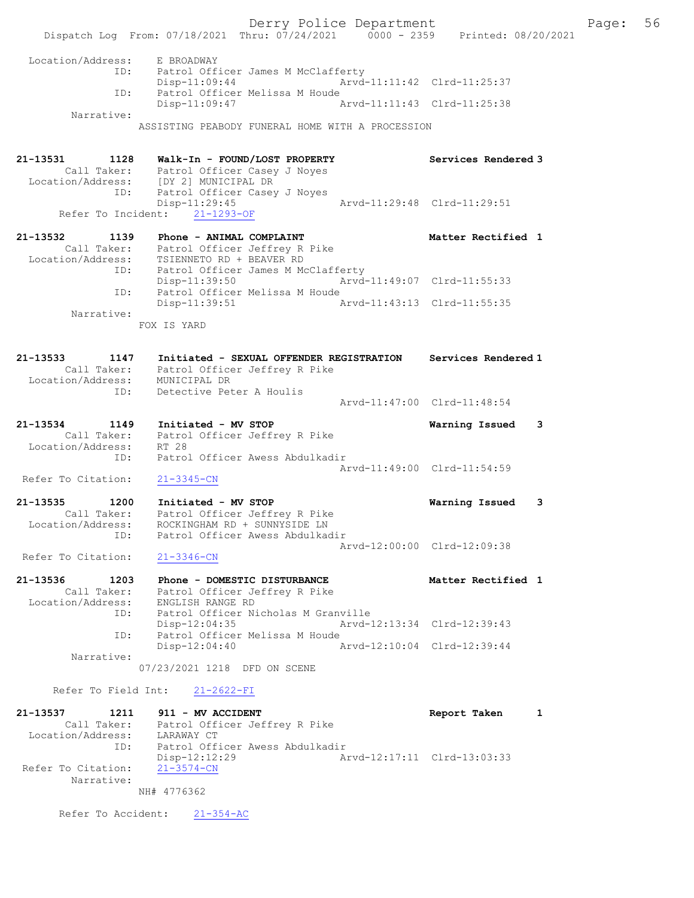```
        Location/Address:     E BROADWAY
                     ID:      Patrol Officer James M McClafferty
                              Disp-11:09:44                   Arvd-11:11:42  Clrd-11:25:37
                     ID:      Patrol Officer Melissa M Houde
                              Disp-11:09:47                   Arvd-11:11:43  Clrd-11:25:38
               Narrative:
                            ASSISTING PEABODY FUNERAL HOME WITH A PROCESSION

21-13531        1128     Walk-In - FOUND/LOST PROPERTY               Services Rendered 3
           Call Taker:    Patrol Officer Casey J Noyes
        Location/Address:     [DY 2] MUNICIPAL DR
                     ID:      Patrol Officer Casey J Noyes
                              Disp-11:29:45                   Arvd-11:29:48  Clrd-11:29:51
         Refer To Incident:    21-1293-OF

21-13532        1139     Phone - ANIMAL COMPLAINT                    Matter Rectified  1
           Call Taker:    Patrol Officer Jeffrey R Pike
        Location/Address:     TSIENNETO RD + BEAVER RD
                     ID:      Patrol Officer James M McClafferty
                              Disp-11:39:50                   Arvd-11:49:07  Clrd-11:55:33
                     ID:      Patrol Officer Melissa M Houde
                              Disp-11:39:51                   Arvd-11:43:13  Clrd-11:55:35
               Narrative:
                            FOX IS YARD

21-13533        1147     Initiated - SEXUAL OFFENDER REGISTRATION    Services Rendered 1
           Call Taker:    Patrol Officer Jeffrey R Pike
        Location/Address:     MUNICIPAL DR
                     ID:      Detective Peter A Houlis
                                                              Arvd-11:47:00  Clrd-11:48:54

21-13534        1149     Initiated - MV STOP                         Warning Issued    3
           Call Taker:    Patrol Officer Jeffrey R Pike
        Location/Address:     RT 28
                     ID:      Patrol Officer Awess Abdulkadir
                                                              Arvd-11:49:00  Clrd-11:54:59
       Refer To Citation:     21-3345-CN

21-13535        1200     Initiated - MV STOP                         Warning Issued    3
           Call Taker:    Patrol Officer Jeffrey R Pike
        Location/Address:     ROCKINGHAM RD + SUNNYSIDE LN
                     ID:      Patrol Officer Awess Abdulkadir
                                                              Arvd-12:00:00  Clrd-12:09:38
       Refer To Citation:     21-3346-CN

21-13536        1203     Phone - DOMESTIC DISTURBANCE                Matter Rectified  1
           Call Taker:    Patrol Officer Jeffrey R Pike
        Location/Address:     ENGLISH RANGE RD
                     ID:      Patrol Officer Nicholas M Granville
                              Disp-12:04:35                   Arvd-12:13:34  Clrd-12:39:43
                     ID:      Patrol Officer Melissa M Houde
                              Disp-12:04:40                   Arvd-12:10:04  Clrd-12:39:44
               Narrative:
                            07/23/2021 1218  DFD ON SCENE

         Refer To Field Int:    21-2622-FI

21-13537        1211     911 - MV ACCIDENT                           Report Taken      1
           Call Taker:    Patrol Officer Jeffrey R Pike
        Location/Address:     LARAWAY CT
                     ID:      Patrol Officer Awess Abdulkadir
                              Disp-12:12:29                   Arvd-12:17:11  Clrd-13:03:33
       Refer To Citation:     21-3574-CN
               Narrative:
                            NH# 4776362

         Refer To Accident:    21-354-AC
```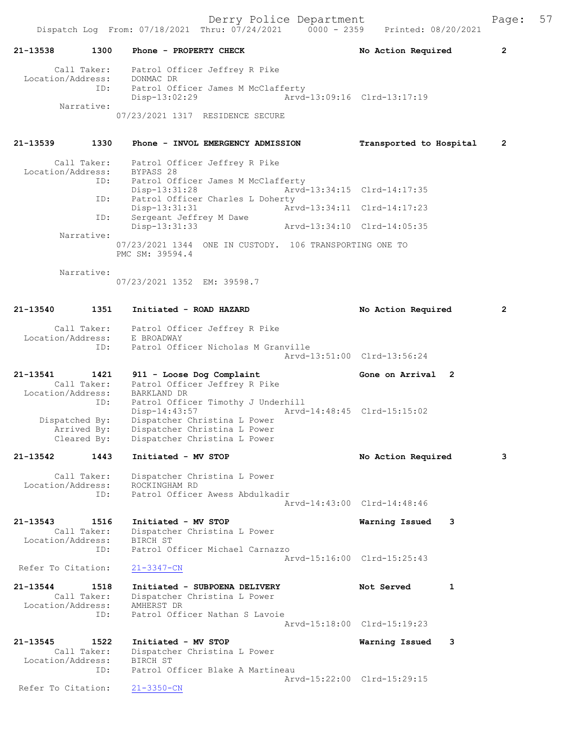**21-13538 1300 Phone - PROPERTY CHECK — No Action Required — 2**

Call Taker: Patrol Officer Jeffrey R Pike
Location/Address: DONMAC DR
ID: Patrol Officer James M McClafferty
Disp-13:02:29 Arvd-13:09:16 Clrd-13:17:19
Narrative:
07/23/2021 1317 RESIDENCE SECURE

**21-13539 1330 Phone - INVOL EMERGENCY ADMISSION — Transported to Hospital — 2**

Call Taker: Patrol Officer Jeffrey R Pike
Location/Address: BYPASS 28
ID: Patrol Officer James M McClafferty
Disp-13:31:28 Arvd-13:34:15 Clrd-14:17:35
ID: Patrol Officer Charles L Doherty
Disp-13:31:31 Arvd-13:34:11 Clrd-14:17:23
ID: Sergeant Jeffrey M Dawe
Disp-13:31:33 Arvd-13:34:10 Clrd-14:05:35
Narrative:
07/23/2021 1344 ONE IN CUSTODY. 106 TRANSPORTING ONE TO PMC SM: 39594.4

Narrative:
07/23/2021 1352 EM: 39598.7

**21-13540 1351 Initiated - ROAD HAZARD — No Action Required — 2**

Call Taker: Patrol Officer Jeffrey R Pike
Location/Address: E BROADWAY
ID: Patrol Officer Nicholas M Granville
Arvd-13:51:00 Clrd-13:56:24

**21-13541 1421 911 - Loose Dog Complaint — Gone on Arrival — 2**

Call Taker: Patrol Officer Jeffrey R Pike
Location/Address: BARKLAND DR
ID: Patrol Officer Timothy J Underhill
Disp-14:43:57 Arvd-14:48:45 Clrd-15:15:02
Dispatched By: Dispatcher Christina L Power
Arrived By: Dispatcher Christina L Power
Cleared By: Dispatcher Christina L Power

**21-13542 1443 Initiated - MV STOP — No Action Required — 3**

Call Taker: Dispatcher Christina L Power
Location/Address: ROCKINGHAM RD
ID: Patrol Officer Awess Abdulkadir
Arvd-14:43:00 Clrd-14:48:46

**21-13543 1516 Initiated - MV STOP — Warning Issued — 3**

Call Taker: Dispatcher Christina L Power
Location/Address: BIRCH ST
ID: Patrol Officer Michael Carnazzo
Arvd-15:16:00 Clrd-15:25:43
Refer To Citation: 21-3347-CN

**21-13544 1518 Initiated - SUBPOENA DELIVERY — Not Served — 1**

Call Taker: Dispatcher Christina L Power
Location/Address: AMHERST DR
ID: Patrol Officer Nathan S Lavoie
Arvd-15:18:00 Clrd-15:19:23

**21-13545 1522 Initiated - MV STOP — Warning Issued — 3**

Call Taker: Dispatcher Christina L Power
Location/Address: BIRCH ST
ID: Patrol Officer Blake A Martineau
Arvd-15:22:00 Clrd-15:29:15
Refer To Citation: 21-3350-CN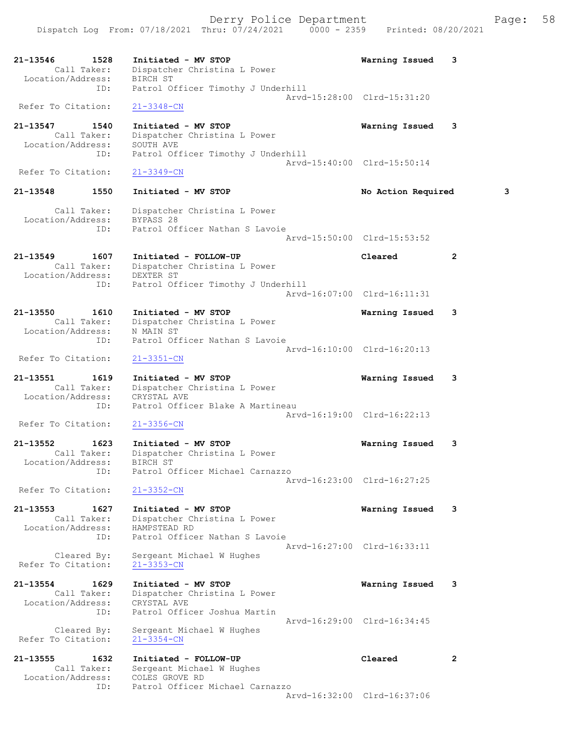21-13546 1528 Initiated - MV STOP Warning Issued 3
Call Taker: Dispatcher Christina L Power
Location/Address: BIRCH ST
ID: Patrol Officer Timothy J Underhill
Arvd-15:28:00 Clrd-15:31:20
Refer To Citation: 21-3348-CN

21-13547 1540 Initiated - MV STOP Warning Issued 3
Call Taker: Dispatcher Christina L Power
Location/Address: SOUTH AVE
ID: Patrol Officer Timothy J Underhill
Arvd-15:40:00 Clrd-15:50:14
Refer To Citation: 21-3349-CN

21-13548 1550 Initiated - MV STOP No Action Required 3
Call Taker: Dispatcher Christina L Power
Location/Address: BYPASS 28
ID: Patrol Officer Nathan S Lavoie
Arvd-15:50:00 Clrd-15:53:52

21-13549 1607 Initiated - FOLLOW-UP Cleared 2
Call Taker: Dispatcher Christina L Power
Location/Address: DEXTER ST
ID: Patrol Officer Timothy J Underhill
Arvd-16:07:00 Clrd-16:11:31

21-13550 1610 Initiated - MV STOP Warning Issued 3
Call Taker: Dispatcher Christina L Power
Location/Address: N MAIN ST
ID: Patrol Officer Nathan S Lavoie
Arvd-16:10:00 Clrd-16:20:13
Refer To Citation: 21-3351-CN

21-13551 1619 Initiated - MV STOP Warning Issued 3
Call Taker: Dispatcher Christina L Power
Location/Address: CRYSTAL AVE
ID: Patrol Officer Blake A Martineau
Arvd-16:19:00 Clrd-16:22:13
Refer To Citation: 21-3356-CN

21-13552 1623 Initiated - MV STOP Warning Issued 3
Call Taker: Dispatcher Christina L Power
Location/Address: BIRCH ST
ID: Patrol Officer Michael Carnazzo
Arvd-16:23:00 Clrd-16:27:25
Refer To Citation: 21-3352-CN

21-13553 1627 Initiated - MV STOP Warning Issued 3
Call Taker: Dispatcher Christina L Power
Location/Address: HAMPSTEAD RD
ID: Patrol Officer Nathan S Lavoie
Arvd-16:27:00 Clrd-16:33:11
Cleared By: Sergeant Michael W Hughes
Refer To Citation: 21-3353-CN

21-13554 1629 Initiated - MV STOP Warning Issued 3
Call Taker: Dispatcher Christina L Power
Location/Address: CRYSTAL AVE
ID: Patrol Officer Joshua Martin
Arvd-16:29:00 Clrd-16:34:45
Cleared By: Sergeant Michael W Hughes
Refer To Citation: 21-3354-CN

21-13555 1632 Initiated - FOLLOW-UP Cleared 2
Call Taker: Sergeant Michael W Hughes
Location/Address: COLES GROVE RD
ID: Patrol Officer Michael Carnazzo
Arvd-16:32:00 Clrd-16:37:06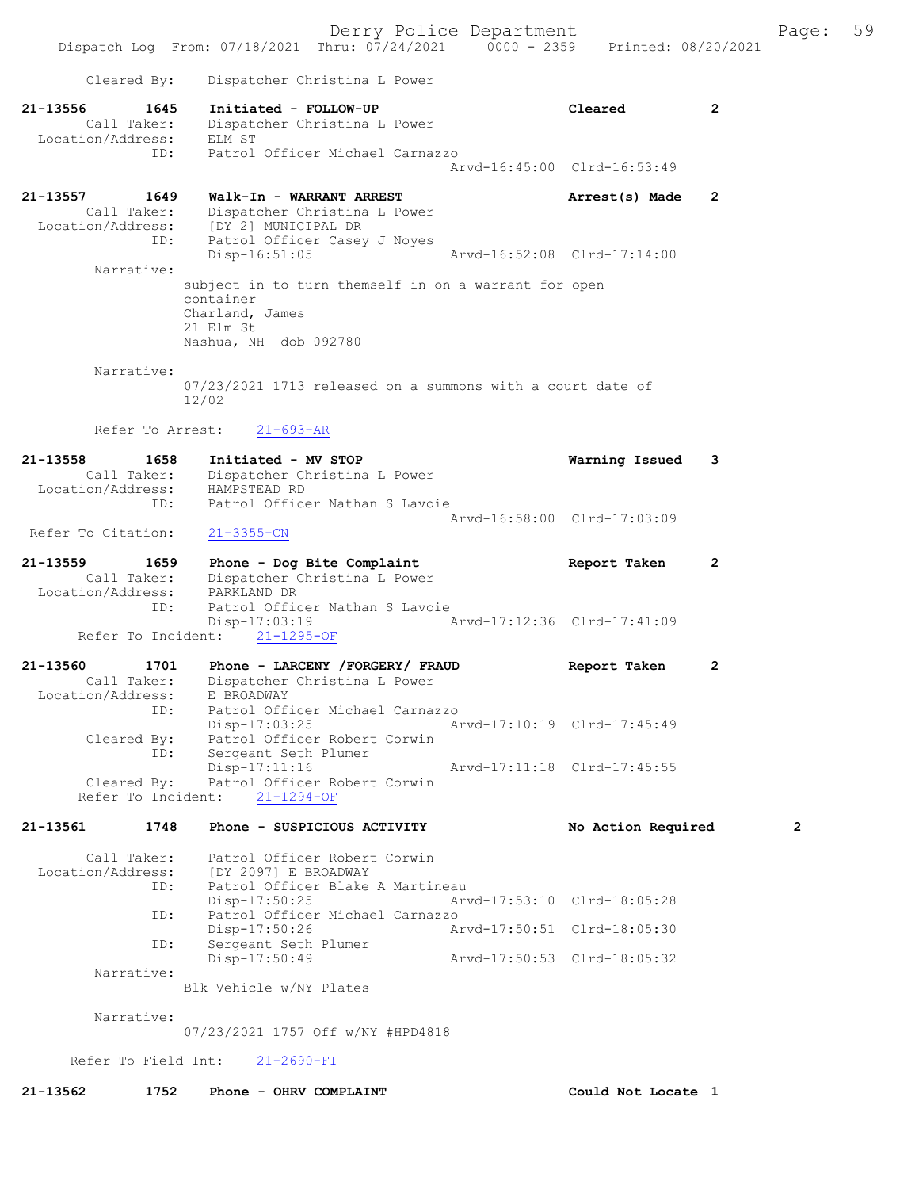Cleared By: Dispatcher Christina L Power

**21-13556 1645 Initiated - FOLLOW-UP** Cleared 2
Call Taker: Dispatcher Christina L Power
Location/Address: ELM ST
ID: Patrol Officer Michael Carnazzo
Arvd-16:45:00 Clrd-16:53:49

**21-13557 1649 Walk-In - WARRANT ARREST** Arrest(s) Made 2
Call Taker: Dispatcher Christina L Power
Location/Address: [DY 2] MUNICIPAL DR
ID: Patrol Officer Casey J Noyes
Disp-16:51:05 Arvd-16:52:08 Clrd-17:14:00
Narrative:
subject in to turn themself in on a warrant for open container
Charland, James
21 Elm St
Nashua, NH dob 092780

Narrative:
07/23/2021 1713 released on a summons with a court date of 12/02

Refer To Arrest: 21-693-AR

**21-13558 1658 Initiated - MV STOP** Warning Issued 3
Call Taker: Dispatcher Christina L Power
Location/Address: HAMPSTEAD RD
ID: Patrol Officer Nathan S Lavoie
Arvd-16:58:00 Clrd-17:03:09
Refer To Citation: 21-3355-CN

**21-13559 1659 Phone - Dog Bite Complaint** Report Taken 2
Call Taker: Dispatcher Christina L Power
Location/Address: PARKLAND DR
ID: Patrol Officer Nathan S Lavoie
Disp-17:03:19 Arvd-17:12:36 Clrd-17:41:09
Refer To Incident: 21-1295-OF

**21-13560 1701 Phone - LARCENY /FORGERY/ FRAUD** Report Taken 2
Call Taker: Dispatcher Christina L Power
Location/Address: E BROADWAY
ID: Patrol Officer Michael Carnazzo
Disp-17:03:25 Arvd-17:10:19 Clrd-17:45:49
Cleared By: Patrol Officer Robert Corwin
ID: Sergeant Seth Plumer
Disp-17:11:16 Arvd-17:11:18 Clrd-17:45:55
Cleared By: Patrol Officer Robert Corwin
Refer To Incident: 21-1294-OF

**21-13561 1748 Phone - SUSPICIOUS ACTIVITY** No Action Required 2
Call Taker: Patrol Officer Robert Corwin
Location/Address: [DY 2097] E BROADWAY
ID: Patrol Officer Blake A Martineau
Disp-17:50:25 Arvd-17:53:10 Clrd-18:05:28
ID: Patrol Officer Michael Carnazzo
Disp-17:50:26 Arvd-17:50:51 Clrd-18:05:30
ID: Sergeant Seth Plumer
Disp-17:50:49 Arvd-17:50:53 Clrd-18:05:32
Narrative:
Blk Vehicle w/NY Plates

Narrative:
07/23/2021 1757 Off w/NY #HPD4818

Refer To Field Int: 21-2690-FI

**21-13562 1752 Phone - OHRV COMPLAINT** Could Not Locate 1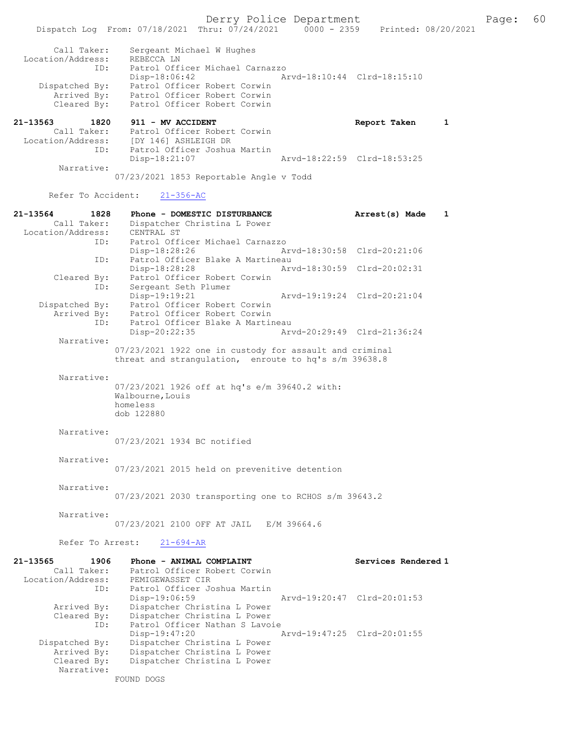```
    Call Taker:     Sergeant Michael W Hughes
  Location/Address:   REBECCA LN
              ID:     Patrol Officer Michael Carnazzo
                      Disp-18:06:42               Arvd-18:10:44  Clrd-18:15:10
    Dispatched By:    Patrol Officer Robert Corwin
      Arrived By:     Patrol Officer Robert Corwin
      Cleared By:     Patrol Officer Robert Corwin

21-13563       1820   911 - MV ACCIDENT                        Report Taken      1
    Call Taker:     Patrol Officer Robert Corwin
  Location/Address:   [DY 146] ASHLEIGH DR
              ID:     Patrol Officer Joshua Martin
                      Disp-18:21:07               Arvd-18:22:59  Clrd-18:53:25
      Narrative:
                07/23/2021 1853 Reportable Angle v Todd

      Refer To Accident:   21-356-AC

21-13564       1828   Phone - DOMESTIC DISTURBANCE             Arrest(s) Made    1
    Call Taker:     Dispatcher Christina L Power
  Location/Address:   CENTRAL ST
              ID:     Patrol Officer Michael Carnazzo
                      Disp-18:28:26               Arvd-18:30:58  Clrd-20:21:06
              ID:     Patrol Officer Blake A Martineau
                      Disp-18:28:28               Arvd-18:30:59  Clrd-20:02:31
      Cleared By:     Patrol Officer Robert Corwin
              ID:     Sergeant Seth Plumer
                      Disp-19:19:21               Arvd-19:19:24  Clrd-20:21:04
    Dispatched By:    Patrol Officer Robert Corwin
      Arrived By:     Patrol Officer Robert Corwin
              ID:     Patrol Officer Blake A Martineau
                      Disp-20:22:35               Arvd-20:29:49  Clrd-21:36:24
      Narrative:
                07/23/2021 1922 one in custody for assault and criminal
                threat and strangulation,  enroute to hq's s/m 39638.8

      Narrative:
                07/23/2021 1926 off at hq's e/m 39640.2 with:
                Walbourne,Louis
                homeless
                dob 122880

      Narrative:
                07/23/2021 1934 BC notified

      Narrative:
                07/23/2021 2015 held on prevenitive detention

      Narrative:
                07/23/2021 2030 transporting one to RCHOS s/m 39643.2

      Narrative:
                07/23/2021 2100 OFF AT JAIL   E/M 39664.6

      Refer To Arrest:   21-694-AR

21-13565       1906   Phone - ANIMAL COMPLAINT                 Services Rendered 1
    Call Taker:     Patrol Officer Robert Corwin
  Location/Address:   PEMIGEWASSET CIR
              ID:     Patrol Officer Joshua Martin
                      Disp-19:06:59               Arvd-19:20:47  Clrd-20:01:53
      Arrived By:     Dispatcher Christina L Power
      Cleared By:     Dispatcher Christina L Power
              ID:     Patrol Officer Nathan S Lavoie
                      Disp-19:47:20               Arvd-19:47:25  Clrd-20:01:55
    Dispatched By:    Dispatcher Christina L Power
      Arrived By:     Dispatcher Christina L Power
      Cleared By:     Dispatcher Christina L Power
      Narrative:
                FOUND DOGS
```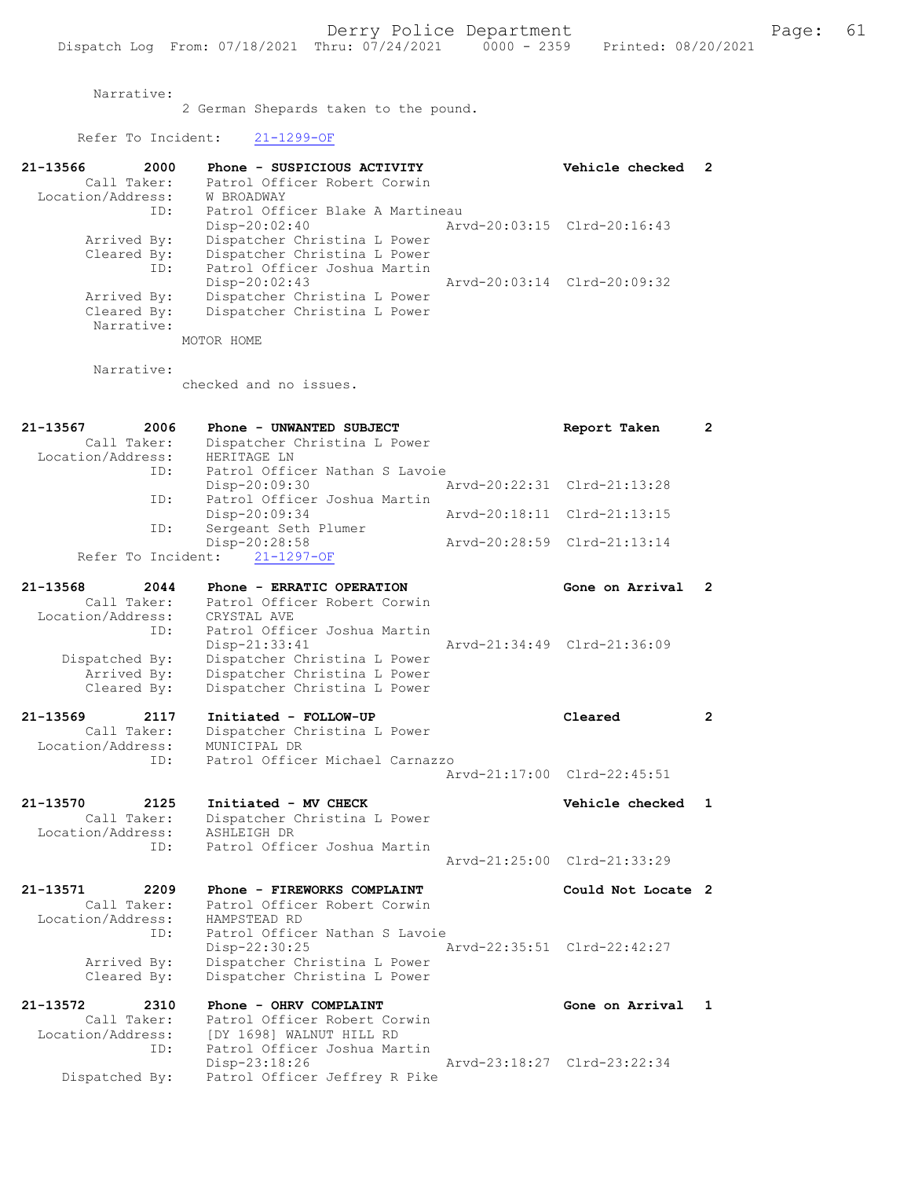Narrative:
2 German Shepards taken to the pound.

Refer To Incident: 21-1299-OF

```
21-13566        2000    Phone - SUSPICIOUS ACTIVITY              Vehicle checked  2
        Call Taker:     Patrol Officer Robert Corwin
  Location/Address:     W BROADWAY
                ID:     Patrol Officer Blake A Martineau
                        Disp-20:02:40               Arvd-20:03:15  Clrd-20:16:43
        Arrived By:     Dispatcher Christina L Power
        Cleared By:     Dispatcher Christina L Power
                ID:     Patrol Officer Joshua Martin
                        Disp-20:02:43               Arvd-20:03:14  Clrd-20:09:32
        Arrived By:     Dispatcher Christina L Power
        Cleared By:     Dispatcher Christina L Power
         Narrative:
              MOTOR HOME

         Narrative:
              checked and no issues.

21-13567        2006    Phone - UNWANTED SUBJECT                 Report Taken     2
        Call Taker:     Dispatcher Christina L Power
  Location/Address:     HERITAGE LN
                ID:     Patrol Officer Nathan S Lavoie
                        Disp-20:09:30               Arvd-20:22:31  Clrd-21:13:28
                ID:     Patrol Officer Joshua Martin
                        Disp-20:09:34               Arvd-20:18:11  Clrd-21:13:15
                ID:     Sergeant Seth Plumer
                        Disp-20:28:58               Arvd-20:28:59  Clrd-21:13:14
      Refer To Incident:   21-1297-OF

21-13568        2044    Phone - ERRATIC OPERATION                Gone on Arrival  2
        Call Taker:     Patrol Officer Robert Corwin
  Location/Address:     CRYSTAL AVE
                ID:     Patrol Officer Joshua Martin
                        Disp-21:33:41               Arvd-21:34:49  Clrd-21:36:09
     Dispatched By:     Dispatcher Christina L Power
        Arrived By:     Dispatcher Christina L Power
        Cleared By:     Dispatcher Christina L Power

21-13569        2117    Initiated - FOLLOW-UP                    Cleared          2
        Call Taker:     Dispatcher Christina L Power
  Location/Address:     MUNICIPAL DR
                ID:     Patrol Officer Michael Carnazzo
                                                    Arvd-21:17:00  Clrd-22:45:51

21-13570        2125    Initiated - MV CHECK                     Vehicle checked  1
        Call Taker:     Dispatcher Christina L Power
  Location/Address:     ASHLEIGH DR
                ID:     Patrol Officer Joshua Martin
                                                    Arvd-21:25:00  Clrd-21:33:29

21-13571        2209    Phone - FIREWORKS COMPLAINT              Could Not Locate 2
        Call Taker:     Patrol Officer Robert Corwin
  Location/Address:     HAMPSTEAD RD
                ID:     Patrol Officer Nathan S Lavoie
                        Disp-22:30:25               Arvd-22:35:51  Clrd-22:42:27
        Arrived By:     Dispatcher Christina L Power
        Cleared By:     Dispatcher Christina L Power

21-13572        2310    Phone - OHRV COMPLAINT                   Gone on Arrival  1
        Call Taker:     Patrol Officer Robert Corwin
  Location/Address:     [DY 1698] WALNUT HILL RD
                ID:     Patrol Officer Joshua Martin
                        Disp-23:18:26               Arvd-23:18:27  Clrd-23:22:34
     Dispatched By:     Patrol Officer Jeffrey R Pike
```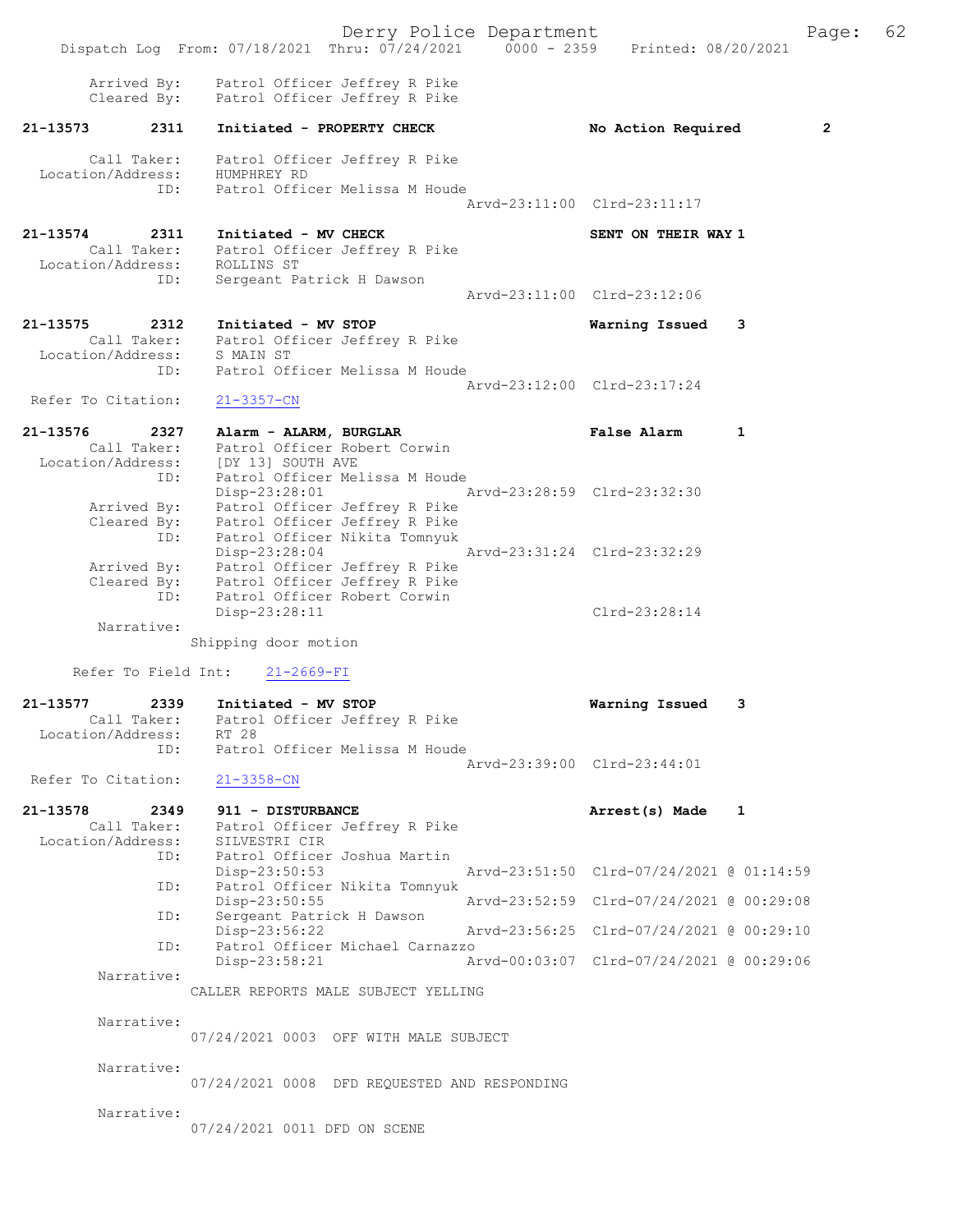Arrived By: Patrol Officer Jeffrey R Pike
Cleared By: Patrol Officer Jeffrey R Pike

**21-13573 2311 Initiated - PROPERTY CHECK** — **No Action Required 2**

Call Taker: Patrol Officer Jeffrey R Pike
Location/Address: HUMPHREY RD
ID: Patrol Officer Melissa M Houde
Arvd-23:11:00 Clrd-23:11:17

**21-13574 2311 Initiated - MV CHECK** — **SENT ON THEIR WAY 1**

Call Taker: Patrol Officer Jeffrey R Pike
Location/Address: ROLLINS ST
ID: Sergeant Patrick H Dawson
Arvd-23:11:00 Clrd-23:12:06

**21-13575 2312 Initiated - MV STOP** — **Warning Issued 3**

Call Taker: Patrol Officer Jeffrey R Pike
Location/Address: S MAIN ST
ID: Patrol Officer Melissa M Houde
Arvd-23:12:00 Clrd-23:17:24
Refer To Citation: 21-3357-CN

**21-13576 2327 Alarm - ALARM, BURGLAR** — **False Alarm 1**

Call Taker: Patrol Officer Robert Corwin
Location/Address: [DY 13] SOUTH AVE
ID: Patrol Officer Melissa M Houde
Disp-23:28:01 Arvd-23:28:59 Clrd-23:32:30
Arrived By: Patrol Officer Jeffrey R Pike
Cleared By: Patrol Officer Jeffrey R Pike
ID: Patrol Officer Nikita Tomnyuk
Disp-23:28:04 Arvd-23:31:24 Clrd-23:32:29
Arrived By: Patrol Officer Jeffrey R Pike
Cleared By: Patrol Officer Jeffrey R Pike
ID: Patrol Officer Robert Corwin
Disp-23:28:11 Clrd-23:28:14
Narrative:
Shipping door motion

Refer To Field Int: 21-2669-FI

**21-13577 2339 Initiated - MV STOP** — **Warning Issued 3**

Call Taker: Patrol Officer Jeffrey R Pike
Location/Address: RT 28
ID: Patrol Officer Melissa M Houde
Arvd-23:39:00 Clrd-23:44:01
Refer To Citation: 21-3358-CN

**21-13578 2349 911 - DISTURBANCE** — **Arrest(s) Made 1**

Call Taker: Patrol Officer Jeffrey R Pike
Location/Address: SILVESTRI CIR
ID: Patrol Officer Joshua Martin
Disp-23:50:53 Arvd-23:51:50 Clrd-07/24/2021 @ 01:14:59
ID: Patrol Officer Nikita Tomnyuk
Disp-23:50:55 Arvd-23:52:59 Clrd-07/24/2021 @ 00:29:08
ID: Sergeant Patrick H Dawson
Disp-23:56:22 Arvd-23:56:25 Clrd-07/24/2021 @ 00:29:10
ID: Patrol Officer Michael Carnazzo
Disp-23:58:21 Arvd-00:03:07 Clrd-07/24/2021 @ 00:29:06
Narrative:
CALLER REPORTS MALE SUBJECT YELLING

Narrative:
07/24/2021 0003 OFF WITH MALE SUBJECT

Narrative:
07/24/2021 0008 DFD REQUESTED AND RESPONDING

Narrative:
07/24/2021 0011 DFD ON SCENE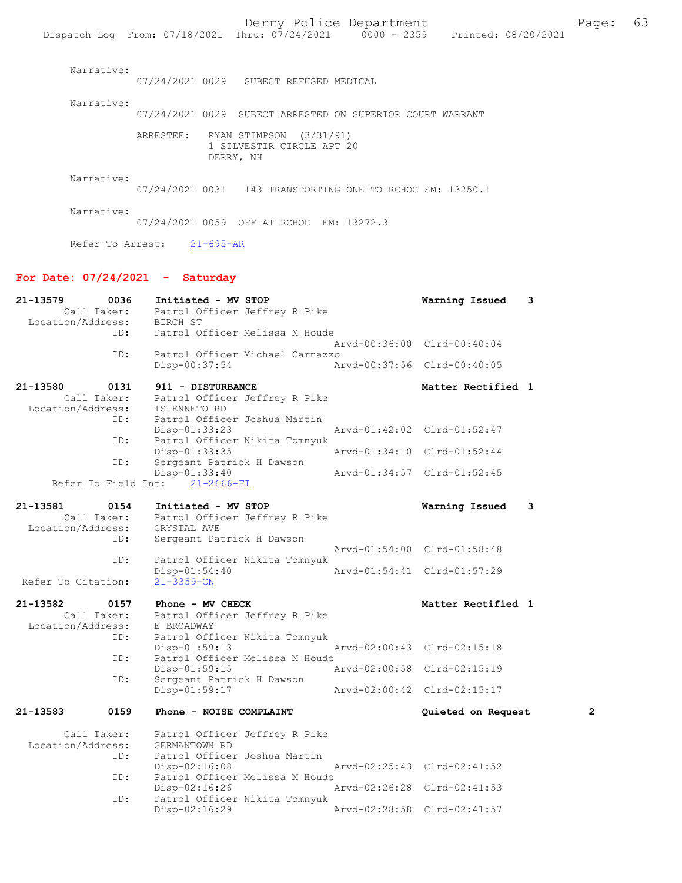Narrative:
07/24/2021 0029 SUBECT REFUSED MEDICAL

Narrative:
07/24/2021 0029 SUBECT ARRESTED ON SUPERIOR COURT WARRANT

ARRESTEE: RYAN STIMPSON (3/31/91)
1 SILVESTIR CIRCLE APT 20
DERRY, NH

Narrative:
07/24/2021 0031 143 TRANSPORTING ONE TO RCHOC SM: 13250.1

Narrative:
07/24/2021 0059 OFF AT RCHOC EM: 13272.3

Refer To Arrest: 21-695-AR

## For Date: 07/24/2021 - Saturday

**21-13579 0036 Initiated - MV STOP** — Warning Issued 3
Call Taker: Patrol Officer Jeffrey R Pike
Location/Address: BIRCH ST
ID: Patrol Officer Melissa M Houde
Arvd-00:36:00 Clrd-00:40:04
ID: Patrol Officer Michael Carnazzo
Disp-00:37:54 Arvd-00:37:56 Clrd-00:40:05

**21-13580 0131 911 - DISTURBANCE** — Matter Rectified 1
Call Taker: Patrol Officer Jeffrey R Pike
Location/Address: TSIENNETO RD
ID: Patrol Officer Joshua Martin
Disp-01:33:23 Arvd-01:42:02 Clrd-01:52:47
ID: Patrol Officer Nikita Tomnyuk
Disp-01:33:35 Arvd-01:34:10 Clrd-01:52:44
ID: Sergeant Patrick H Dawson
Disp-01:33:40 Arvd-01:34:57 Clrd-01:52:45
Refer To Field Int: 21-2666-FI

**21-13581 0154 Initiated - MV STOP** — Warning Issued 3
Call Taker: Patrol Officer Jeffrey R Pike
Location/Address: CRYSTAL AVE
ID: Sergeant Patrick H Dawson
Arvd-01:54:00 Clrd-01:58:48
ID: Patrol Officer Nikita Tomnyuk
Disp-01:54:40 Arvd-01:54:41 Clrd-01:57:29
Refer To Citation: 21-3359-CN

**21-13582 0157 Phone - MV CHECK** — Matter Rectified 1
Call Taker: Patrol Officer Jeffrey R Pike
Location/Address: E BROADWAY
ID: Patrol Officer Nikita Tomnyuk
Disp-01:59:13 Arvd-02:00:43 Clrd-02:15:18
ID: Patrol Officer Melissa M Houde
Disp-01:59:15 Arvd-02:00:58 Clrd-02:15:19
ID: Sergeant Patrick H Dawson
Disp-01:59:17 Arvd-02:00:42 Clrd-02:15:17

**21-13583 0159 Phone - NOISE COMPLAINT** — Quieted on Request 2
Call Taker: Patrol Officer Jeffrey R Pike
Location/Address: GERMANTOWN RD
ID: Patrol Officer Joshua Martin
Disp-02:16:08 Arvd-02:25:43 Clrd-02:41:52
ID: Patrol Officer Melissa M Houde
Disp-02:16:26 Arvd-02:26:28 Clrd-02:41:53
ID: Patrol Officer Nikita Tomnyuk
Disp-02:16:29 Arvd-02:28:58 Clrd-02:41:57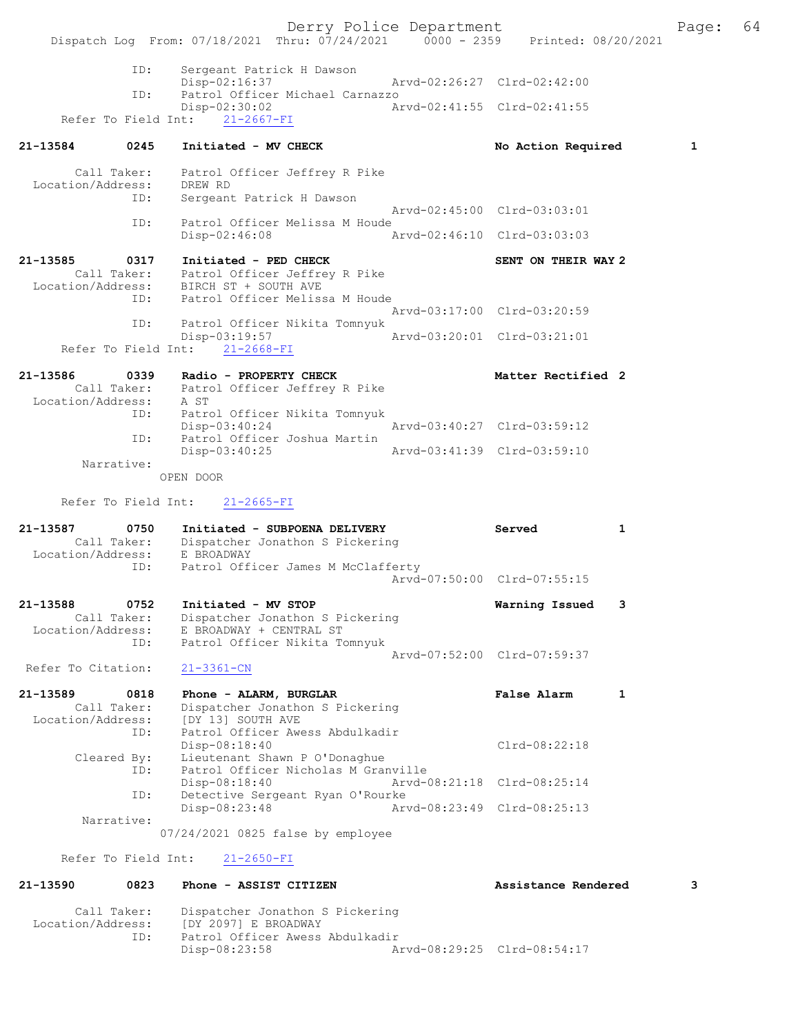Dispatch Log From: 07/18/2021 Thru: 07/24/2021 0000 - 2359 Printed: 08/20/2021

```
            ID:     Sergeant Patrick H Dawson
                    Disp-02:16:37                Arvd-02:26:27  Clrd-02:42:00
            ID:     Patrol Officer Michael Carnazzo
                    Disp-02:30:02                Arvd-02:41:55  Clrd-02:41:55
    Refer To Field Int:    21-2667-FI

21-13584       0245    Initiated - MV CHECK                         No Action Required         1

        Call Taker:     Patrol Officer Jeffrey R Pike
  Location/Address:     DREW RD
               ID:      Sergeant Patrick H Dawson
                                                 Arvd-02:45:00  Clrd-03:03:01
               ID:      Patrol Officer Melissa M Houde
                        Disp-02:46:08            Arvd-02:46:10  Clrd-03:03:03

21-13585       0317    Initiated - PED CHECK                        SENT ON THEIR WAY 2
        Call Taker:     Patrol Officer Jeffrey R Pike
  Location/Address:     BIRCH ST + SOUTH AVE
               ID:      Patrol Officer Melissa M Houde
                                                 Arvd-03:17:00  Clrd-03:20:59
               ID:      Patrol Officer Nikita Tomnyuk
                        Disp-03:19:57            Arvd-03:20:01  Clrd-03:21:01
    Refer To Field Int:    21-2668-FI

21-13586       0339    Radio - PROPERTY CHECK                       Matter Rectified 2
        Call Taker:     Patrol Officer Jeffrey R Pike
  Location/Address:     A ST
               ID:      Patrol Officer Nikita Tomnyuk
                        Disp-03:40:24            Arvd-03:40:27  Clrd-03:59:12
               ID:      Patrol Officer Joshua Martin
                        Disp-03:40:25            Arvd-03:41:39  Clrd-03:59:10
         Narrative:
                    OPEN DOOR

    Refer To Field Int:    21-2665-FI

21-13587       0750    Initiated - SUBPOENA DELIVERY                Served             1
        Call Taker:     Dispatcher Jonathon S Pickering
  Location/Address:     E BROADWAY
               ID:      Patrol Officer James M McClafferty
                                                 Arvd-07:50:00  Clrd-07:55:15

21-13588       0752    Initiated - MV STOP                          Warning Issued     3
        Call Taker:     Dispatcher Jonathon S Pickering
  Location/Address:     E BROADWAY + CENTRAL ST
               ID:      Patrol Officer Nikita Tomnyuk
                                                 Arvd-07:52:00  Clrd-07:59:37
 Refer To Citation:     21-3361-CN

21-13589       0818    Phone - ALARM, BURGLAR                       False Alarm        1
        Call Taker:     Dispatcher Jonathon S Pickering
  Location/Address:     [DY 13] SOUTH AVE
               ID:      Patrol Officer Awess Abdulkadir
                        Disp-08:18:40                           Clrd-08:22:18
        Cleared By:     Lieutenant Shawn P O'Donaghue
               ID:      Patrol Officer Nicholas M Granville
                        Disp-08:18:40            Arvd-08:21:18  Clrd-08:25:14
               ID:      Detective Sergeant Ryan O'Rourke
                        Disp-08:23:48            Arvd-08:23:49  Clrd-08:25:13
         Narrative:
                    07/24/2021 0825 false by employee

    Refer To Field Int:    21-2650-FI

21-13590       0823    Phone - ASSIST CITIZEN                       Assistance Rendered        3

        Call Taker:     Dispatcher Jonathon S Pickering
  Location/Address:     [DY 2097] E BROADWAY
               ID:      Patrol Officer Awess Abdulkadir
                        Disp-08:23:58            Arvd-08:29:25  Clrd-08:54:17
```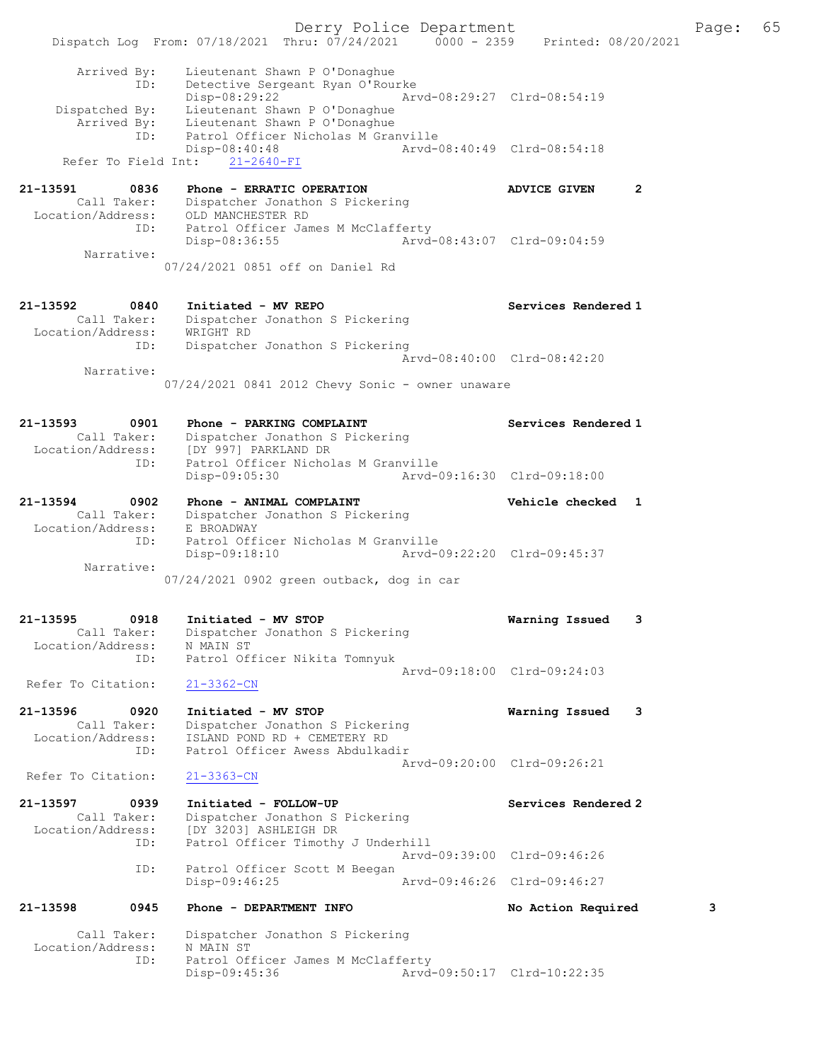```
        Arrived By:    Lieutenant Shawn P O'Donaghue
                ID:    Detective Sergeant Ryan O'Rourke
                       Disp-08:29:22                Arvd-08:29:27  Clrd-08:54:19
     Dispatched By:    Lieutenant Shawn P O'Donaghue
        Arrived By:    Lieutenant Shawn P O'Donaghue
                ID:    Patrol Officer Nicholas M Granville
                       Disp-08:40:48                Arvd-08:40:49  Clrd-08:54:18
   Refer To Field Int:    21-2640-FI

21-13591        0836   Phone - ERRATIC OPERATION                 ADVICE GIVEN      2
        Call Taker:    Dispatcher Jonathon S Pickering
  Location/Address:    OLD MANCHESTER RD
                ID:    Patrol Officer James M McClafferty
                       Disp-08:36:55                Arvd-08:43:07  Clrd-09:04:59
         Narrative:
                     07/24/2021 0851 off on Daniel Rd

21-13592        0840   Initiated - MV REPO                       Services Rendered 1
        Call Taker:    Dispatcher Jonathon S Pickering
  Location/Address:    WRIGHT RD
                ID:    Dispatcher Jonathon S Pickering
                                                    Arvd-08:40:00  Clrd-08:42:20
         Narrative:
                     07/24/2021 0841 2012 Chevy Sonic - owner unaware

21-13593        0901   Phone - PARKING COMPLAINT                 Services Rendered 1
        Call Taker:    Dispatcher Jonathon S Pickering
  Location/Address:    [DY 997] PARKLAND DR
                ID:    Patrol Officer Nicholas M Granville
                       Disp-09:05:30                Arvd-09:16:30  Clrd-09:18:00

21-13594        0902   Phone - ANIMAL COMPLAINT                  Vehicle checked  1
        Call Taker:    Dispatcher Jonathon S Pickering
  Location/Address:    E BROADWAY
                ID:    Patrol Officer Nicholas M Granville
                       Disp-09:18:10                Arvd-09:22:20  Clrd-09:45:37
         Narrative:
                     07/24/2021 0902 green outback, dog in car

21-13595        0918   Initiated - MV STOP                       Warning Issued    3
        Call Taker:    Dispatcher Jonathon S Pickering
  Location/Address:    N MAIN ST
                ID:    Patrol Officer Nikita Tomnyuk
                                                    Arvd-09:18:00  Clrd-09:24:03
 Refer To Citation:    21-3362-CN

21-13596        0920   Initiated - MV STOP                       Warning Issued    3
        Call Taker:    Dispatcher Jonathon S Pickering
  Location/Address:    ISLAND POND RD + CEMETERY RD
                ID:    Patrol Officer Awess Abdulkadir
                                                    Arvd-09:20:00  Clrd-09:26:21
 Refer To Citation:    21-3363-CN

21-13597        0939   Initiated - FOLLOW-UP                     Services Rendered 2
        Call Taker:    Dispatcher Jonathon S Pickering
  Location/Address:    [DY 3203] ASHLEIGH DR
                ID:    Patrol Officer Timothy J Underhill
                                                    Arvd-09:39:00  Clrd-09:46:26
                ID:    Patrol Officer Scott M Beegan
                       Disp-09:46:25                Arvd-09:46:26  Clrd-09:46:27

21-13598        0945   Phone - DEPARTMENT INFO                   No Action Required        3

        Call Taker:    Dispatcher Jonathon S Pickering
  Location/Address:    N MAIN ST
                ID:    Patrol Officer James M McClafferty
                       Disp-09:45:36                Arvd-09:50:17  Clrd-10:22:35
```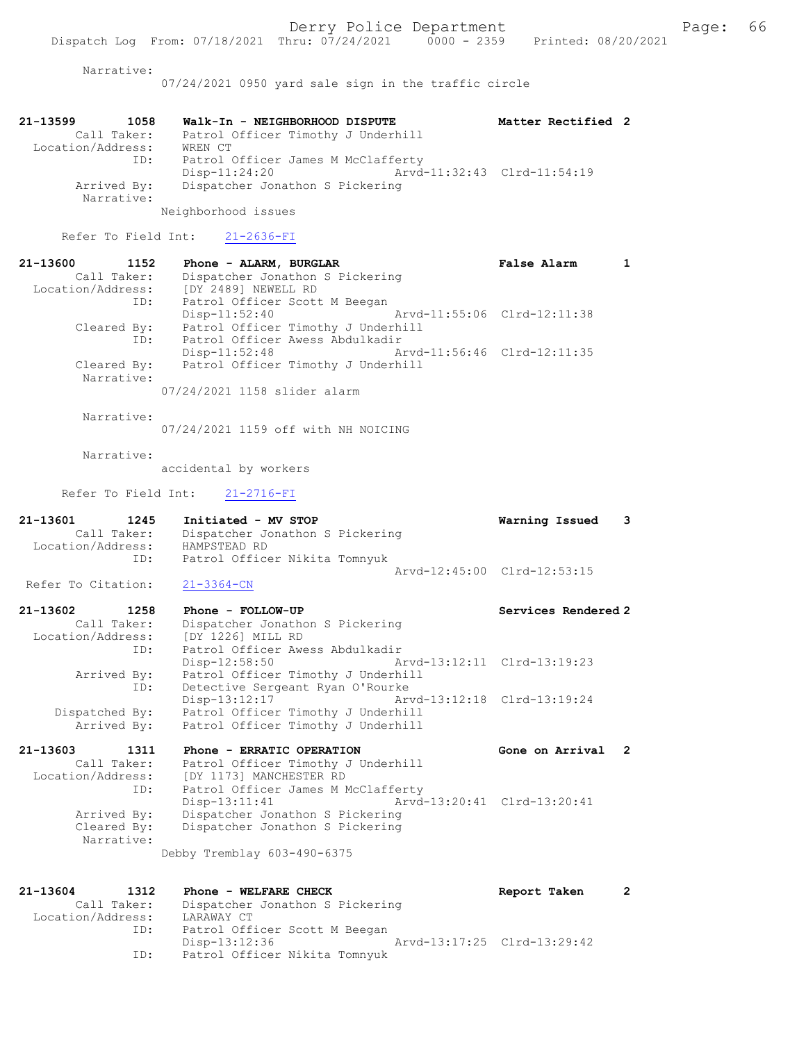Narrative:
07/24/2021 0950 yard sale sign in the traffic circle

**21-13599 1058 Walk-In - NEIGHBORHOOD DISPUTE** Matter Rectified 2
Call Taker: Patrol Officer Timothy J Underhill
Location/Address: WREN CT
ID: Patrol Officer James M McClafferty
Disp-11:24:20 Arvd-11:32:43 Clrd-11:54:19
Arrived By: Dispatcher Jonathon S Pickering
Narrative:
Neighborhood issues

Refer To Field Int: 21-2636-FI

**21-13600 1152 Phone - ALARM, BURGLAR** False Alarm 1
Call Taker: Dispatcher Jonathon S Pickering
Location/Address: [DY 2489] NEWELL RD
ID: Patrol Officer Scott M Beegan
Disp-11:52:40 Arvd-11:55:06 Clrd-12:11:38
Cleared By: Patrol Officer Timothy J Underhill
ID: Patrol Officer Awess Abdulkadir
Disp-11:52:48 Arvd-11:56:46 Clrd-12:11:35
Cleared By: Patrol Officer Timothy J Underhill
Narrative:
07/24/2021 1158 slider alarm

Narrative:
07/24/2021 1159 off with NH NOICING

Narrative:
accidental by workers

Refer To Field Int: 21-2716-FI

**21-13601 1245 Initiated - MV STOP** Warning Issued 3
Call Taker: Dispatcher Jonathon S Pickering
Location/Address: HAMPSTEAD RD
ID: Patrol Officer Nikita Tomnyuk
Arvd-12:45:00 Clrd-12:53:15
Refer To Citation: 21-3364-CN

**21-13602 1258 Phone - FOLLOW-UP** Services Rendered 2
Call Taker: Dispatcher Jonathon S Pickering
Location/Address: [DY 1226] MILL RD
ID: Patrol Officer Awess Abdulkadir
Disp-12:58:50 Arvd-13:12:11 Clrd-13:19:23
Arrived By: Patrol Officer Timothy J Underhill
ID: Detective Sergeant Ryan O'Rourke
Disp-13:12:17 Arvd-13:12:18 Clrd-13:19:24
Dispatched By: Patrol Officer Timothy J Underhill
Arrived By: Patrol Officer Timothy J Underhill

**21-13603 1311 Phone - ERRATIC OPERATION** Gone on Arrival 2
Call Taker: Patrol Officer Timothy J Underhill
Location/Address: [DY 1173] MANCHESTER RD
ID: Patrol Officer James M McClafferty
Disp-13:11:41 Arvd-13:20:41 Clrd-13:20:41
Arrived By: Dispatcher Jonathon S Pickering
Cleared By: Dispatcher Jonathon S Pickering
Narrative:
Debby Tremblay 603-490-6375

**21-13604 1312 Phone - WELFARE CHECK** Report Taken 2
Call Taker: Dispatcher Jonathon S Pickering
Location/Address: LARAWAY CT
ID: Patrol Officer Scott M Beegan
Disp-13:12:36 Arvd-13:17:25 Clrd-13:29:42
ID: Patrol Officer Nikita Tomnyuk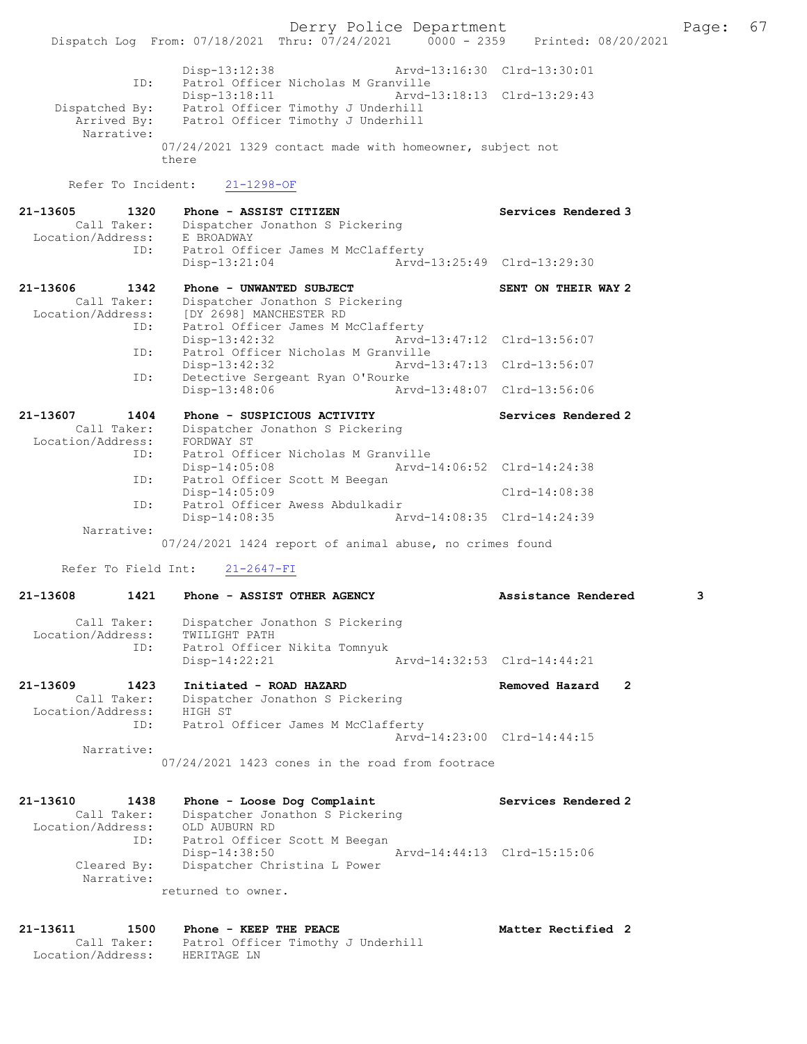```
                Disp-13:12:38                 Arvd-13:16:30  Clrd-13:30:01
           ID:  Patrol Officer Nicholas M Granville
                Disp-13:18:11                 Arvd-13:18:13  Clrd-13:29:43
 Dispatched By: Patrol Officer Timothy J Underhill
    Arrived By: Patrol Officer Timothy J Underhill
     Narrative:
              07/24/2021 1329 contact made with homeowner, subject not
              there

    Refer To Incident:   21-1298-OF

21-13605       1320   Phone - ASSIST CITIZEN                  Services Rendered 3
        Call Taker:   Dispatcher Jonathon S Pickering
  Location/Address:   E BROADWAY
               ID:    Patrol Officer James M McClafferty
                      Disp-13:21:04              Arvd-13:25:49  Clrd-13:29:30

21-13606       1342   Phone - UNWANTED SUBJECT                SENT ON THEIR WAY 2
        Call Taker:   Dispatcher Jonathon S Pickering
  Location/Address:   [DY 2698] MANCHESTER RD
               ID:    Patrol Officer James M McClafferty
                      Disp-13:42:32              Arvd-13:47:12  Clrd-13:56:07
               ID:    Patrol Officer Nicholas M Granville
                      Disp-13:42:32              Arvd-13:47:13  Clrd-13:56:07
               ID:    Detective Sergeant Ryan O'Rourke
                      Disp-13:48:06              Arvd-13:48:07  Clrd-13:56:06

21-13607       1404   Phone - SUSPICIOUS ACTIVITY             Services Rendered 2
        Call Taker:   Dispatcher Jonathon S Pickering
  Location/Address:   FORDWAY ST
               ID:    Patrol Officer Nicholas M Granville
                      Disp-14:05:08              Arvd-14:06:52  Clrd-14:24:38
               ID:    Patrol Officer Scott M Beegan
                      Disp-14:05:09                             Clrd-14:08:38
               ID:    Patrol Officer Awess Abdulkadir
                      Disp-14:08:35              Arvd-14:08:35  Clrd-14:24:39
         Narrative:
              07/24/2021 1424 report of animal abuse, no crimes found

    Refer To Field Int:   21-2647-FI

21-13608       1421   Phone - ASSIST OTHER AGENCY             Assistance Rendered      3

        Call Taker:   Dispatcher Jonathon S Pickering
  Location/Address:   TWILIGHT PATH
               ID:    Patrol Officer Nikita Tomnyuk
                      Disp-14:22:21              Arvd-14:32:53  Clrd-14:44:21

21-13609       1423   Initiated - ROAD HAZARD                 Removed Hazard    2
        Call Taker:   Dispatcher Jonathon S Pickering
  Location/Address:   HIGH ST
               ID:    Patrol Officer James M McClafferty
                                                 Arvd-14:23:00  Clrd-14:44:15
         Narrative:
              07/24/2021 1423 cones in the road from footrace


21-13610       1438   Phone - Loose Dog Complaint             Services Rendered 2
        Call Taker:   Dispatcher Jonathon S Pickering
  Location/Address:   OLD AUBURN RD
               ID:    Patrol Officer Scott M Beegan
                      Disp-14:38:50              Arvd-14:44:13  Clrd-15:15:06
        Cleared By:   Dispatcher Christina L Power
         Narrative:
              returned to owner.


21-13611       1500   Phone - KEEP THE PEACE                  Matter Rectified  2
        Call Taker:   Patrol Officer Timothy J Underhill
  Location/Address:   HERITAGE LN
```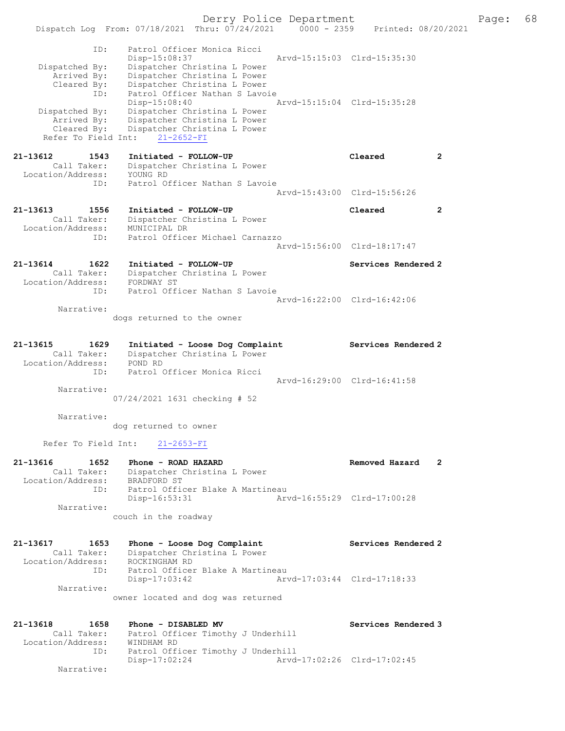```
             ID:    Patrol Officer Monica Ricci
                    Disp-15:08:37                 Arvd-15:15:03  Clrd-15:35:30
  Dispatched By:    Dispatcher Christina L Power
     Arrived By:    Dispatcher Christina L Power
     Cleared By:    Dispatcher Christina L Power
             ID:    Patrol Officer Nathan S Lavoie
                    Disp-15:08:40                 Arvd-15:15:04  Clrd-15:35:28
  Dispatched By:    Dispatcher Christina L Power
     Arrived By:    Dispatcher Christina L Power
     Cleared By:    Dispatcher Christina L Power
  Refer To Field Int:    21-2652-FI

21-13612       1543    Initiated - FOLLOW-UP                      Cleared          2
      Call Taker:    Dispatcher Christina L Power
Location/Address:    YOUNG RD
             ID:    Patrol Officer Nathan S Lavoie
                                                  Arvd-15:43:00  Clrd-15:56:26

21-13613       1556    Initiated - FOLLOW-UP                      Cleared          2
      Call Taker:    Dispatcher Christina L Power
Location/Address:    MUNICIPAL DR
             ID:    Patrol Officer Michael Carnazzo
                                                  Arvd-15:56:00  Clrd-18:17:47

21-13614       1622    Initiated - FOLLOW-UP                      Services Rendered 2
      Call Taker:    Dispatcher Christina L Power
Location/Address:    FORDWAY ST
             ID:    Patrol Officer Nathan S Lavoie
                                                  Arvd-16:22:00  Clrd-16:42:06
      Narrative:
                dogs returned to the owner

21-13615       1629    Initiated - Loose Dog Complaint            Services Rendered 2
      Call Taker:    Dispatcher Christina L Power
Location/Address:    POND RD
             ID:    Patrol Officer Monica Ricci
                                                  Arvd-16:29:00  Clrd-16:41:58
      Narrative:
                07/24/2021 1631 checking # 52

      Narrative:
                dog returned to owner

  Refer To Field Int:    21-2653-FI

21-13616       1652    Phone - ROAD HAZARD                        Removed Hazard   2
      Call Taker:    Dispatcher Christina L Power
Location/Address:    BRADFORD ST
             ID:    Patrol Officer Blake A Martineau
                    Disp-16:53:31                 Arvd-16:55:29  Clrd-17:00:28
      Narrative:
                couch in the roadway

21-13617       1653    Phone - Loose Dog Complaint                Services Rendered 2
      Call Taker:    Dispatcher Christina L Power
Location/Address:    ROCKINGHAM RD
             ID:    Patrol Officer Blake A Martineau
                    Disp-17:03:42                 Arvd-17:03:44  Clrd-17:18:33
      Narrative:
                owner located and dog was returned

21-13618       1658    Phone - DISABLED MV                        Services Rendered 3
      Call Taker:    Patrol Officer Timothy J Underhill
Location/Address:    WINDHAM RD
             ID:    Patrol Officer Timothy J Underhill
                    Disp-17:02:24                 Arvd-17:02:26  Clrd-17:02:45
      Narrative:
```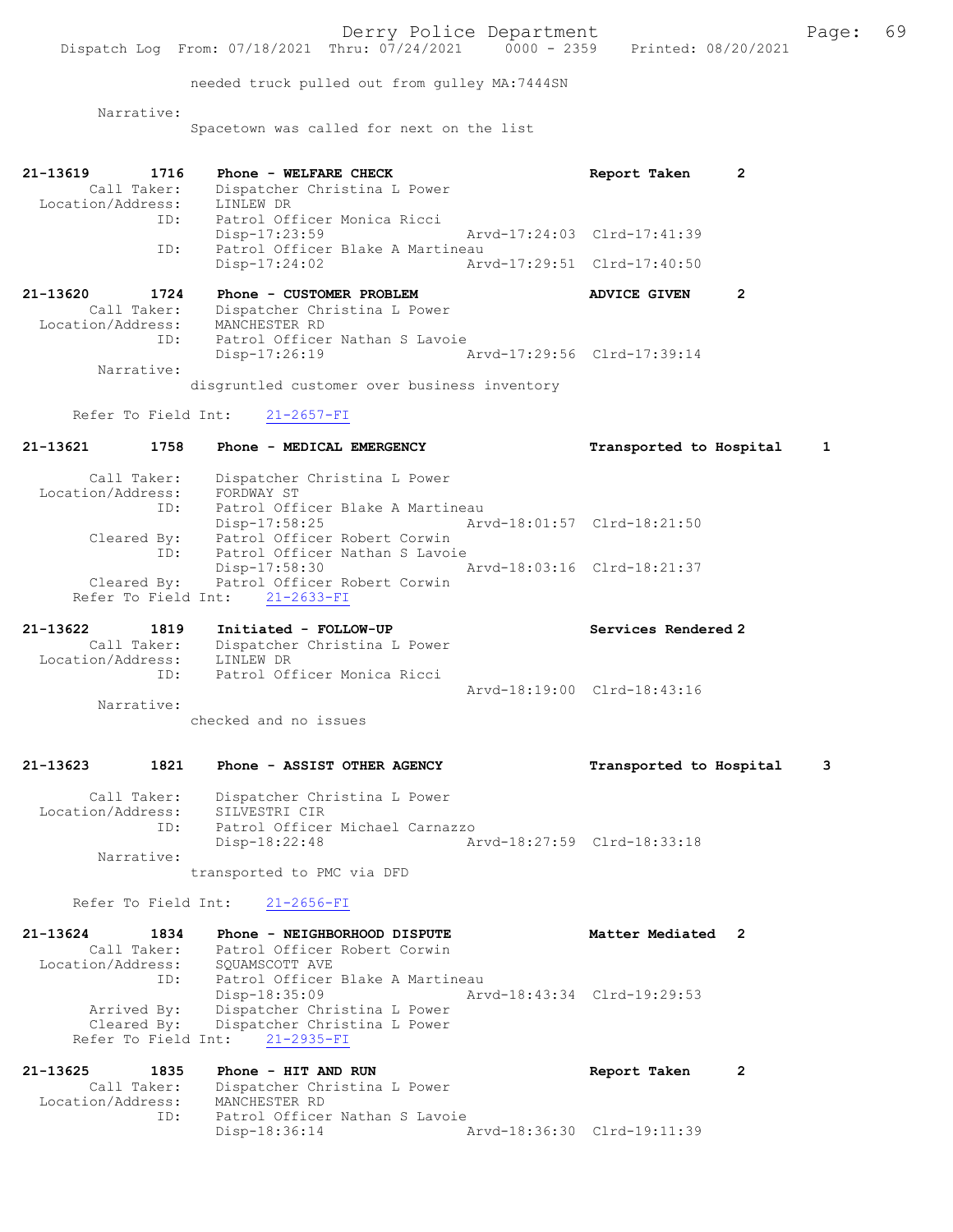needed truck pulled out from gulley MA:7444SN

Narrative:
Spacetown was called for next on the list

```
21-13619        1716    Phone - WELFARE CHECK                     Report Taken       2
         Call Taker:    Dispatcher Christina L Power
   Location/Address:    LINLEW DR
                 ID:    Patrol Officer Monica Ricci
                        Disp-17:23:59              Arvd-17:24:03  Clrd-17:41:39
                 ID:    Patrol Officer Blake A Martineau
                        Disp-17:24:02              Arvd-17:29:51  Clrd-17:40:50

21-13620        1724    Phone - CUSTOMER PROBLEM                  ADVICE GIVEN       2
         Call Taker:    Dispatcher Christina L Power
   Location/Address:    MANCHESTER RD
                 ID:    Patrol Officer Nathan S Lavoie
                        Disp-17:26:19              Arvd-17:29:56  Clrd-17:39:14
          Narrative:
                        disgruntled customer over business inventory

      Refer To Field Int:    21-2657-FI

21-13621        1758    Phone - MEDICAL EMERGENCY                 Transported to Hospital     1

         Call Taker:    Dispatcher Christina L Power
   Location/Address:    FORDWAY ST
                 ID:    Patrol Officer Blake A Martineau
                        Disp-17:58:25              Arvd-18:01:57  Clrd-18:21:50
         Cleared By:    Patrol Officer Robert Corwin
                 ID:    Patrol Officer Nathan S Lavoie
                        Disp-17:58:30              Arvd-18:03:16  Clrd-18:21:37
         Cleared By:    Patrol Officer Robert Corwin
      Refer To Field Int:    21-2633-FI

21-13622        1819    Initiated - FOLLOW-UP                     Services Rendered 2
         Call Taker:    Dispatcher Christina L Power
   Location/Address:    LINLEW DR
                 ID:    Patrol Officer Monica Ricci
                                                   Arvd-18:19:00  Clrd-18:43:16
          Narrative:
                        checked and no issues

21-13623        1821    Phone - ASSIST OTHER AGENCY               Transported to Hospital     3

         Call Taker:    Dispatcher Christina L Power
   Location/Address:    SILVESTRI CIR
                 ID:    Patrol Officer Michael Carnazzo
                        Disp-18:22:48              Arvd-18:27:59  Clrd-18:33:18
          Narrative:
                        transported to PMC via DFD

      Refer To Field Int:    21-2656-FI

21-13624        1834    Phone - NEIGHBORHOOD DISPUTE              Matter Mediated    2
         Call Taker:    Patrol Officer Robert Corwin
   Location/Address:    SQUAMSCOTT AVE
                 ID:    Patrol Officer Blake A Martineau
                        Disp-18:35:09              Arvd-18:43:34  Clrd-19:29:53
         Arrived By:    Dispatcher Christina L Power
         Cleared By:    Dispatcher Christina L Power
      Refer To Field Int:    21-2935-FI

21-13625        1835    Phone - HIT AND RUN                       Report Taken       2
         Call Taker:    Dispatcher Christina L Power
   Location/Address:    MANCHESTER RD
                 ID:    Patrol Officer Nathan S Lavoie
                        Disp-18:36:14              Arvd-18:36:30  Clrd-19:11:39
```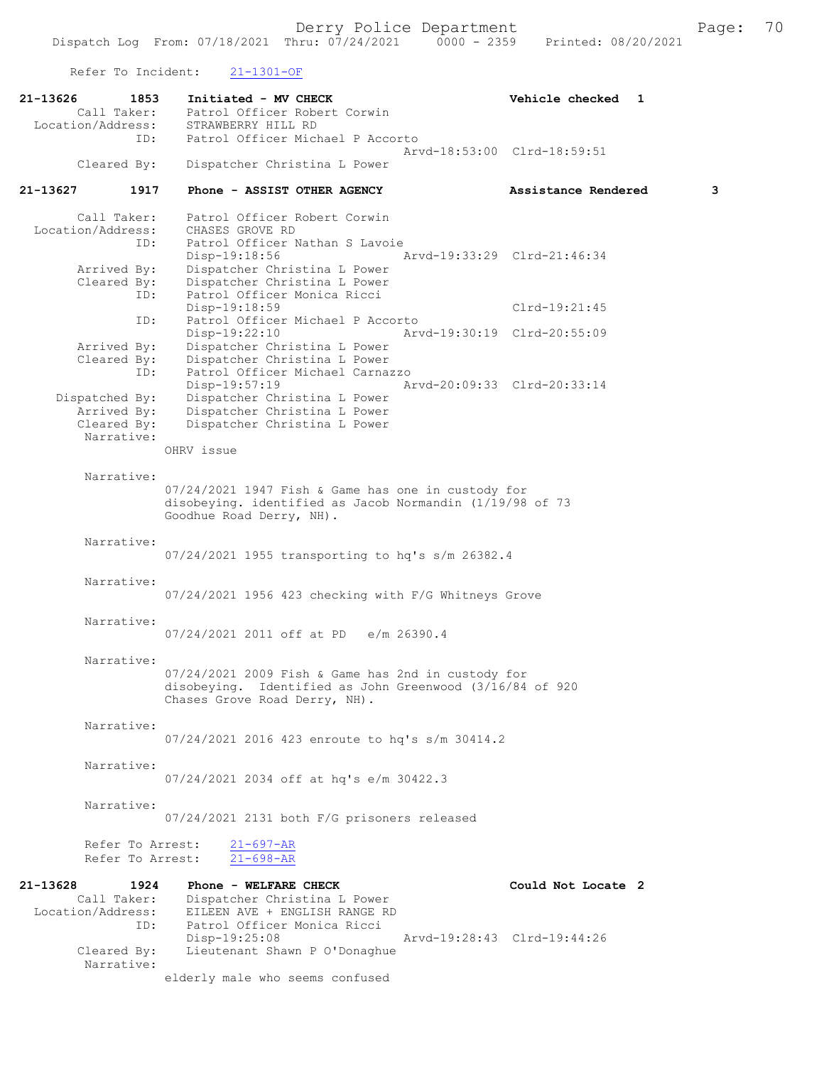Refer To Incident: 21-1301-OF

**21-13626 1853 Initiated - MV CHECK — Vehicle checked 1**

Call Taker: Patrol Officer Robert Corwin
Location/Address: STRAWBERRY HILL RD
ID: Patrol Officer Michael P Accorto
Arvd-18:53:00 Clrd-18:59:51
Cleared By: Dispatcher Christina L Power

**21-13627 1917 Phone - ASSIST OTHER AGENCY — Assistance Rendered 3**

Call Taker: Patrol Officer Robert Corwin
Location/Address: CHASES GROVE RD
ID: Patrol Officer Nathan S Lavoie
Disp-19:18:56 Arvd-19:33:29 Clrd-21:46:34
Arrived By: Dispatcher Christina L Power
Cleared By: Dispatcher Christina L Power
ID: Patrol Officer Monica Ricci
Disp-19:18:59 Clrd-19:21:45
ID: Patrol Officer Michael P Accorto
Disp-19:22:10 Arvd-19:30:19 Clrd-20:55:09
Arrived By: Dispatcher Christina L Power
Cleared By: Dispatcher Christina L Power
ID: Patrol Officer Michael Carnazzo
Disp-19:57:19 Arvd-20:09:33 Clrd-20:33:14
Dispatched By: Dispatcher Christina L Power
Arrived By: Dispatcher Christina L Power
Cleared By: Dispatcher Christina L Power

Narrative:
OHRV issue

Narrative:
07/24/2021 1947 Fish & Game has one in custody for disobeying. identified as Jacob Normandin (1/19/98 of 73 Goodhue Road Derry, NH).

Narrative:
07/24/2021 1955 transporting to hq's s/m 26382.4

Narrative:
07/24/2021 1956 423 checking with F/G Whitneys Grove

Narrative:
07/24/2021 2011 off at PD e/m 26390.4

Narrative:
07/24/2021 2009 Fish & Game has 2nd in custody for disobeying. Identified as John Greenwood (3/16/84 of 920 Chases Grove Road Derry, NH).

Narrative:
07/24/2021 2016 423 enroute to hq's s/m 30414.2

Narrative:
07/24/2021 2034 off at hq's e/m 30422.3

Narrative:
07/24/2021 2131 both F/G prisoners released

Refer To Arrest: 21-697-AR
Refer To Arrest: 21-698-AR

**21-13628 1924 Phone - WELFARE CHECK — Could Not Locate 2**

Call Taker: Dispatcher Christina L Power
Location/Address: EILEEN AVE + ENGLISH RANGE RD
ID: Patrol Officer Monica Ricci
Disp-19:25:08 Arvd-19:28:43 Clrd-19:44:26
Cleared By: Lieutenant Shawn P O'Donaghue

Narrative:
elderly male who seems confused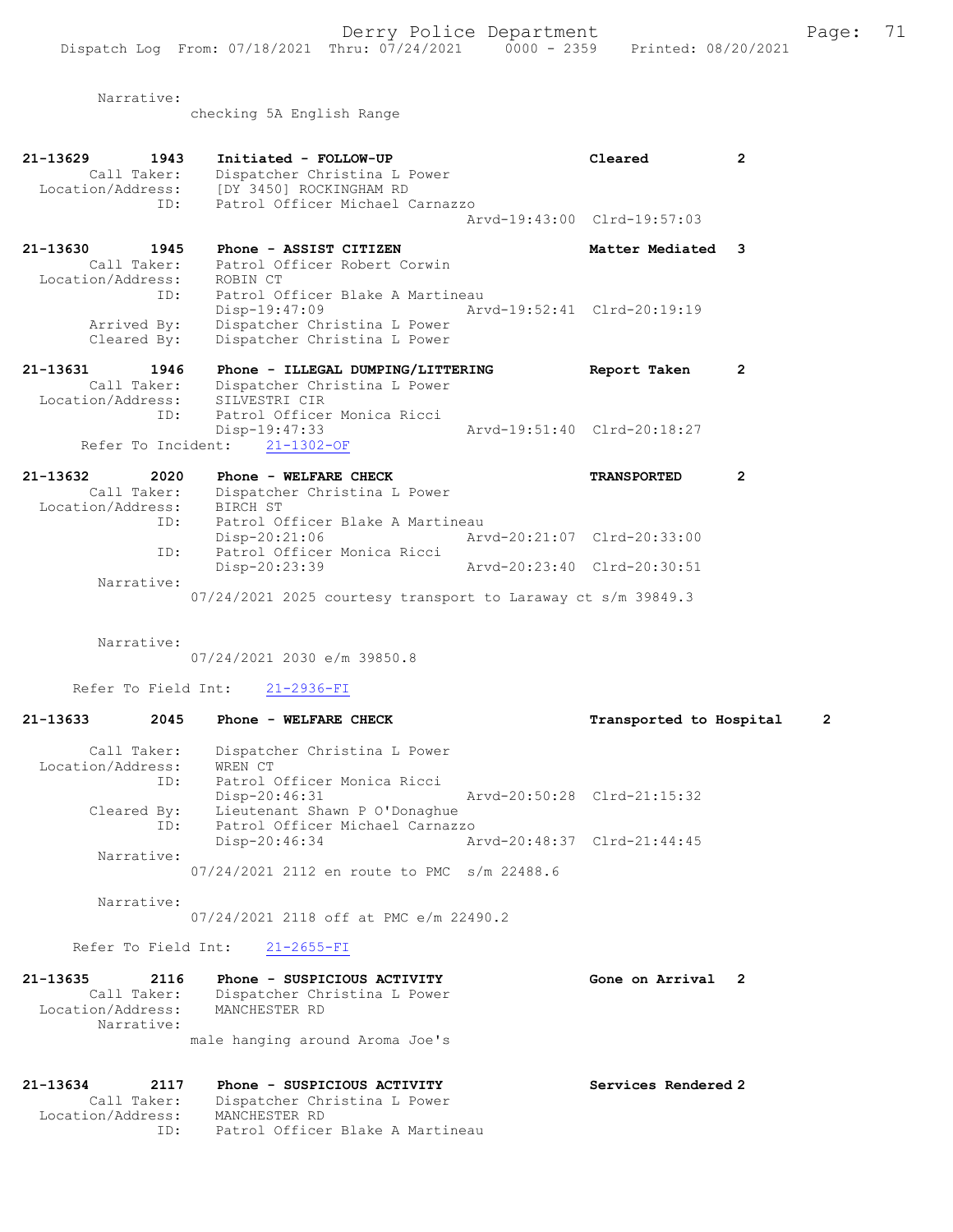Narrative:
checking 5A English Range

21-13629 1943 Initiated - FOLLOW-UP Cleared 2
Call Taker: Dispatcher Christina L Power
Location/Address: [DY 3450] ROCKINGHAM RD
ID: Patrol Officer Michael Carnazzo
Arvd-19:43:00 Clrd-19:57:03

21-13630 1945 Phone - ASSIST CITIZEN Matter Mediated 3
Call Taker: Patrol Officer Robert Corwin
Location/Address: ROBIN CT
ID: Patrol Officer Blake A Martineau
Disp-19:47:09 Arvd-19:52:41 Clrd-20:19:19
Arrived By: Dispatcher Christina L Power
Cleared By: Dispatcher Christina L Power

21-13631 1946 Phone - ILLEGAL DUMPING/LITTERING Report Taken 2
Call Taker: Dispatcher Christina L Power
Location/Address: SILVESTRI CIR
ID: Patrol Officer Monica Ricci
Disp-19:47:33 Arvd-19:51:40 Clrd-20:18:27
Refer To Incident: 21-1302-OF

21-13632 2020 Phone - WELFARE CHECK TRANSPORTED 2
Call Taker: Dispatcher Christina L Power
Location/Address: BIRCH ST
ID: Patrol Officer Blake A Martineau
Disp-20:21:06 Arvd-20:21:07 Clrd-20:33:00
ID: Patrol Officer Monica Ricci
Disp-20:23:39 Arvd-20:23:40 Clrd-20:30:51
Narrative:
07/24/2021 2025 courtesy transport to Laraway ct s/m 39849.3

Narrative:
07/24/2021 2030 e/m 39850.8

Refer To Field Int: 21-2936-FI

21-13633 2045 Phone - WELFARE CHECK Transported to Hospital 2
Call Taker: Dispatcher Christina L Power
Location/Address: WREN CT
ID: Patrol Officer Monica Ricci
Disp-20:46:31 Arvd-20:50:28 Clrd-21:15:32
Cleared By: Lieutenant Shawn P O'Donaghue
ID: Patrol Officer Michael Carnazzo
Disp-20:46:34 Arvd-20:48:37 Clrd-21:44:45
Narrative:
07/24/2021 2112 en route to PMC s/m 22488.6

Narrative:
07/24/2021 2118 off at PMC e/m 22490.2

Refer To Field Int: 21-2655-FI

21-13635 2116 Phone - SUSPICIOUS ACTIVITY Gone on Arrival 2
Call Taker: Dispatcher Christina L Power
Location/Address: MANCHESTER RD
Narrative:
male hanging around Aroma Joe's

21-13634 2117 Phone - SUSPICIOUS ACTIVITY Services Rendered 2
Call Taker: Dispatcher Christina L Power
Location/Address: MANCHESTER RD
ID: Patrol Officer Blake A Martineau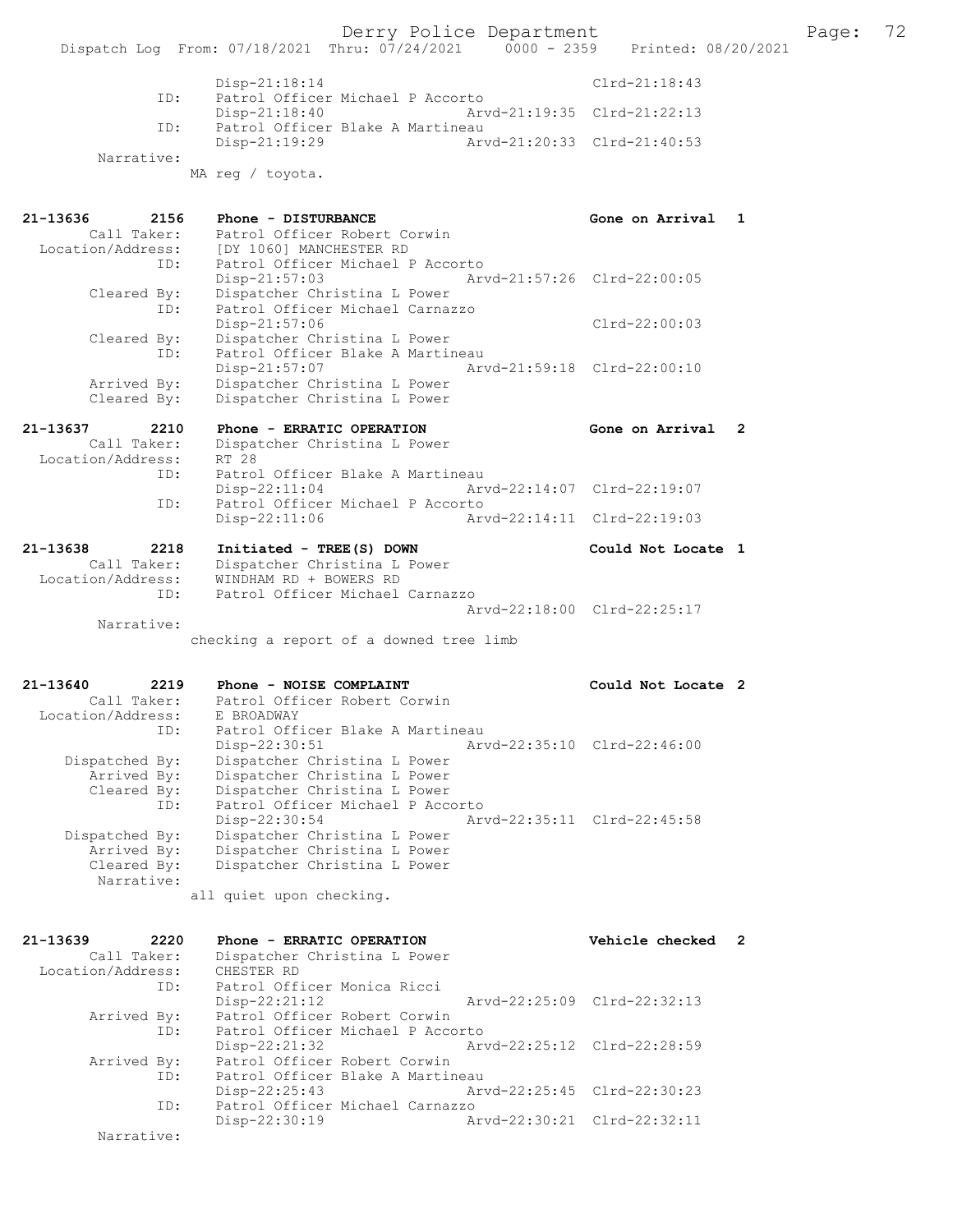```
            Disp-21:18:14                              Clrd-21:18:43
         ID:    Patrol Officer Michael P Accorto
            Disp-21:18:40              Arvd-21:19:35  Clrd-21:22:13
         ID:    Patrol Officer Blake A Martineau
            Disp-21:19:29              Arvd-21:20:33  Clrd-21:40:53
 Narrative:
            MA reg / toyota.


21-13636      2156    Phone - DISTURBANCE                          Gone on Arrival  1
       Call Taker:    Patrol Officer Robert Corwin
 Location/Address:    [DY 1060] MANCHESTER RD
               ID:    Patrol Officer Michael P Accorto
                      Disp-21:57:03              Arvd-21:57:26  Clrd-22:00:05
      Cleared By:     Dispatcher Christina L Power
               ID:    Patrol Officer Michael Carnazzo
                      Disp-21:57:06                             Clrd-22:00:03
      Cleared By:     Dispatcher Christina L Power
               ID:    Patrol Officer Blake A Martineau
                      Disp-21:57:07              Arvd-21:59:18  Clrd-22:00:10
      Arrived By:     Dispatcher Christina L Power
      Cleared By:     Dispatcher Christina L Power

21-13637      2210    Phone - ERRATIC OPERATION                    Gone on Arrival  2
       Call Taker:    Dispatcher Christina L Power
 Location/Address:    RT 28
               ID:    Patrol Officer Blake A Martineau
                      Disp-22:11:04              Arvd-22:14:07  Clrd-22:19:07
               ID:    Patrol Officer Michael P Accorto
                      Disp-22:11:06              Arvd-22:14:11  Clrd-22:19:03

21-13638      2218    Initiated - TREE(S) DOWN                     Could Not Locate 1
       Call Taker:    Dispatcher Christina L Power
 Location/Address:    WINDHAM RD + BOWERS RD
               ID:    Patrol Officer Michael Carnazzo
                                                 Arvd-22:18:00  Clrd-22:25:17
        Narrative:
                      checking a report of a downed tree limb


21-13640      2219    Phone - NOISE COMPLAINT                      Could Not Locate 2
       Call Taker:    Patrol Officer Robert Corwin
 Location/Address:    E BROADWAY
               ID:    Patrol Officer Blake A Martineau
                      Disp-22:30:51              Arvd-22:35:10  Clrd-22:46:00
   Dispatched By:     Dispatcher Christina L Power
      Arrived By:     Dispatcher Christina L Power
      Cleared By:     Dispatcher Christina L Power
               ID:    Patrol Officer Michael P Accorto
                      Disp-22:30:54              Arvd-22:35:11  Clrd-22:45:58
   Dispatched By:     Dispatcher Christina L Power
      Arrived By:     Dispatcher Christina L Power
      Cleared By:     Dispatcher Christina L Power
        Narrative:
                      all quiet upon checking.


21-13639      2220    Phone - ERRATIC OPERATION                    Vehicle checked  2
       Call Taker:    Dispatcher Christina L Power
 Location/Address:    CHESTER RD
               ID:    Patrol Officer Monica Ricci
                      Disp-22:21:12              Arvd-22:25:09  Clrd-22:32:13
      Arrived By:     Patrol Officer Robert Corwin
               ID:    Patrol Officer Michael P Accorto
                      Disp-22:21:32              Arvd-22:25:12  Clrd-22:28:59
      Arrived By:     Patrol Officer Robert Corwin
               ID:    Patrol Officer Blake A Martineau
                      Disp-22:25:43              Arvd-22:25:45  Clrd-22:30:23
               ID:    Patrol Officer Michael Carnazzo
                      Disp-22:30:19              Arvd-22:30:21  Clrd-22:32:11
        Narrative:
```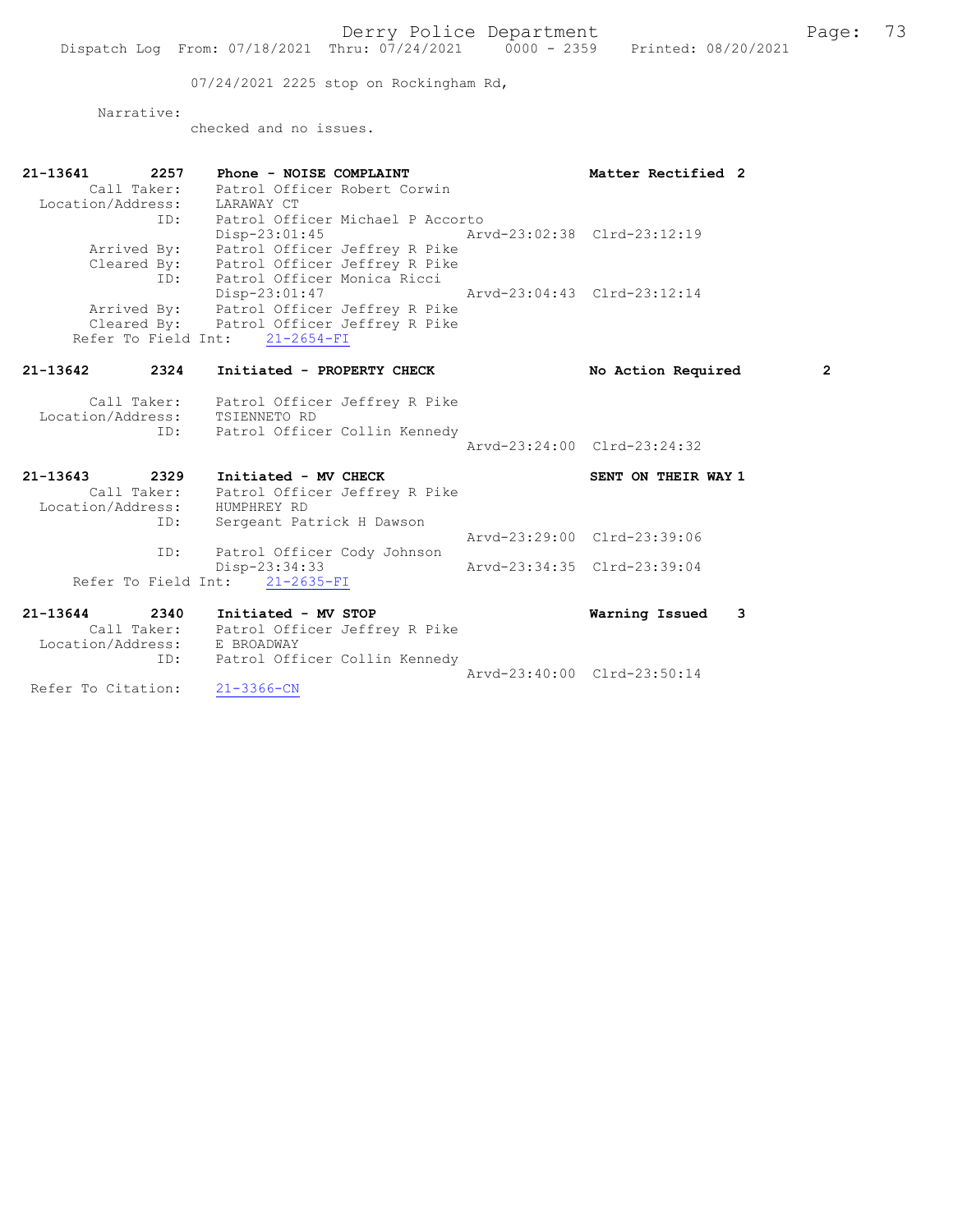07/24/2021 2225 stop on Rockingham Rd,

Narrative:
checked and no issues.

**21-13641 2257 Phone - NOISE COMPLAINT** **Matter Rectified 2**
Call Taker: Patrol Officer Robert Corwin
Location/Address: LARAWAY CT
ID: Patrol Officer Michael P Accorto
Disp-23:01:45 Arvd-23:02:38 Clrd-23:12:19
Arrived By: Patrol Officer Jeffrey R Pike
Cleared By: Patrol Officer Jeffrey R Pike
ID: Patrol Officer Monica Ricci
Disp-23:01:47 Arvd-23:04:43 Clrd-23:12:14
Arrived By: Patrol Officer Jeffrey R Pike
Cleared By: Patrol Officer Jeffrey R Pike
Refer To Field Int: 21-2654-FI

**21-13642 2324 Initiated - PROPERTY CHECK** **No Action Required 2**
Call Taker: Patrol Officer Jeffrey R Pike
Location/Address: TSIENNETO RD
ID: Patrol Officer Collin Kennedy
Arvd-23:24:00 Clrd-23:24:32

**21-13643 2329 Initiated - MV CHECK** **SENT ON THEIR WAY 1**
Call Taker: Patrol Officer Jeffrey R Pike
Location/Address: HUMPHREY RD
ID: Sergeant Patrick H Dawson
Arvd-23:29:00 Clrd-23:39:06
ID: Patrol Officer Cody Johnson
Disp-23:34:33 Arvd-23:34:35 Clrd-23:39:04
Refer To Field Int: 21-2635-FI

**21-13644 2340 Initiated - MV STOP** **Warning Issued 3**
Call Taker: Patrol Officer Jeffrey R Pike
Location/Address: E BROADWAY
ID: Patrol Officer Collin Kennedy
Arvd-23:40:00 Clrd-23:50:14
Refer To Citation: 21-3366-CN